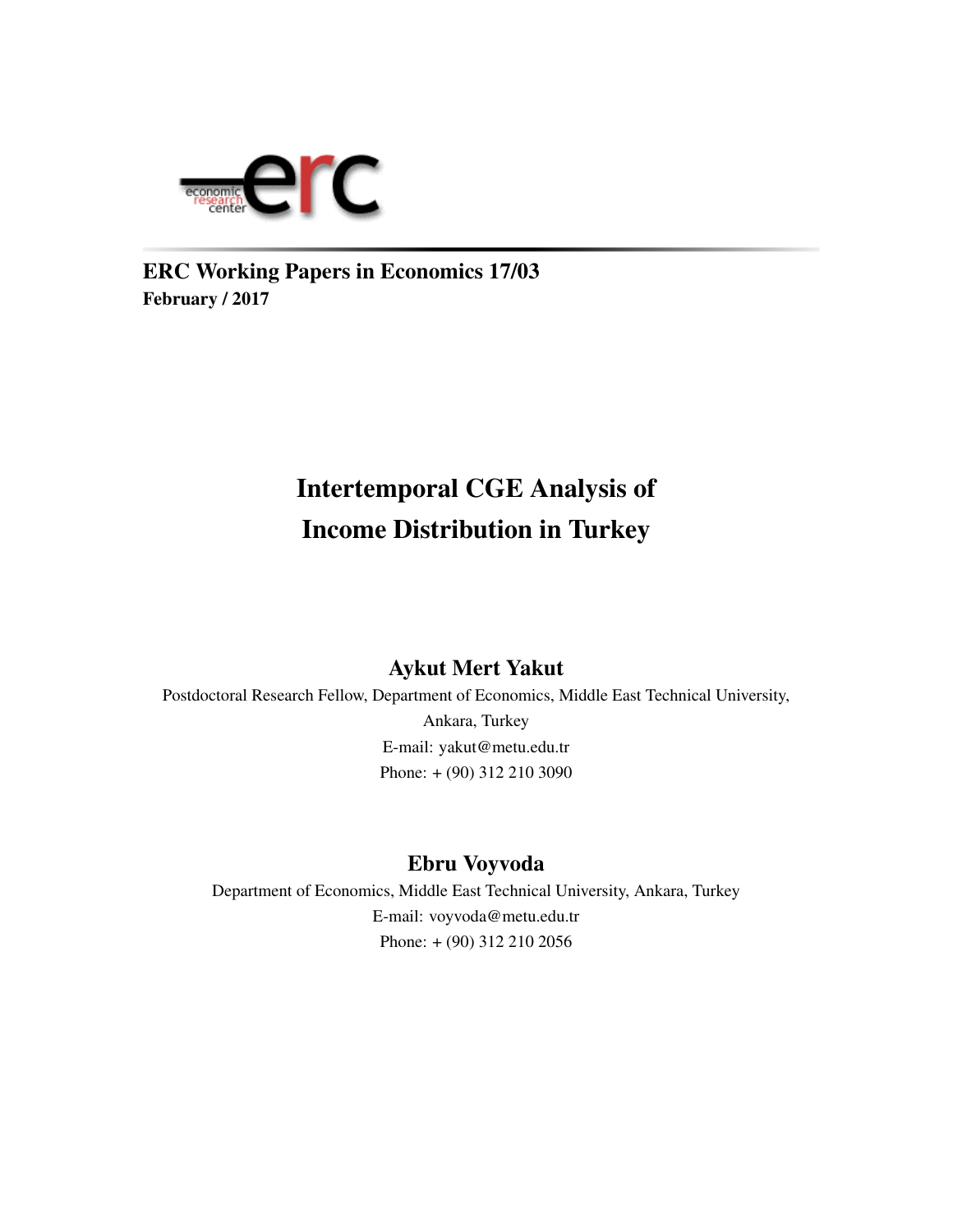ERC Working Papers in Economics 17/03
February / 2017

# Intertemporal CGE Analysis of Income Distribution in Turkey

**Aykut Mert Yakut**

Postdoctoral Research Fellow, Department of Economics, Middle East Technical University, Ankara, Turkey

E-mail: yakut@metu.edu.tr

Phone: + (90) 312 210 3090

**Ebru Voyvoda**

Department of Economics, Middle East Technical University, Ankara, Turkey

E-mail: voyvoda@metu.edu.tr

Phone: + (90) 312 210 2056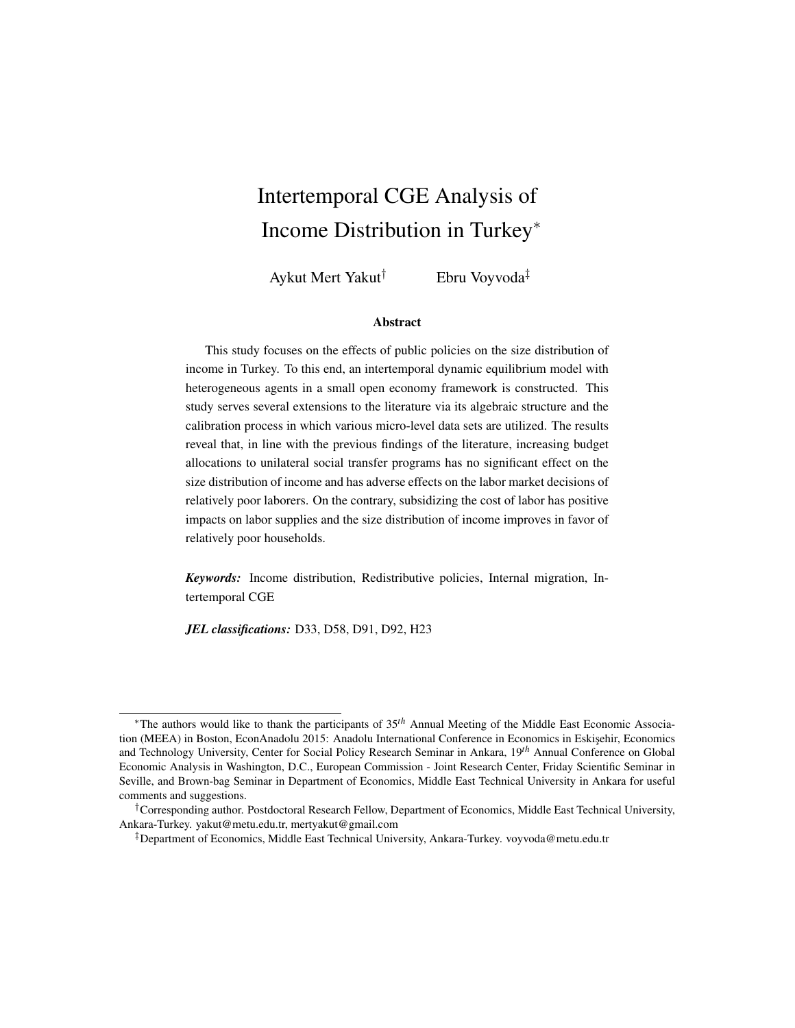# Intertemporal CGE Analysis of Income Distribution in Turkey[*]

Aykut Mert Yakut[†] Ebru Voyvoda[‡]

### Abstract

This study focuses on the effects of public policies on the size distribution of income in Turkey. To this end, an intertemporal dynamic equilibrium model with heterogeneous agents in a small open economy framework is constructed. This study serves several extensions to the literature via its algebraic structure and the calibration process in which various micro-level data sets are utilized. The results reveal that, in line with the previous findings of the literature, increasing budget allocations to unilateral social transfer programs has no significant effect on the size distribution of income and has adverse effects on the labor market decisions of relatively poor laborers. On the contrary, subsidizing the cost of labor has positive impacts on labor supplies and the size distribution of income improves in favor of relatively poor households.

***Keywords:*** Income distribution, Redistributive policies, Internal migration, Intertemporal CGE

***JEL classifications:*** D33, D58, D91, D92, H23

---

[*]The authors would like to thank the participants of $35^{th}$ Annual Meeting of the Middle East Economic Association (MEEA) in Boston, EconAnadolu 2015: Anadolu International Conference in Economics in Eskişehir, Economics and Technology University, Center for Social Policy Research Seminar in Ankara, $19^{th}$ Annual Conference on Global Economic Analysis in Washington, D.C., European Commission - Joint Research Center, Friday Scientific Seminar in Seville, and Brown-bag Seminar in Department of Economics, Middle East Technical University in Ankara for useful comments and suggestions.

[†]Corresponding author. Postdoctoral Research Fellow, Department of Economics, Middle East Technical University, Ankara-Turkey. yakut@metu.edu.tr, mertyakut@gmail.com

[‡]Department of Economics, Middle East Technical University, Ankara-Turkey. voyvoda@metu.edu.tr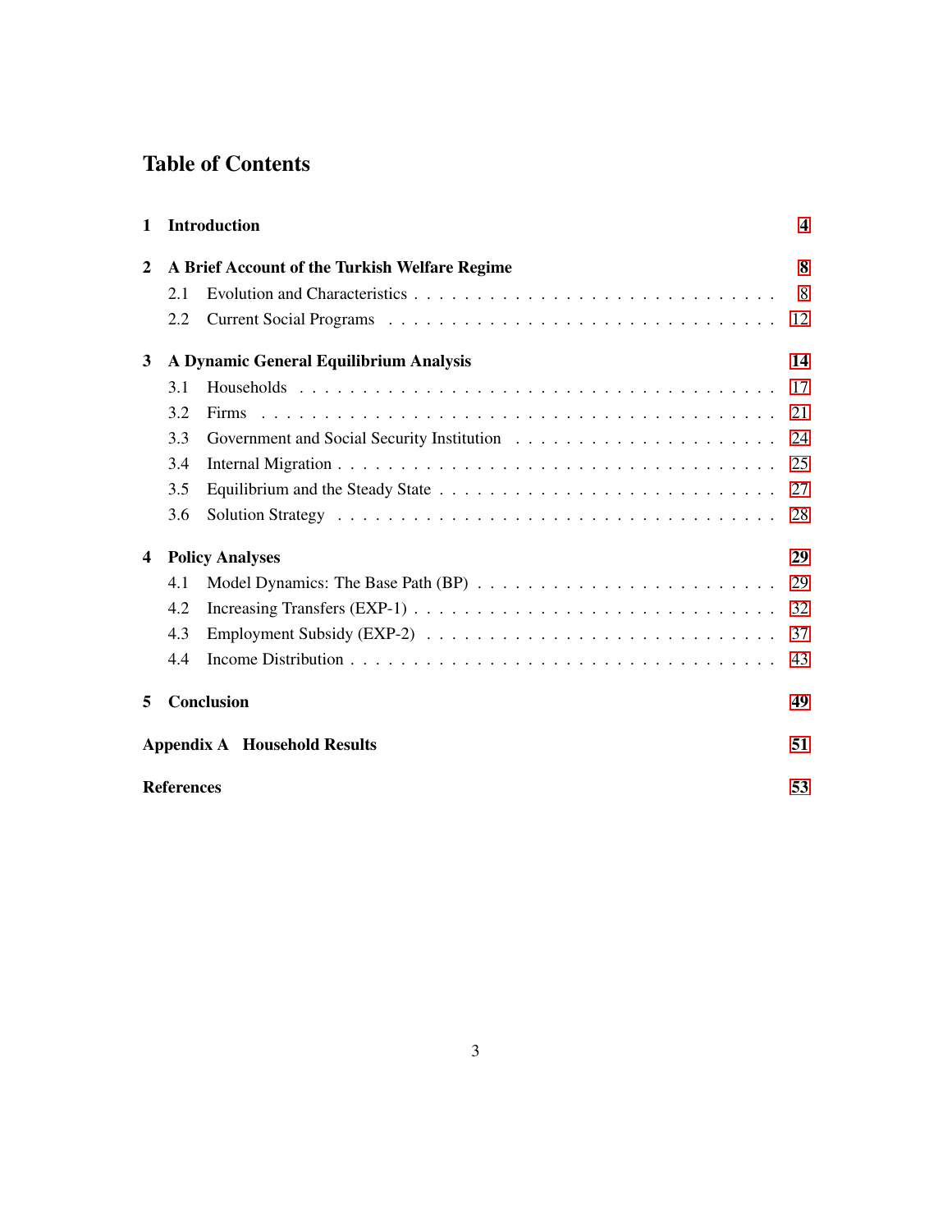# Table of Contents

**1 Introduction** — 4

**2 A Brief Account of the Turkish Welfare Regime** — 8

- 2.1 Evolution and Characteristics — 8
- 2.2 Current Social Programs — 12

**3 A Dynamic General Equilibrium Analysis** — 14

- 3.1 Households — 17
- 3.2 Firms — 21
- 3.3 Government and Social Security Institution — 24
- 3.4 Internal Migration — 25
- 3.5 Equilibrium and the Steady State — 27
- 3.6 Solution Strategy — 28

**4 Policy Analyses** — 29

- 4.1 Model Dynamics: The Base Path (BP) — 29
- 4.2 Increasing Transfers (EXP-1) — 32
- 4.3 Employment Subsidy (EXP-2) — 37
- 4.4 Income Distribution — 43

**5 Conclusion** — 49

**Appendix A Household Results** — 51

**References** — 53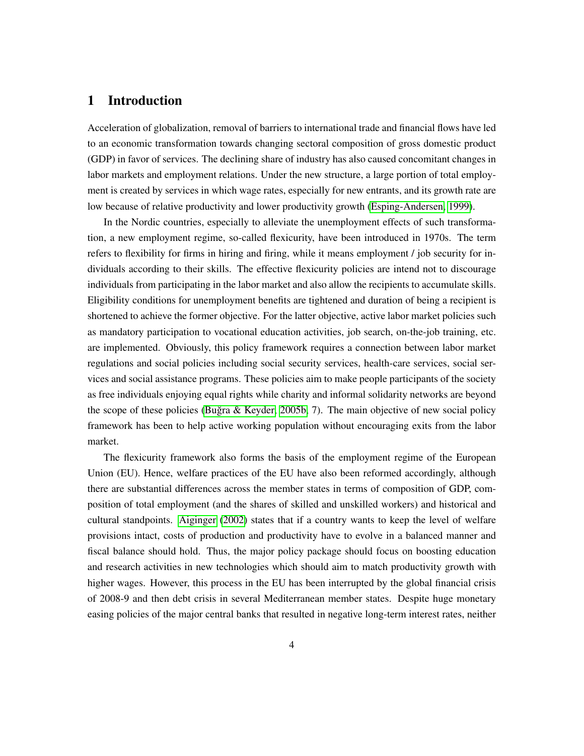# 1 Introduction

Acceleration of globalization, removal of barriers to international trade and financial flows have led to an economic transformation towards changing sectoral composition of gross domestic product (GDP) in favor of services. The declining share of industry has also caused concomitant changes in labor markets and employment relations. Under the new structure, a large portion of total employment is created by services in which wage rates, especially for new entrants, and its growth rate are low because of relative productivity and lower productivity growth (Esping-Andersen, 1999).

In the Nordic countries, especially to alleviate the unemployment effects of such transformation, a new employment regime, so-called flexicurity, have been introduced in 1970s. The term refers to flexibility for firms in hiring and firing, while it means employment / job security for individuals according to their skills. The effective flexicurity policies are intend not to discourage individuals from participating in the labor market and also allow the recipients to accumulate skills. Eligibility conditions for unemployment benefits are tightened and duration of being a recipient is shortened to achieve the former objective. For the latter objective, active labor market policies such as mandatory participation to vocational education activities, job search, on-the-job training, etc. are implemented. Obviously, this policy framework requires a connection between labor market regulations and social policies including social security services, health-care services, social services and social assistance programs. These policies aim to make people participants of the society as free individuals enjoying equal rights while charity and informal solidarity networks are beyond the scope of these policies (Buğra & Keyder, 2005b, 7). The main objective of new social policy framework has been to help active working population without encouraging exits from the labor market.

The flexicurity framework also forms the basis of the employment regime of the European Union (EU). Hence, welfare practices of the EU have also been reformed accordingly, although there are substantial differences across the member states in terms of composition of GDP, composition of total employment (and the shares of skilled and unskilled workers) and historical and cultural standpoints. Aiginger (2002) states that if a country wants to keep the level of welfare provisions intact, costs of production and productivity have to evolve in a balanced manner and fiscal balance should hold. Thus, the major policy package should focus on boosting education and research activities in new technologies which should aim to match productivity growth with higher wages. However, this process in the EU has been interrupted by the global financial crisis of 2008-9 and then debt crisis in several Mediterranean member states. Despite huge monetary easing policies of the major central banks that resulted in negative long-term interest rates, neither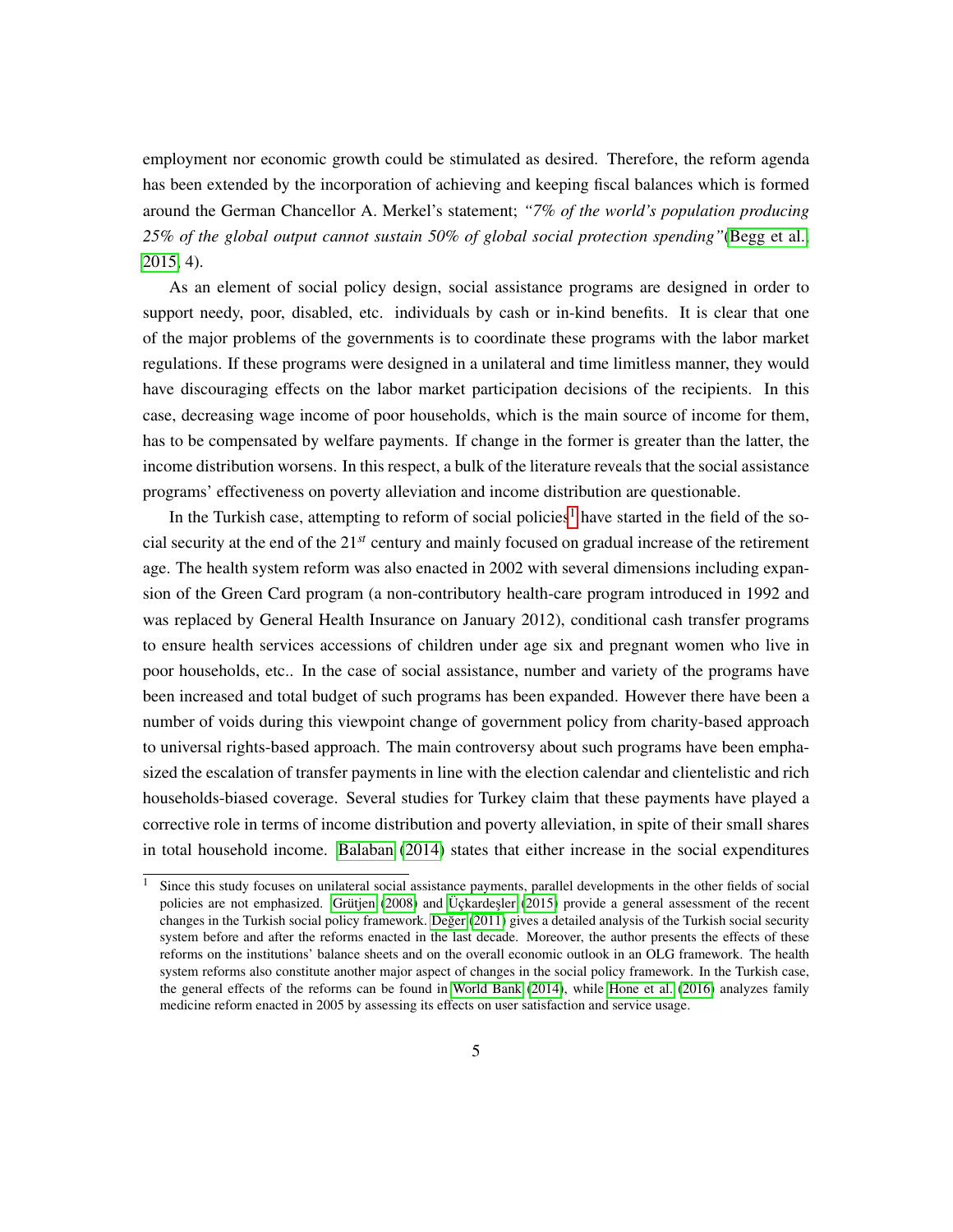employment nor economic growth could be stimulated as desired. Therefore, the reform agenda has been extended by the incorporation of achieving and keeping fiscal balances which is formed around the German Chancellor A. Merkel's statement; *"7% of the world's population producing 25% of the global output cannot sustain 50% of global social protection spending"*(Begg et al., 2015, 4).

As an element of social policy design, social assistance programs are designed in order to support needy, poor, disabled, etc. individuals by cash or in-kind benefits. It is clear that one of the major problems of the governments is to coordinate these programs with the labor market regulations. If these programs were designed in a unilateral and time limitless manner, they would have discouraging effects on the labor market participation decisions of the recipients. In this case, decreasing wage income of poor households, which is the main source of income for them, has to be compensated by welfare payments. If change in the former is greater than the latter, the income distribution worsens. In this respect, a bulk of the literature reveals that the social assistance programs' effectiveness on poverty alleviation and income distribution are questionable.

In the Turkish case, attempting to reform of social policies[1] have started in the field of the social security at the end of the $21^{st}$ century and mainly focused on gradual increase of the retirement age. The health system reform was also enacted in 2002 with several dimensions including expansion of the Green Card program (a non-contributory health-care program introduced in 1992 and was replaced by General Health Insurance on January 2012), conditional cash transfer programs to ensure health services accessions of children under age six and pregnant women who live in poor households, etc.. In the case of social assistance, number and variety of the programs have been increased and total budget of such programs has been expanded. However there have been a number of voids during this viewpoint change of government policy from charity-based approach to universal rights-based approach. The main controversy about such programs have been emphasized the escalation of transfer payments in line with the election calendar and clientelistic and rich households-biased coverage. Several studies for Turkey claim that these payments have played a corrective role in terms of income distribution and poverty alleviation, in spite of their small shares in total household income. Balaban (2014) states that either increase in the social expenditures

[1] Since this study focuses on unilateral social assistance payments, parallel developments in the other fields of social policies are not emphasized. Grütjen (2008) and Üçkardeşler (2015) provide a general assessment of the recent changes in the Turkish social policy framework. Değer (2011) gives a detailed analysis of the Turkish social security system before and after the reforms enacted in the last decade. Moreover, the author presents the effects of these reforms on the institutions' balance sheets and on the overall economic outlook in an OLG framework. The health system reforms also constitute another major aspect of changes in the social policy framework. In the Turkish case, the general effects of the reforms can be found in World Bank (2014), while Hone et al. (2016) analyzes family medicine reform enacted in 2005 by assessing its effects on user satisfaction and service usage.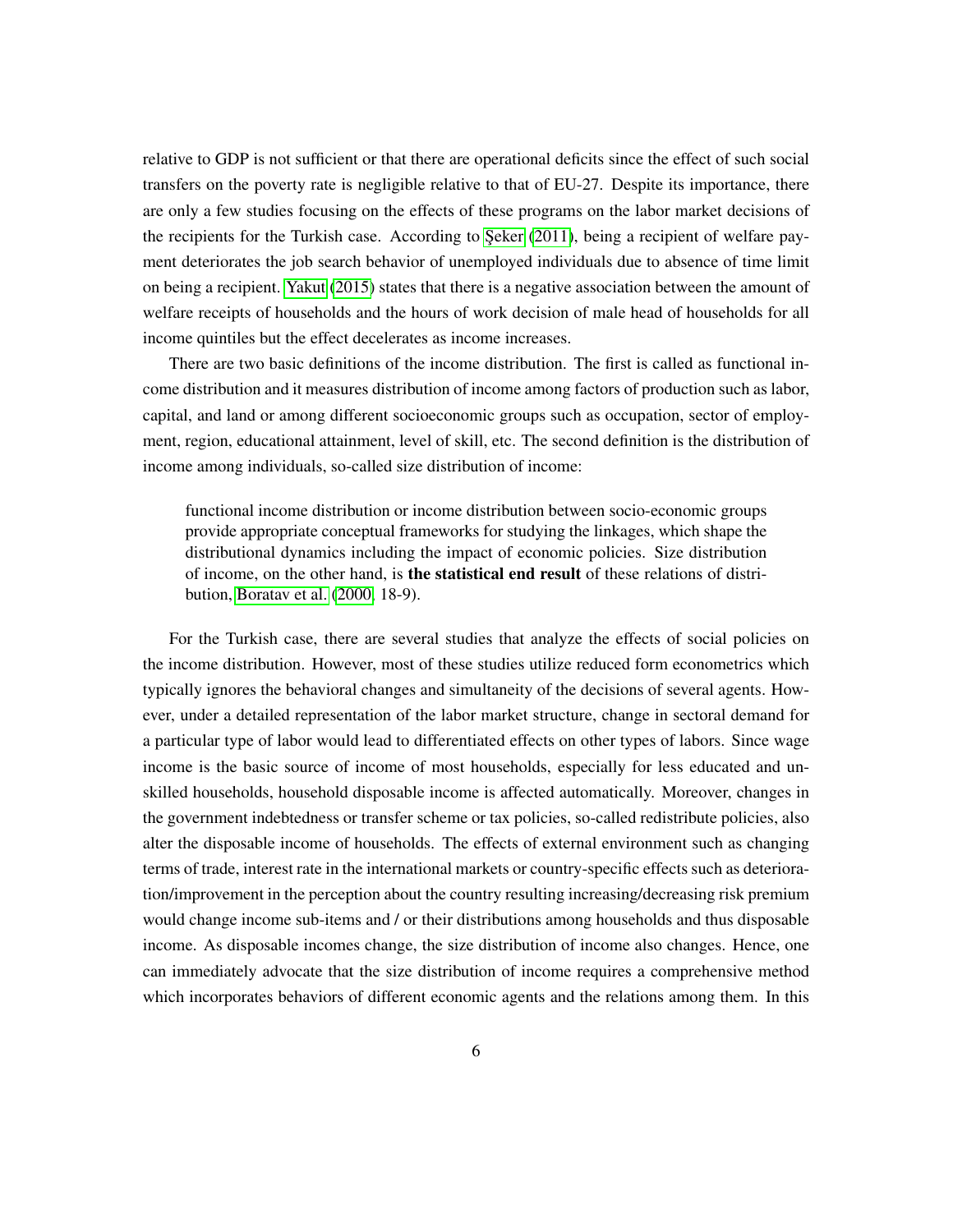relative to GDP is not sufficient or that there are operational deficits since the effect of such social transfers on the poverty rate is negligible relative to that of EU-27. Despite its importance, there are only a few studies focusing on the effects of these programs on the labor market decisions of the recipients for the Turkish case. According to Şeker (2011), being a recipient of welfare payment deteriorates the job search behavior of unemployed individuals due to absence of time limit on being a recipient. Yakut (2015) states that there is a negative association between the amount of welfare receipts of households and the hours of work decision of male head of households for all income quintiles but the effect decelerates as income increases.

There are two basic definitions of the income distribution. The first is called as functional income distribution and it measures distribution of income among factors of production such as labor, capital, and land or among different socioeconomic groups such as occupation, sector of employment, region, educational attainment, level of skill, etc. The second definition is the distribution of income among individuals, so-called size distribution of income:

> functional income distribution or income distribution between socio-economic groups provide appropriate conceptual frameworks for studying the linkages, which shape the distributional dynamics including the impact of economic policies. Size distribution of income, on the other hand, is **the statistical end result** of these relations of distribution, Boratav et al. (2000, 18-9).

For the Turkish case, there are several studies that analyze the effects of social policies on the income distribution. However, most of these studies utilize reduced form econometrics which typically ignores the behavioral changes and simultaneity of the decisions of several agents. However, under a detailed representation of the labor market structure, change in sectoral demand for a particular type of labor would lead to differentiated effects on other types of labors. Since wage income is the basic source of income of most households, especially for less educated and unskilled households, household disposable income is affected automatically. Moreover, changes in the government indebtedness or transfer scheme or tax policies, so-called redistribute policies, also alter the disposable income of households. The effects of external environment such as changing terms of trade, interest rate in the international markets or country-specific effects such as deterioration/improvement in the perception about the country resulting increasing/decreasing risk premium would change income sub-items and / or their distributions among households and thus disposable income. As disposable incomes change, the size distribution of income also changes. Hence, one can immediately advocate that the size distribution of income requires a comprehensive method which incorporates behaviors of different economic agents and the relations among them. In this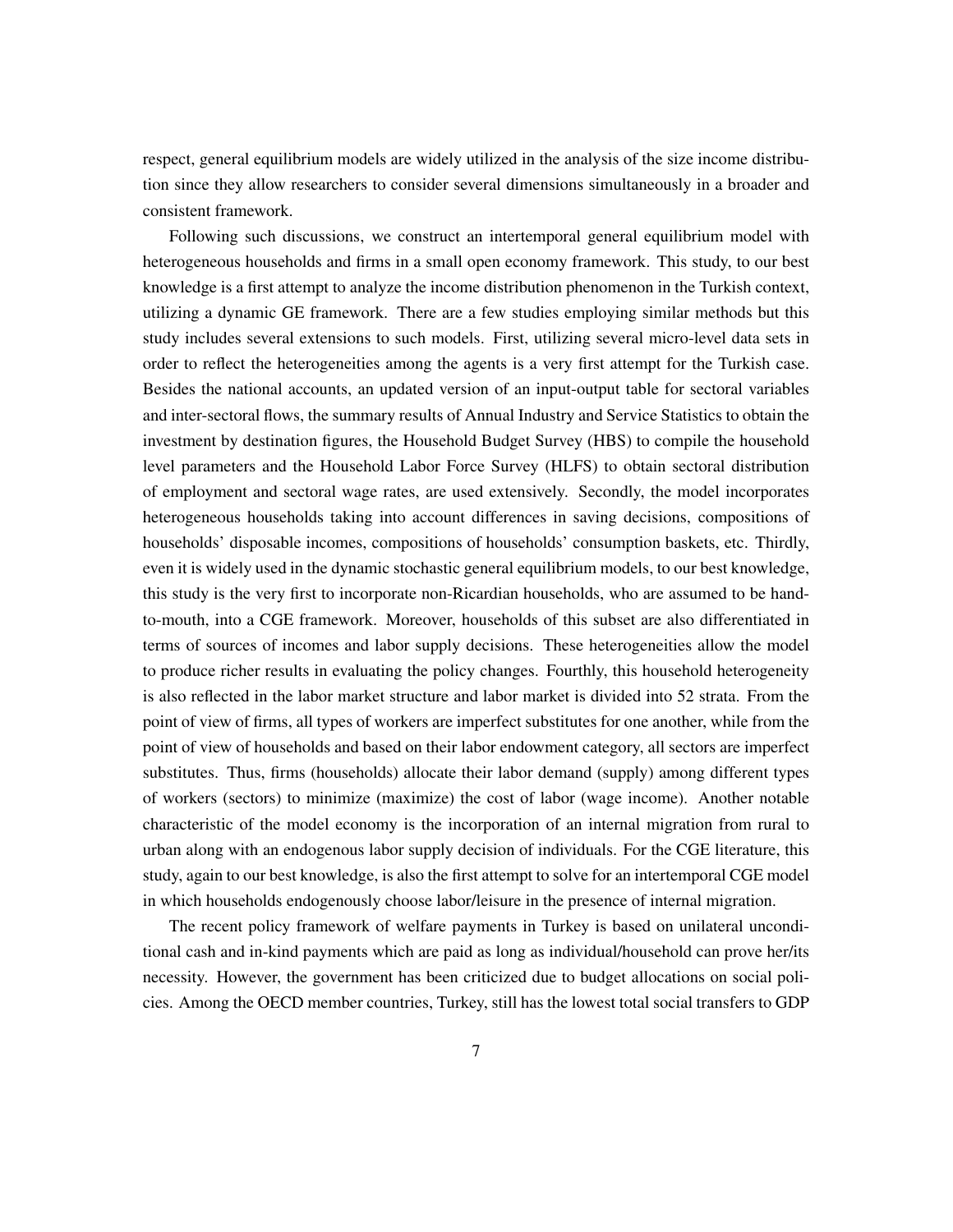respect, general equilibrium models are widely utilized in the analysis of the size income distribution since they allow researchers to consider several dimensions simultaneously in a broader and consistent framework.

Following such discussions, we construct an intertemporal general equilibrium model with heterogeneous households and firms in a small open economy framework. This study, to our best knowledge is a first attempt to analyze the income distribution phenomenon in the Turkish context, utilizing a dynamic GE framework. There are a few studies employing similar methods but this study includes several extensions to such models. First, utilizing several micro-level data sets in order to reflect the heterogeneities among the agents is a very first attempt for the Turkish case. Besides the national accounts, an updated version of an input-output table for sectoral variables and inter-sectoral flows, the summary results of Annual Industry and Service Statistics to obtain the investment by destination figures, the Household Budget Survey (HBS) to compile the household level parameters and the Household Labor Force Survey (HLFS) to obtain sectoral distribution of employment and sectoral wage rates, are used extensively. Secondly, the model incorporates heterogeneous households taking into account differences in saving decisions, compositions of households' disposable incomes, compositions of households' consumption baskets, etc. Thirdly, even it is widely used in the dynamic stochastic general equilibrium models, to our best knowledge, this study is the very first to incorporate non-Ricardian households, who are assumed to be hand-to-mouth, into a CGE framework. Moreover, households of this subset are also differentiated in terms of sources of incomes and labor supply decisions. These heterogeneities allow the model to produce richer results in evaluating the policy changes. Fourthly, this household heterogeneity is also reflected in the labor market structure and labor market is divided into 52 strata. From the point of view of firms, all types of workers are imperfect substitutes for one another, while from the point of view of households and based on their labor endowment category, all sectors are imperfect substitutes. Thus, firms (households) allocate their labor demand (supply) among different types of workers (sectors) to minimize (maximize) the cost of labor (wage income). Another notable characteristic of the model economy is the incorporation of an internal migration from rural to urban along with an endogenous labor supply decision of individuals. For the CGE literature, this study, again to our best knowledge, is also the first attempt to solve for an intertemporal CGE model in which households endogenously choose labor/leisure in the presence of internal migration.

The recent policy framework of welfare payments in Turkey is based on unilateral unconditional cash and in-kind payments which are paid as long as individual/household can prove her/its necessity. However, the government has been criticized due to budget allocations on social policies. Among the OECD member countries, Turkey, still has the lowest total social transfers to GDP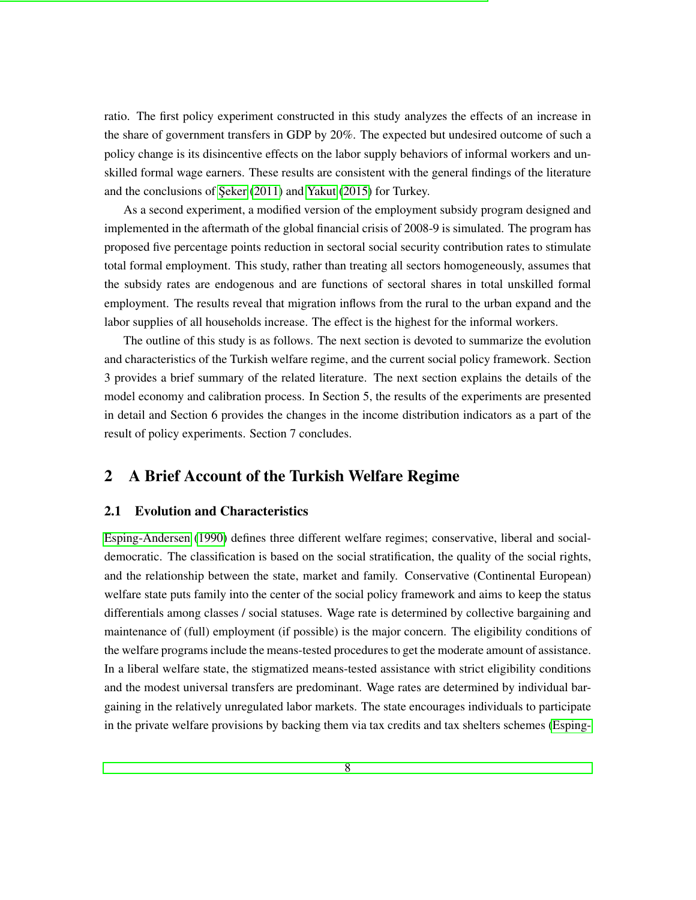ratio. The first policy experiment constructed in this study analyzes the effects of an increase in the share of government transfers in GDP by 20%. The expected but undesired outcome of such a policy change is its disincentive effects on the labor supply behaviors of informal workers and unskilled formal wage earners. These results are consistent with the general findings of the literature and the conclusions of Şeker (2011) and Yakut (2015) for Turkey.

As a second experiment, a modified version of the employment subsidy program designed and implemented in the aftermath of the global financial crisis of 2008-9 is simulated. The program has proposed five percentage points reduction in sectoral social security contribution rates to stimulate total formal employment. This study, rather than treating all sectors homogeneously, assumes that the subsidy rates are endogenous and are functions of sectoral shares in total unskilled formal employment. The results reveal that migration inflows from the rural to the urban expand and the labor supplies of all households increase. The effect is the highest for the informal workers.

The outline of this study is as follows. The next section is devoted to summarize the evolution and characteristics of the Turkish welfare regime, and the current social policy framework. Section 3 provides a brief summary of the related literature. The next section explains the details of the model economy and calibration process. In Section 5, the results of the experiments are presented in detail and Section 6 provides the changes in the income distribution indicators as a part of the result of policy experiments. Section 7 concludes.

## 2 A Brief Account of the Turkish Welfare Regime

### 2.1 Evolution and Characteristics

Esping-Andersen (1990) defines three different welfare regimes; conservative, liberal and social-democratic. The classification is based on the social stratification, the quality of the social rights, and the relationship between the state, market and family. Conservative (Continental European) welfare state puts family into the center of the social policy framework and aims to keep the status differentials among classes / social statuses. Wage rate is determined by collective bargaining and maintenance of (full) employment (if possible) is the major concern. The eligibility conditions of the welfare programs include the means-tested procedures to get the moderate amount of assistance. In a liberal welfare state, the stigmatized means-tested assistance with strict eligibility conditions and the modest universal transfers are predominant. Wage rates are determined by individual bargaining in the relatively unregulated labor markets. The state encourages individuals to participate in the private welfare provisions by backing them via tax credits and tax shelters schemes (Esping-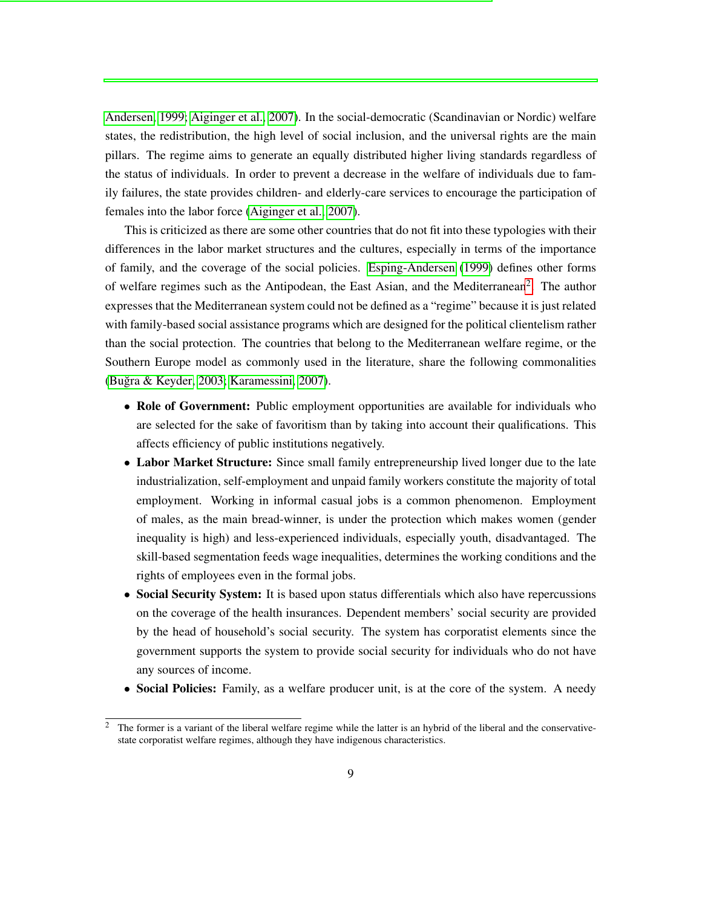Andersen, 1999; Aiginger et al., 2007). In the social-democratic (Scandinavian or Nordic) welfare states, the redistribution, the high level of social inclusion, and the universal rights are the main pillars. The regime aims to generate an equally distributed higher living standards regardless of the status of individuals. In order to prevent a decrease in the welfare of individuals due to family failures, the state provides children- and elderly-care services to encourage the participation of females into the labor force (Aiginger et al., 2007).

This is criticized as there are some other countries that do not fit into these typologies with their differences in the labor market structures and the cultures, especially in terms of the importance of family, and the coverage of the social policies. Esping-Andersen (1999) defines other forms of welfare regimes such as the Antipodean, the East Asian, and the Mediterranean[2]. The author expresses that the Mediterranean system could not be defined as a "regime" because it is just related with family-based social assistance programs which are designed for the political clientelism rather than the social protection. The countries that belong to the Mediterranean welfare regime, or the Southern Europe model as commonly used in the literature, share the following commonalities (Buğra & Keyder, 2003; Karamessini, 2007).

- **Role of Government:** Public employment opportunities are available for individuals who are selected for the sake of favoritism than by taking into account their qualifications. This affects efficiency of public institutions negatively.
- **Labor Market Structure:** Since small family entrepreneurship lived longer due to the late industrialization, self-employment and unpaid family workers constitute the majority of total employment. Working in informal casual jobs is a common phenomenon. Employment of males, as the main bread-winner, is under the protection which makes women (gender inequality is high) and less-experienced individuals, especially youth, disadvantaged. The skill-based segmentation feeds wage inequalities, determines the working conditions and the rights of employees even in the formal jobs.
- **Social Security System:** It is based upon status differentials which also have repercussions on the coverage of the health insurances. Dependent members' social security are provided by the head of household's social security. The system has corporatist elements since the government supports the system to provide social security for individuals who do not have any sources of income.
- **Social Policies:** Family, as a welfare producer unit, is at the core of the system. A needy

[2] The former is a variant of the liberal welfare regime while the latter is an hybrid of the liberal and the conservative-state corporatist welfare regimes, although they have indigenous characteristics.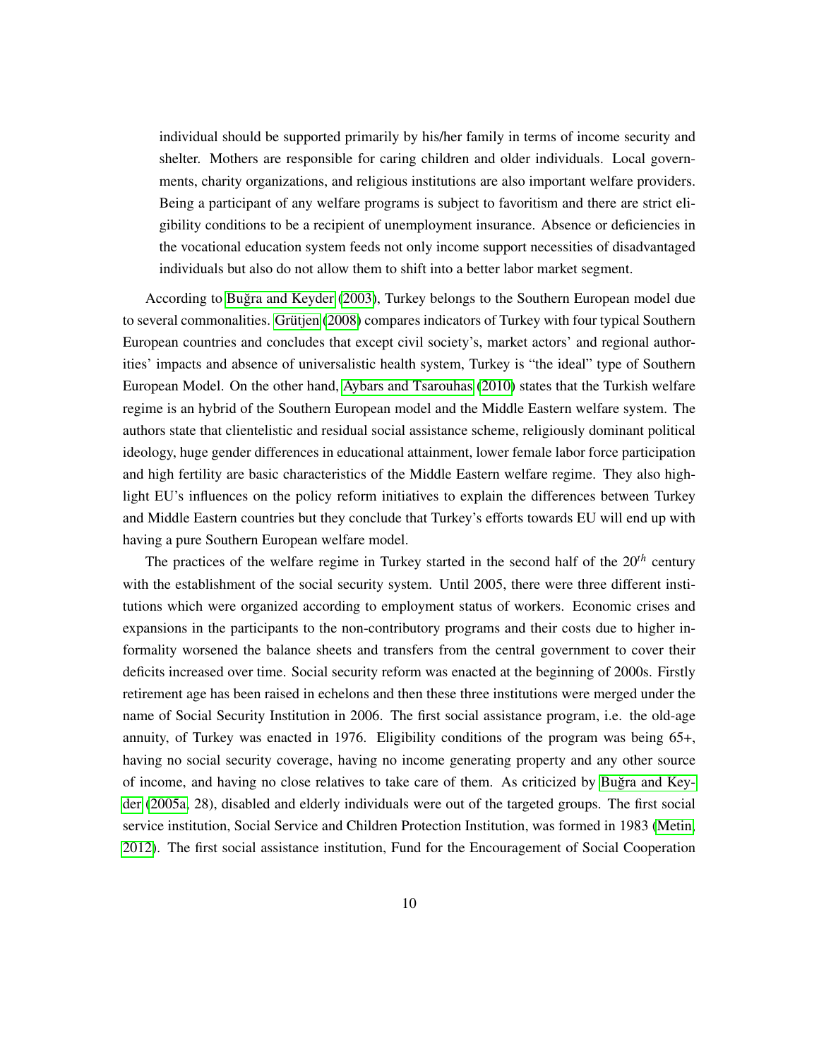> individual should be supported primarily by his/her family in terms of income security and shelter. Mothers are responsible for caring children and older individuals. Local governments, charity organizations, and religious institutions are also important welfare providers. Being a participant of any welfare programs is subject to favoritism and there are strict eligibility conditions to be a recipient of unemployment insurance. Absence or deficiencies in the vocational education system feeds not only income support necessities of disadvantaged individuals but also do not allow them to shift into a better labor market segment.

According to Buğra and Keyder (2003), Turkey belongs to the Southern European model due to several commonalities. Grütjen (2008) compares indicators of Turkey with four typical Southern European countries and concludes that except civil society's, market actors' and regional authorities' impacts and absence of universalistic health system, Turkey is "the ideal" type of Southern European Model. On the other hand, Aybars and Tsarouhas (2010) states that the Turkish welfare regime is an hybrid of the Southern European model and the Middle Eastern welfare system. The authors state that clientelistic and residual social assistance scheme, religiously dominant political ideology, huge gender differences in educational attainment, lower female labor force participation and high fertility are basic characteristics of the Middle Eastern welfare regime. They also highlight EU's influences on the policy reform initiatives to explain the differences between Turkey and Middle Eastern countries but they conclude that Turkey's efforts towards EU will end up with having a pure Southern European welfare model.

The practices of the welfare regime in Turkey started in the second half of the $20^{th}$ century with the establishment of the social security system. Until 2005, there were three different institutions which were organized according to employment status of workers. Economic crises and expansions in the participants to the non-contributory programs and their costs due to higher informality worsened the balance sheets and transfers from the central government to cover their deficits increased over time. Social security reform was enacted at the beginning of 2000s. Firstly retirement age has been raised in echelons and then these three institutions were merged under the name of Social Security Institution in 2006. The first social assistance program, i.e. the old-age annuity, of Turkey was enacted in 1976. Eligibility conditions of the program was being 65+, having no social security coverage, having no income generating property and any other source of income, and having no close relatives to take care of them. As criticized by Buğra and Keyder (2005a, 28), disabled and elderly individuals were out of the targeted groups. The first social service institution, Social Service and Children Protection Institution, was formed in 1983 (Metin, 2012). The first social assistance institution, Fund for the Encouragement of Social Cooperation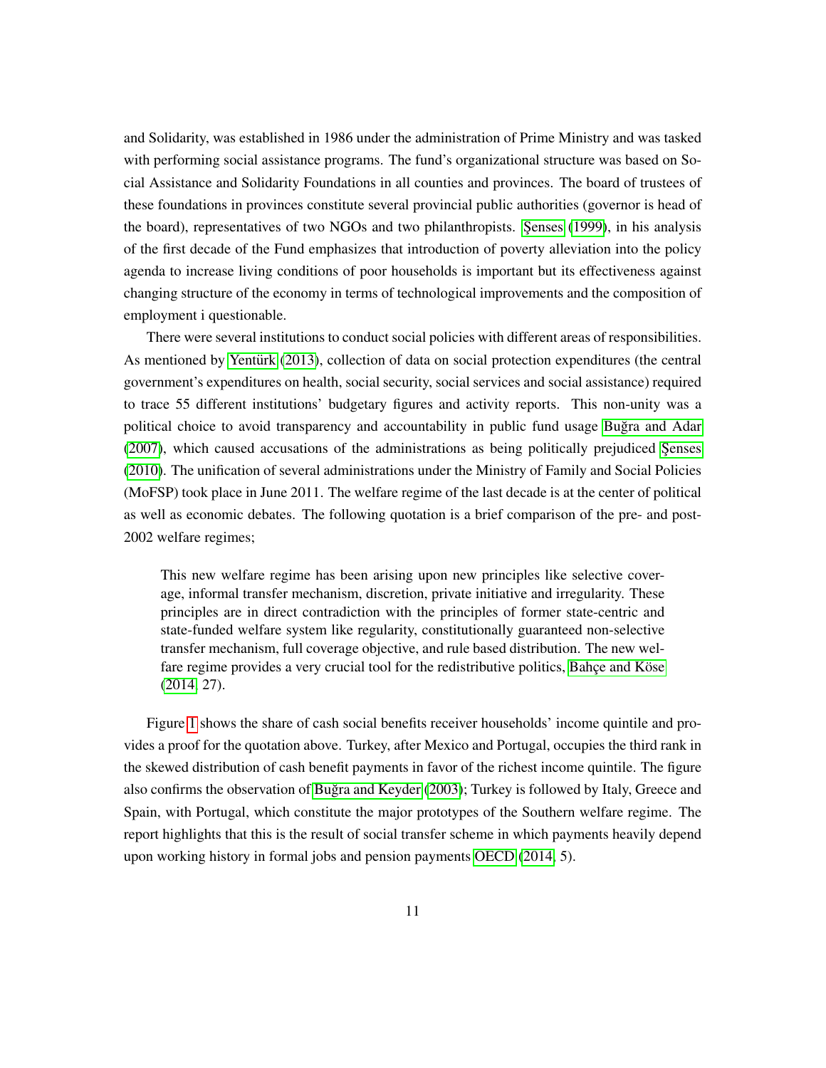and Solidarity, was established in 1986 under the administration of Prime Ministry and was tasked with performing social assistance programs. The fund's organizational structure was based on Social Assistance and Solidarity Foundations in all counties and provinces. The board of trustees of these foundations in provinces constitute several provincial public authorities (governor is head of the board), representatives of two NGOs and two philanthropists. Şenses (1999), in his analysis of the first decade of the Fund emphasizes that introduction of poverty alleviation into the policy agenda to increase living conditions of poor households is important but its effectiveness against changing structure of the economy in terms of technological improvements and the composition of employment i questionable.

There were several institutions to conduct social policies with different areas of responsibilities. As mentioned by Yentürk (2013), collection of data on social protection expenditures (the central government's expenditures on health, social security, social services and social assistance) required to trace 55 different institutions' budgetary figures and activity reports. This non-unity was a political choice to avoid transparency and accountability in public fund usage Buğra and Adar (2007), which caused accusations of the administrations as being politically prejudiced Şenses (2010). The unification of several administrations under the Ministry of Family and Social Policies (MoFSP) took place in June 2011. The welfare regime of the last decade is at the center of political as well as economic debates. The following quotation is a brief comparison of the pre- and post-2002 welfare regimes;

> This new welfare regime has been arising upon new principles like selective coverage, informal transfer mechanism, discretion, private initiative and irregularity. These principles are in direct contradiction with the principles of former state-centric and state-funded welfare system like regularity, constitutionally guaranteed non-selective transfer mechanism, full coverage objective, and rule based distribution. The new welfare regime provides a very crucial tool for the redistributive politics, Bahçe and Köse (2014, 27).

Figure 1 shows the share of cash social benefits receiver households' income quintile and provides a proof for the quotation above. Turkey, after Mexico and Portugal, occupies the third rank in the skewed distribution of cash benefit payments in favor of the richest income quintile. The figure also confirms the observation of Buğra and Keyder (2003); Turkey is followed by Italy, Greece and Spain, with Portugal, which constitute the major prototypes of the Southern welfare regime. The report highlights that this is the result of social transfer scheme in which payments heavily depend upon working history in formal jobs and pension payments OECD (2014, 5).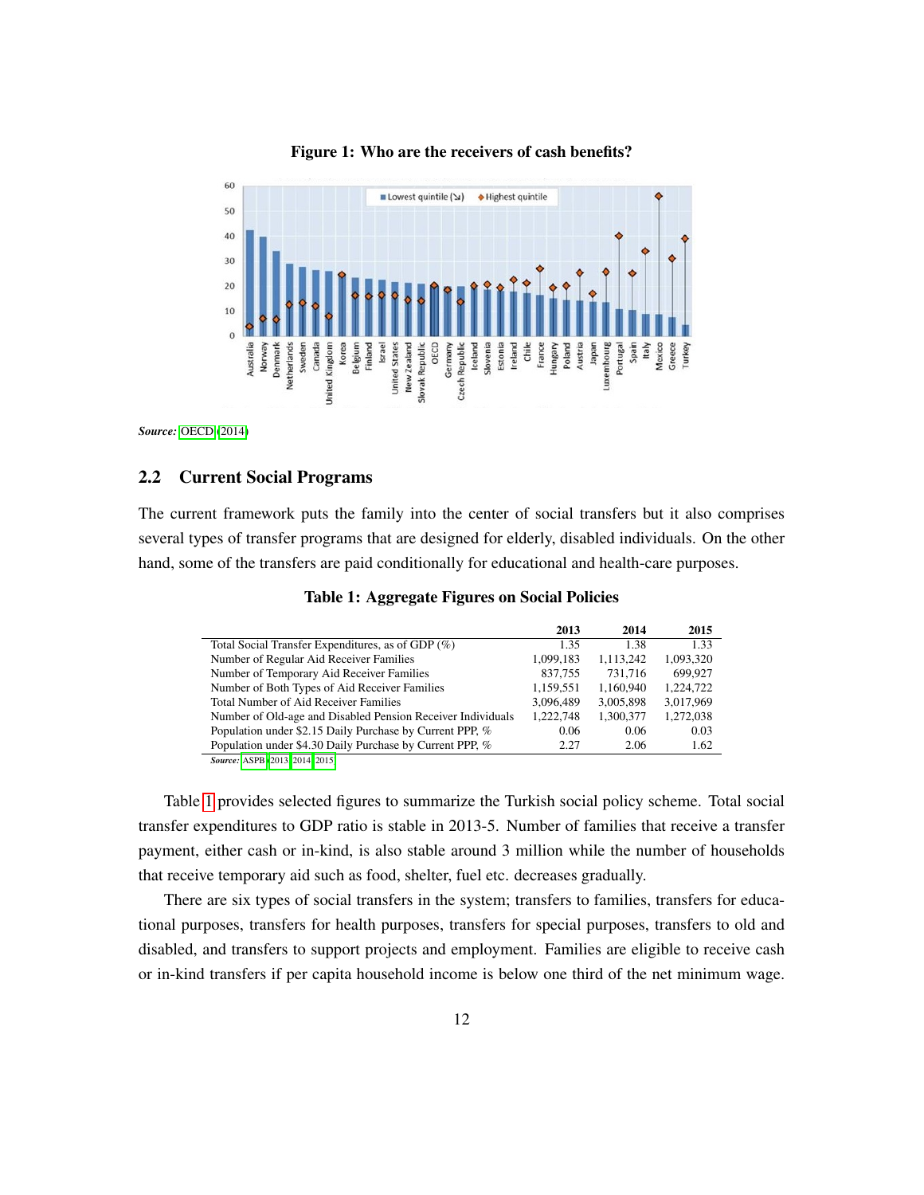**Figure 1: Who are the receivers of cash benefits?**

***Source:*** OECD (2014)

## 2.2 Current Social Programs

The current framework puts the family into the center of social transfers but it also comprises several types of transfer programs that are designed for elderly, disabled individuals. On the other hand, some of the transfers are paid conditionally for educational and health-care purposes.

**Table 1: Aggregate Figures on Social Policies**

| | 2013 | 2014 | 2015 |
|---|---|---|---|
| Total Social Transfer Expenditures, as of GDP (%) | 1.35 | 1.38 | 1.33 |
| Number of Regular Aid Receiver Families | 1,099,183 | 1,113,242 | 1,093,320 |
| Number of Temporary Aid Receiver Families | 837,755 | 731,716 | 699,927 |
| Number of Both Types of Aid Receiver Families | 1,159,551 | 1,160,940 | 1,224,722 |
| Total Number of Aid Receiver Families | 3,096,489 | 3,005,898 | 3,017,969 |
| Number of Old-age and Disabled Pension Receiver Individuals | 1,222,748 | 1,300,377 | 1,272,038 |
| Population under $2.15 Daily Purchase by Current PPP, % | 0.06 | 0.06 | 0.03 |
| Population under $4.30 Daily Purchase by Current PPP, % | 2.27 | 2.06 | 1.62 |

***Source:*** ASPB (2013, 2014, 2015)

Table 1 provides selected figures to summarize the Turkish social policy scheme. Total social transfer expenditures to GDP ratio is stable in 2013-5. Number of families that receive a transfer payment, either cash or in-kind, is also stable around 3 million while the number of households that receive temporary aid such as food, shelter, fuel etc. decreases gradually.

There are six types of social transfers in the system; transfers to families, transfers for educational purposes, transfers for health purposes, transfers for special purposes, transfers to old and disabled, and transfers to support projects and employment. Families are eligible to receive cash or in-kind transfers if per capita household income is below one third of the net minimum wage.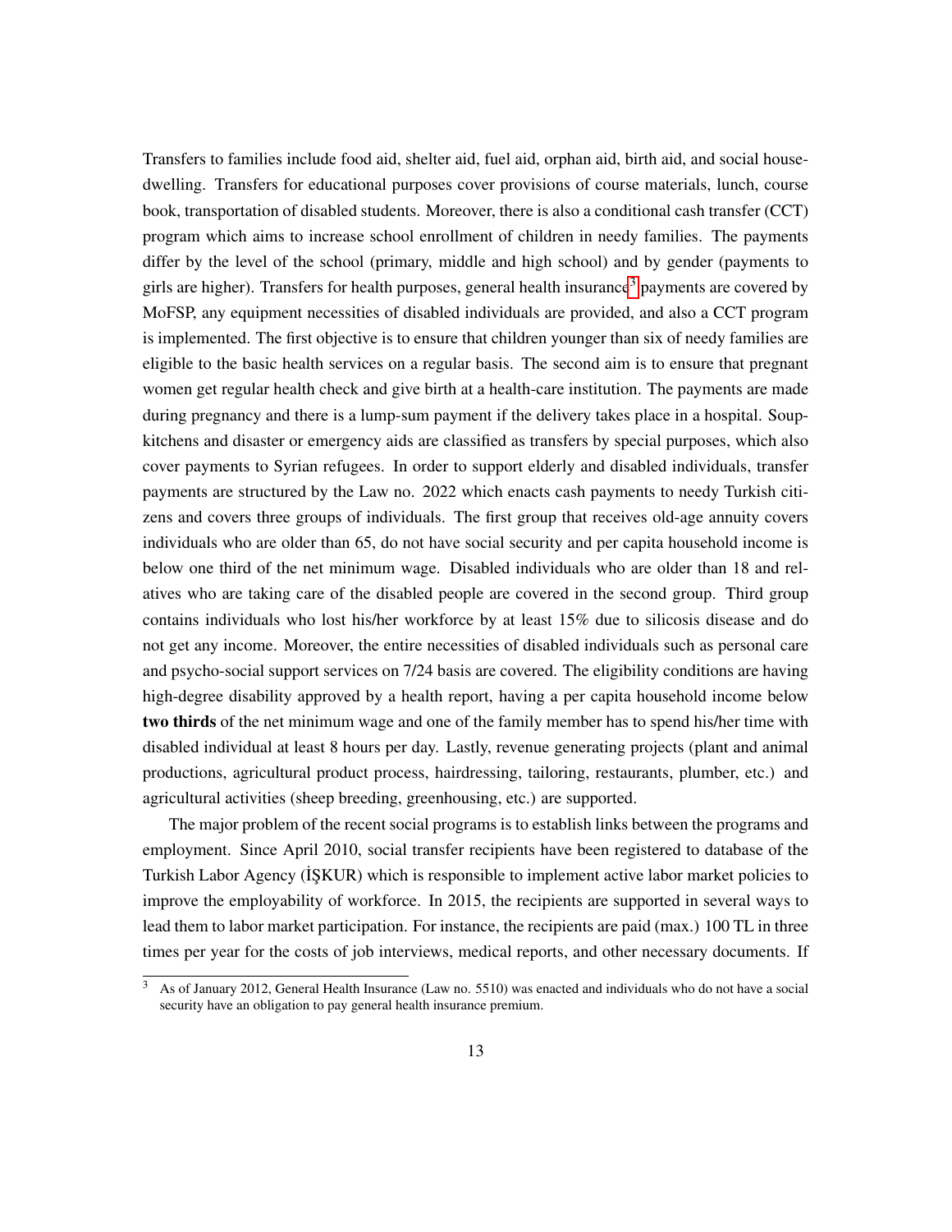Transfers to families include food aid, shelter aid, fuel aid, orphan aid, birth aid, and social house-dwelling. Transfers for educational purposes cover provisions of course materials, lunch, course book, transportation of disabled students. Moreover, there is also a conditional cash transfer (CCT) program which aims to increase school enrollment of children in needy families. The payments differ by the level of the school (primary, middle and high school) and by gender (payments to girls are higher). Transfers for health purposes, general health insurance[3] payments are covered by MoFSP, any equipment necessities of disabled individuals are provided, and also a CCT program is implemented. The first objective is to ensure that children younger than six of needy families are eligible to the basic health services on a regular basis. The second aim is to ensure that pregnant women get regular health check and give birth at a health-care institution. The payments are made during pregnancy and there is a lump-sum payment if the delivery takes place in a hospital. Soup-kitchens and disaster or emergency aids are classified as transfers by special purposes, which also cover payments to Syrian refugees. In order to support elderly and disabled individuals, transfer payments are structured by the Law no. 2022 which enacts cash payments to needy Turkish citizens and covers three groups of individuals. The first group that receives old-age annuity covers individuals who are older than 65, do not have social security and per capita household income is below one third of the net minimum wage. Disabled individuals who are older than 18 and relatives who are taking care of the disabled people are covered in the second group. Third group contains individuals who lost his/her workforce by at least 15% due to silicosis disease and do not get any income. Moreover, the entire necessities of disabled individuals such as personal care and psycho-social support services on 7/24 basis are covered. The eligibility conditions are having high-degree disability approved by a health report, having a per capita household income below **two thirds** of the net minimum wage and one of the family member has to spend his/her time with disabled individual at least 8 hours per day. Lastly, revenue generating projects (plant and animal productions, agricultural product process, hairdressing, tailoring, restaurants, plumber, etc.) and agricultural activities (sheep breeding, greenhousing, etc.) are supported.

The major problem of the recent social programs is to establish links between the programs and employment. Since April 2010, social transfer recipients have been registered to database of the Turkish Labor Agency (İŞKUR) which is responsible to implement active labor market policies to improve the employability of workforce. In 2015, the recipients are supported in several ways to lead them to labor market participation. For instance, the recipients are paid (max.) 100 TL in three times per year for the costs of job interviews, medical reports, and other necessary documents. If

[3] As of January 2012, General Health Insurance (Law no. 5510) was enacted and individuals who do not have a social security have an obligation to pay general health insurance premium.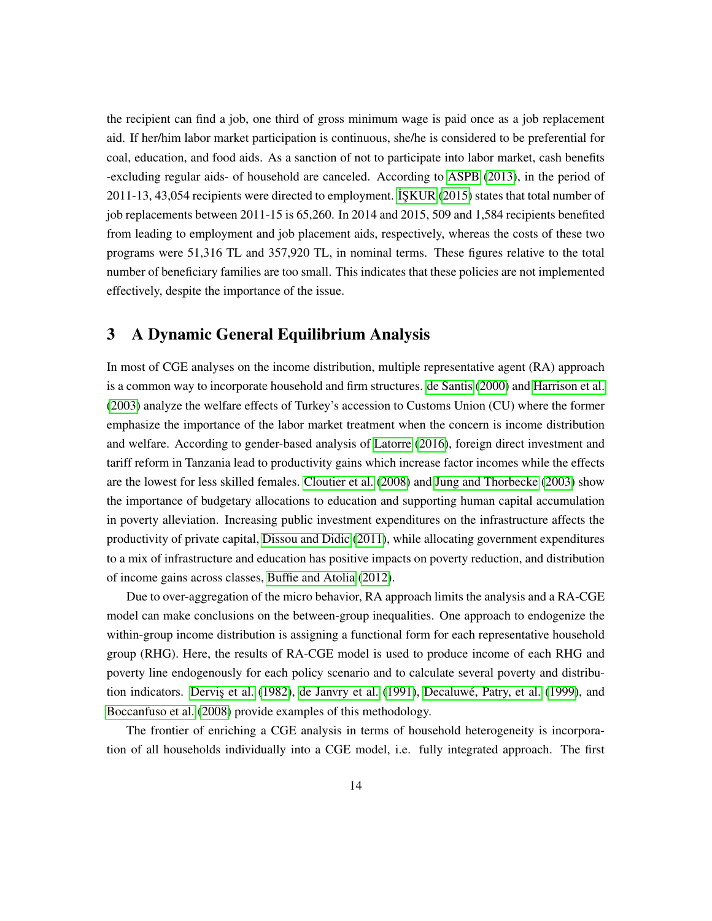the recipient can find a job, one third of gross minimum wage is paid once as a job replacement aid. If her/him labor market participation is continuous, she/he is considered to be preferential for coal, education, and food aids. As a sanction of not to participate into labor market, cash benefits -excluding regular aids- of household are canceled. According to ASPB (2013), in the period of 2011-13, 43,054 recipients were directed to employment. İŞKUR (2015) states that total number of job replacements between 2011-15 is 65,260. In 2014 and 2015, 509 and 1,584 recipients benefited from leading to employment and job placement aids, respectively, whereas the costs of these two programs were 51,316 TL and 357,920 TL, in nominal terms. These figures relative to the total number of beneficiary families are too small. This indicates that these policies are not implemented effectively, despite the importance of the issue.

# 3 A Dynamic General Equilibrium Analysis

In most of CGE analyses on the income distribution, multiple representative agent (RA) approach is a common way to incorporate household and firm structures. de Santis (2000) and Harrison et al. (2003) analyze the welfare effects of Turkey's accession to Customs Union (CU) where the former emphasize the importance of the labor market treatment when the concern is income distribution and welfare. According to gender-based analysis of Latorre (2016), foreign direct investment and tariff reform in Tanzania lead to productivity gains which increase factor incomes while the effects are the lowest for less skilled females. Cloutier et al. (2008) and Jung and Thorbecke (2003) show the importance of budgetary allocations to education and supporting human capital accumulation in poverty alleviation. Increasing public investment expenditures on the infrastructure affects the productivity of private capital, Dissou and Didic (2011), while allocating government expenditures to a mix of infrastructure and education has positive impacts on poverty reduction, and distribution of income gains across classes, Buffie and Atolia (2012).

Due to over-aggregation of the micro behavior, RA approach limits the analysis and a RA-CGE model can make conclusions on the between-group inequalities. One approach to endogenize the within-group income distribution is assigning a functional form for each representative household group (RHG). Here, the results of RA-CGE model is used to produce income of each RHG and poverty line endogenously for each policy scenario and to calculate several poverty and distribution indicators. Derviş et al. (1982), de Janvry et al. (1991), Decaluwé, Patry, et al. (1999), and Boccanfuso et al. (2008) provide examples of this methodology.

The frontier of enriching a CGE analysis in terms of household heterogeneity is incorporation of all households individually into a CGE model, i.e. fully integrated approach. The first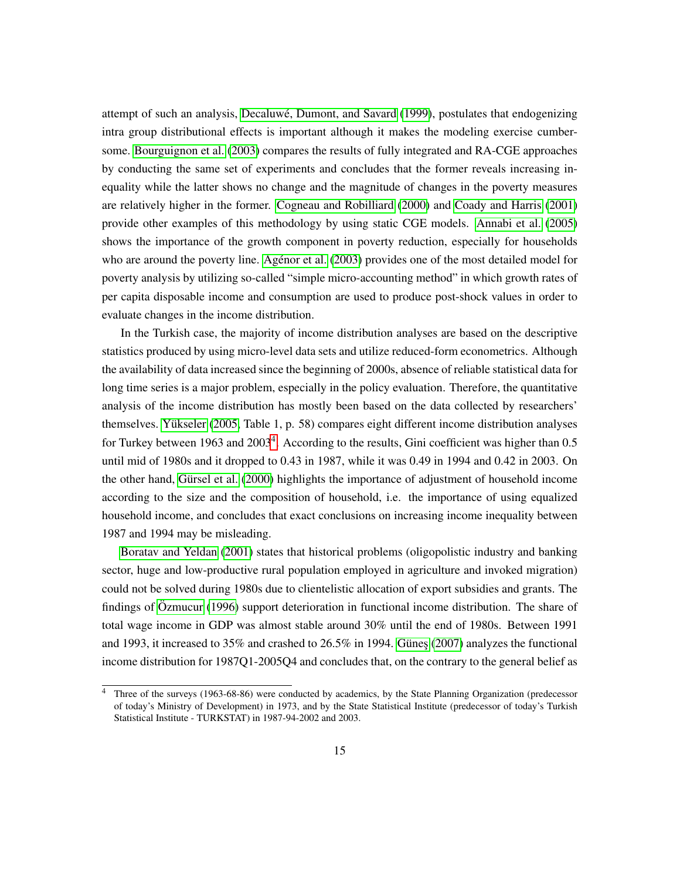attempt of such an analysis, Decaluwé, Dumont, and Savard (1999), postulates that endogenizing intra group distributional effects is important although it makes the modeling exercise cumbersome. Bourguignon et al. (2003) compares the results of fully integrated and RA-CGE approaches by conducting the same set of experiments and concludes that the former reveals increasing inequality while the latter shows no change and the magnitude of changes in the poverty measures are relatively higher in the former. Cogneau and Robilliard (2000) and Coady and Harris (2001) provide other examples of this methodology by using static CGE models. Annabi et al. (2005) shows the importance of the growth component in poverty reduction, especially for households who are around the poverty line. Agénor et al. (2003) provides one of the most detailed model for poverty analysis by utilizing so-called "simple micro-accounting method" in which growth rates of per capita disposable income and consumption are used to produce post-shock values in order to evaluate changes in the income distribution.

In the Turkish case, the majority of income distribution analyses are based on the descriptive statistics produced by using micro-level data sets and utilize reduced-form econometrics. Although the availability of data increased since the beginning of 2000s, absence of reliable statistical data for long time series is a major problem, especially in the policy evaluation. Therefore, the quantitative analysis of the income distribution has mostly been based on the data collected by researchers' themselves. Yükseler (2005, Table 1, p. 58) compares eight different income distribution analyses for Turkey between 1963 and 2003[4]. According to the results, Gini coefficient was higher than 0.5 until mid of 1980s and it dropped to 0.43 in 1987, while it was 0.49 in 1994 and 0.42 in 2003. On the other hand, Gürsel et al. (2000) highlights the importance of adjustment of household income according to the size and the composition of household, i.e. the importance of using equalized household income, and concludes that exact conclusions on increasing income inequality between 1987 and 1994 may be misleading.

Boratav and Yeldan (2001) states that historical problems (oligopolistic industry and banking sector, huge and low-productive rural population employed in agriculture and invoked migration) could not be solved during 1980s due to clientelistic allocation of export subsidies and grants. The findings of Özmucur (1996) support deterioration in functional income distribution. The share of total wage income in GDP was almost stable around 30% until the end of 1980s. Between 1991 and 1993, it increased to 35% and crashed to 26.5% in 1994. Güneş (2007) analyzes the functional income distribution for 1987Q1-2005Q4 and concludes that, on the contrary to the general belief as

[4] Three of the surveys (1963-68-86) were conducted by academics, by the State Planning Organization (predecessor of today's Ministry of Development) in 1973, and by the State Statistical Institute (predecessor of today's Turkish Statistical Institute - TURKSTAT) in 1987-94-2002 and 2003.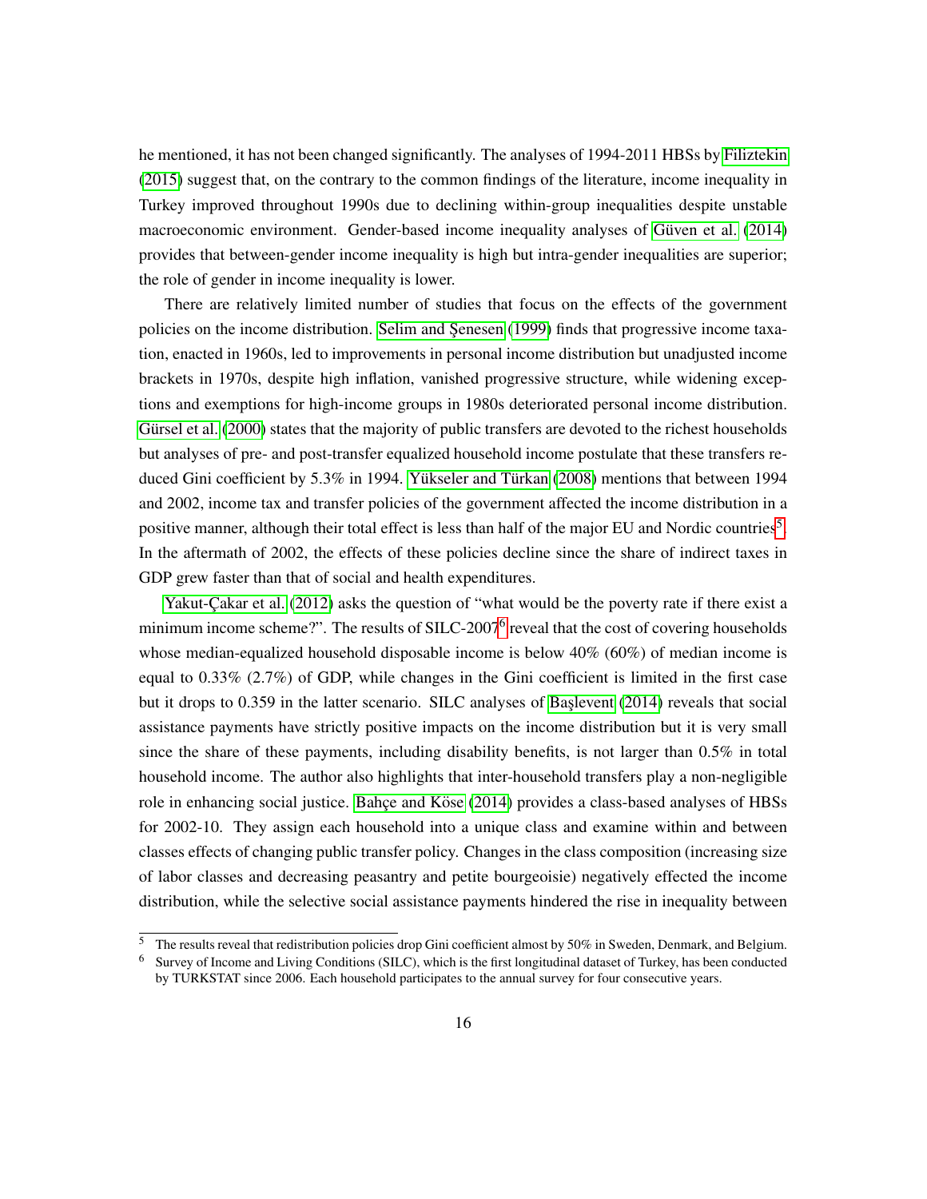he mentioned, it has not been changed significantly. The analyses of 1994-2011 HBSs by Filiztekin (2015) suggest that, on the contrary to the common findings of the literature, income inequality in Turkey improved throughout 1990s due to declining within-group inequalities despite unstable macroeconomic environment. Gender-based income inequality analyses of Güven et al. (2014) provides that between-gender income inequality is high but intra-gender inequalities are superior; the role of gender in income inequality is lower.

There are relatively limited number of studies that focus on the effects of the government policies on the income distribution. Selim and Şenesen (1999) finds that progressive income taxation, enacted in 1960s, led to improvements in personal income distribution but unadjusted income brackets in 1970s, despite high inflation, vanished progressive structure, while widening exceptions and exemptions for high-income groups in 1980s deteriorated personal income distribution. Gürsel et al. (2000) states that the majority of public transfers are devoted to the richest households but analyses of pre- and post-transfer equalized household income postulate that these transfers reduced Gini coefficient by 5.3% in 1994. Yükseler and Türkan (2008) mentions that between 1994 and 2002, income tax and transfer policies of the government affected the income distribution in a positive manner, although their total effect is less than half of the major EU and Nordic countries[5]. In the aftermath of 2002, the effects of these policies decline since the share of indirect taxes in GDP grew faster than that of social and health expenditures.

Yakut-Çakar et al. (2012) asks the question of "what would be the poverty rate if there exist a minimum income scheme?". The results of SILC-2007[6] reveal that the cost of covering households whose median-equalized household disposable income is below 40% (60%) of median income is equal to 0.33% (2.7%) of GDP, while changes in the Gini coefficient is limited in the first case but it drops to 0.359 in the latter scenario. SILC analyses of Başlevent (2014) reveals that social assistance payments have strictly positive impacts on the income distribution but it is very small since the share of these payments, including disability benefits, is not larger than 0.5% in total household income. The author also highlights that inter-household transfers play a non-negligible role in enhancing social justice. Bahçe and Köse (2014) provides a class-based analyses of HBSs for 2002-10. They assign each household into a unique class and examine within and between classes effects of changing public transfer policy. Changes in the class composition (increasing size of labor classes and decreasing peasantry and petite bourgeoisie) negatively effected the income distribution, while the selective social assistance payments hindered the rise in inequality between

[5] The results reveal that redistribution policies drop Gini coefficient almost by 50% in Sweden, Denmark, and Belgium.

[6] Survey of Income and Living Conditions (SILC), which is the first longitudinal dataset of Turkey, has been conducted by TURKSTAT since 2006. Each household participates to the annual survey for four consecutive years.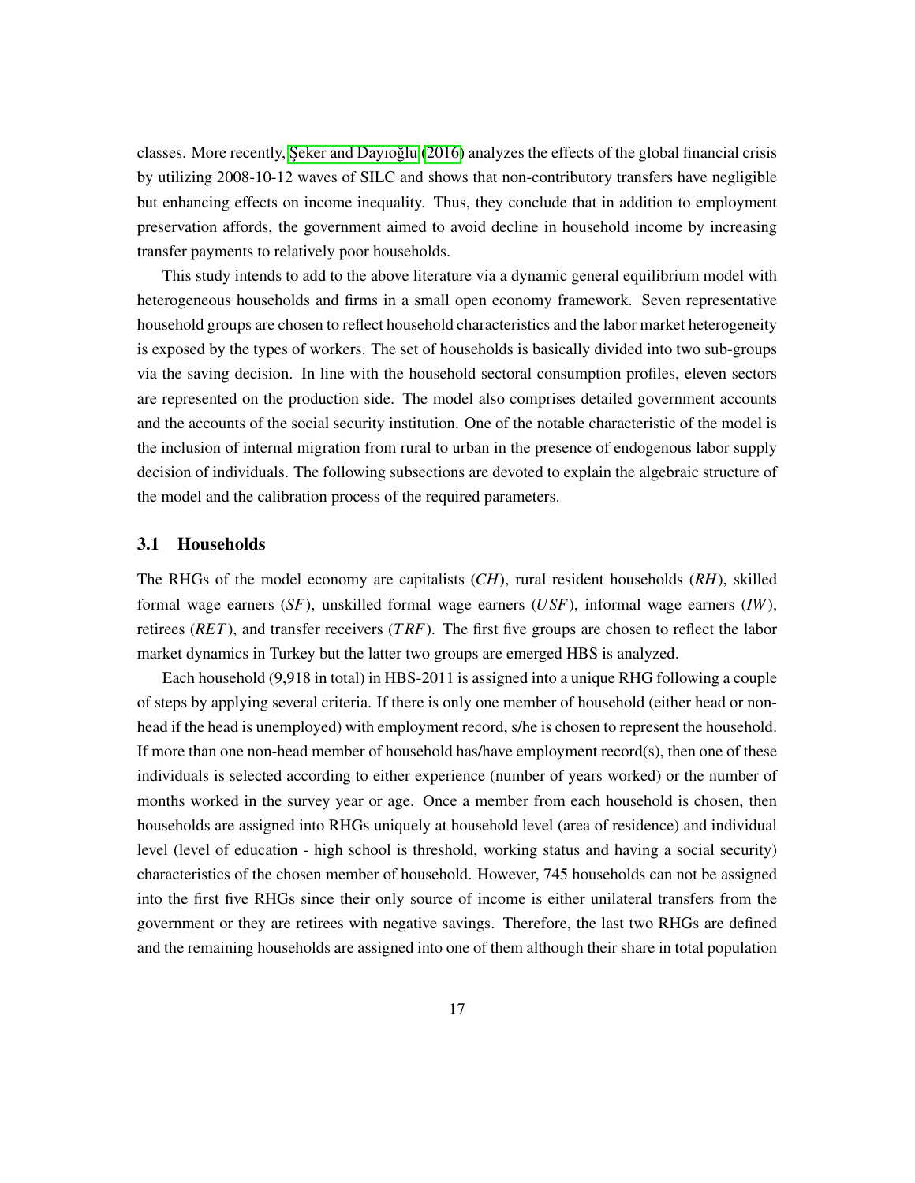classes. More recently, Şeker and Dayıoğlu (2016) analyzes the effects of the global financial crisis by utilizing 2008-10-12 waves of SILC and shows that non-contributory transfers have negligible but enhancing effects on income inequality. Thus, they conclude that in addition to employment preservation affords, the government aimed to avoid decline in household income by increasing transfer payments to relatively poor households.

This study intends to add to the above literature via a dynamic general equilibrium model with heterogeneous households and firms in a small open economy framework. Seven representative household groups are chosen to reflect household characteristics and the labor market heterogeneity is exposed by the types of workers. The set of households is basically divided into two sub-groups via the saving decision. In line with the household sectoral consumption profiles, eleven sectors are represented on the production side. The model also comprises detailed government accounts and the accounts of the social security institution. One of the notable characteristic of the model is the inclusion of internal migration from rural to urban in the presence of endogenous labor supply decision of individuals. The following subsections are devoted to explain the algebraic structure of the model and the calibration process of the required parameters.

### 3.1 Households

The RHGs of the model economy are capitalists ($CH$), rural resident households ($RH$), skilled formal wage earners ($SF$), unskilled formal wage earners ($USF$), informal wage earners ($IW$), retirees ($RET$), and transfer receivers ($TRF$). The first five groups are chosen to reflect the labor market dynamics in Turkey but the latter two groups are emerged HBS is analyzed.

Each household (9,918 in total) in HBS-2011 is assigned into a unique RHG following a couple of steps by applying several criteria. If there is only one member of household (either head or non-head if the head is unemployed) with employment record, s/he is chosen to represent the household. If more than one non-head member of household has/have employment record(s), then one of these individuals is selected according to either experience (number of years worked) or the number of months worked in the survey year or age. Once a member from each household is chosen, then households are assigned into RHGs uniquely at household level (area of residence) and individual level (level of education - high school is threshold, working status and having a social security) characteristics of the chosen member of household. However, 745 households can not be assigned into the first five RHGs since their only source of income is either unilateral transfers from the government or they are retirees with negative savings. Therefore, the last two RHGs are defined and the remaining households are assigned into one of them although their share in total population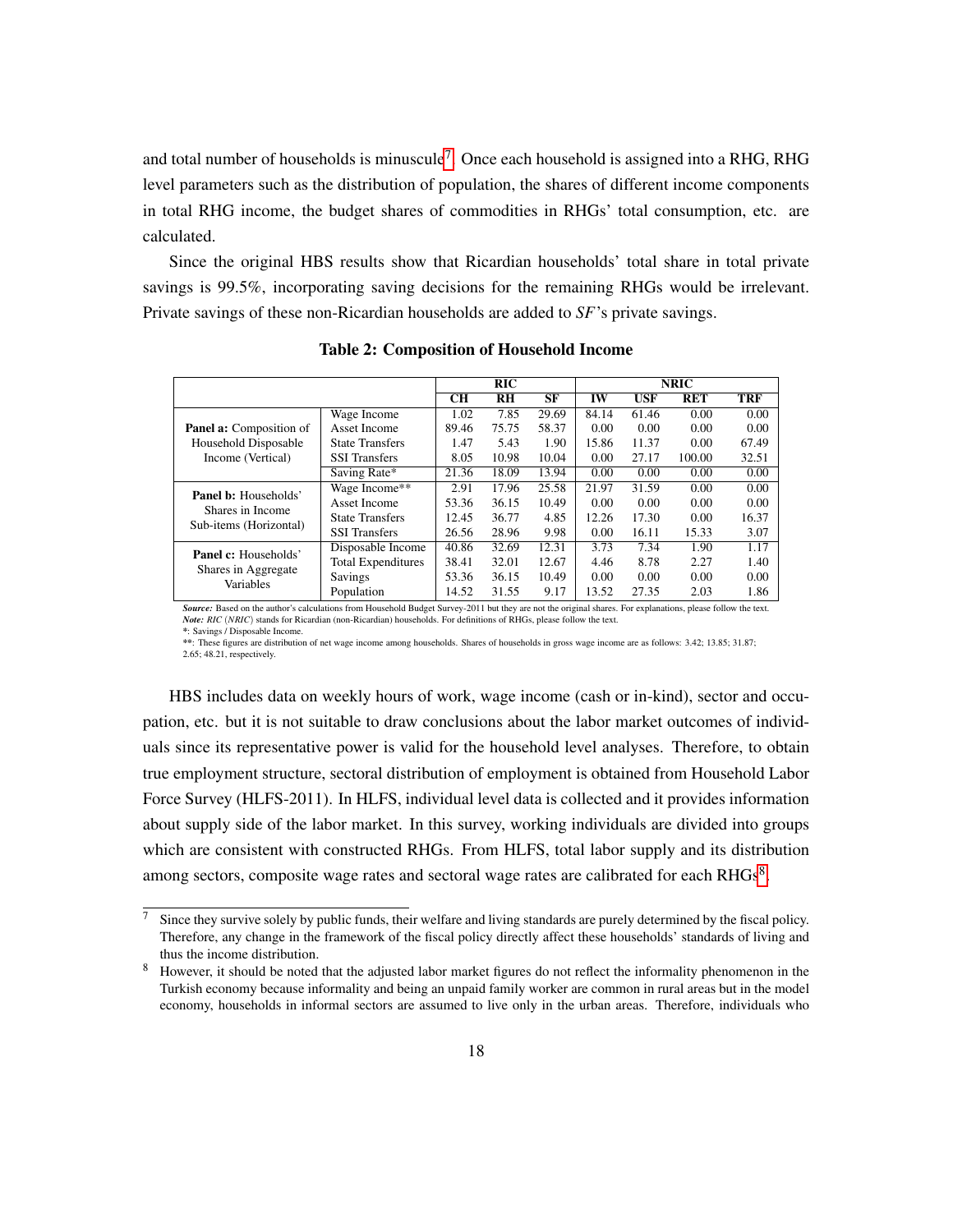and total number of households is minuscule[7]. Once each household is assigned into a RHG, RHG level parameters such as the distribution of population, the shares of different income components in total RHG income, the budget shares of commodities in RHGs' total consumption, etc. are calculated.

Since the original HBS results show that Ricardian households' total share in total private savings is 99.5%, incorporating saving decisions for the remaining RHGs would be irrelevant. Private savings of these non-Ricardian households are added to *SF*'s private savings.

**Table 2: Composition of Household Income**

| | | RIC | | | NRIC | | | |
|---|---|---|---|---|---|---|---|---|
| | | CH | RH | SF | IW | USF | RET | TRF |
| **Panel a:** Composition of Household Disposable Income (Vertical) | Wage Income | 1.02 | 7.85 | 29.69 | 84.14 | 61.46 | 0.00 | 0.00 |
| | Asset Income | 89.46 | 75.75 | 58.37 | 0.00 | 0.00 | 0.00 | 0.00 |
| | State Transfers | 1.47 | 5.43 | 1.90 | 15.86 | 11.37 | 0.00 | 67.49 |
| | SSI Transfers | 8.05 | 10.98 | 10.04 | 0.00 | 27.17 | 100.00 | 32.51 |
| | Saving Rate* | 21.36 | 18.09 | 13.94 | 0.00 | 0.00 | 0.00 | 0.00 |
| **Panel b:** Households' Shares in Income Sub-items (Horizontal) | Wage Income** | 2.91 | 17.96 | 25.58 | 21.97 | 31.59 | 0.00 | 0.00 |
| | Asset Income | 53.36 | 36.15 | 10.49 | 0.00 | 0.00 | 0.00 | 0.00 |
| | State Transfers | 12.45 | 36.77 | 4.85 | 12.26 | 17.30 | 0.00 | 16.37 |
| | SSI Transfers | 26.56 | 28.96 | 9.98 | 0.00 | 16.11 | 15.33 | 3.07 |
| **Panel c:** Households' Shares in Aggregate Variables | Disposable Income | 40.86 | 32.69 | 12.31 | 3.73 | 7.34 | 1.90 | 1.17 |
| | Total Expenditures | 38.41 | 32.01 | 12.67 | 4.46 | 8.78 | 2.27 | 1.40 |
| | Savings | 53.36 | 36.15 | 10.49 | 0.00 | 0.00 | 0.00 | 0.00 |
| | Population | 14.52 | 31.55 | 9.17 | 13.52 | 27.35 | 2.03 | 1.86 |

***Source:*** Based on the author's calculations from Household Budget Survey-2011 but they are not the original shares. For explanations, please follow the text.
***Note:*** *RIC* (*NRIC*) stands for Ricardian (non-Ricardian) households. For definitions of RHGs, please follow the text.
*: Savings / Disposable Income.
**: These figures are distribution of net wage income among households. Shares of households in gross wage income are as follows: 3.42; 13.85; 31.87; 2.65; 48.21, respectively.

HBS includes data on weekly hours of work, wage income (cash or in-kind), sector and occupation, etc. but it is not suitable to draw conclusions about the labor market outcomes of individuals since its representative power is valid for the household level analyses. Therefore, to obtain true employment structure, sectoral distribution of employment is obtained from Household Labor Force Survey (HLFS-2011). In HLFS, individual level data is collected and it provides information about supply side of the labor market. In this survey, working individuals are divided into groups which are consistent with constructed RHGs. From HLFS, total labor supply and its distribution among sectors, composite wage rates and sectoral wage rates are calibrated for each RHGs[8].

[7] Since they survive solely by public funds, their welfare and living standards are purely determined by the fiscal policy. Therefore, any change in the framework of the fiscal policy directly affect these households' standards of living and thus the income distribution.

[8] However, it should be noted that the adjusted labor market figures do not reflect the informality phenomenon in the Turkish economy because informality and being an unpaid family worker are common in rural areas but in the model economy, households in informal sectors are assumed to live only in the urban areas. Therefore, individuals who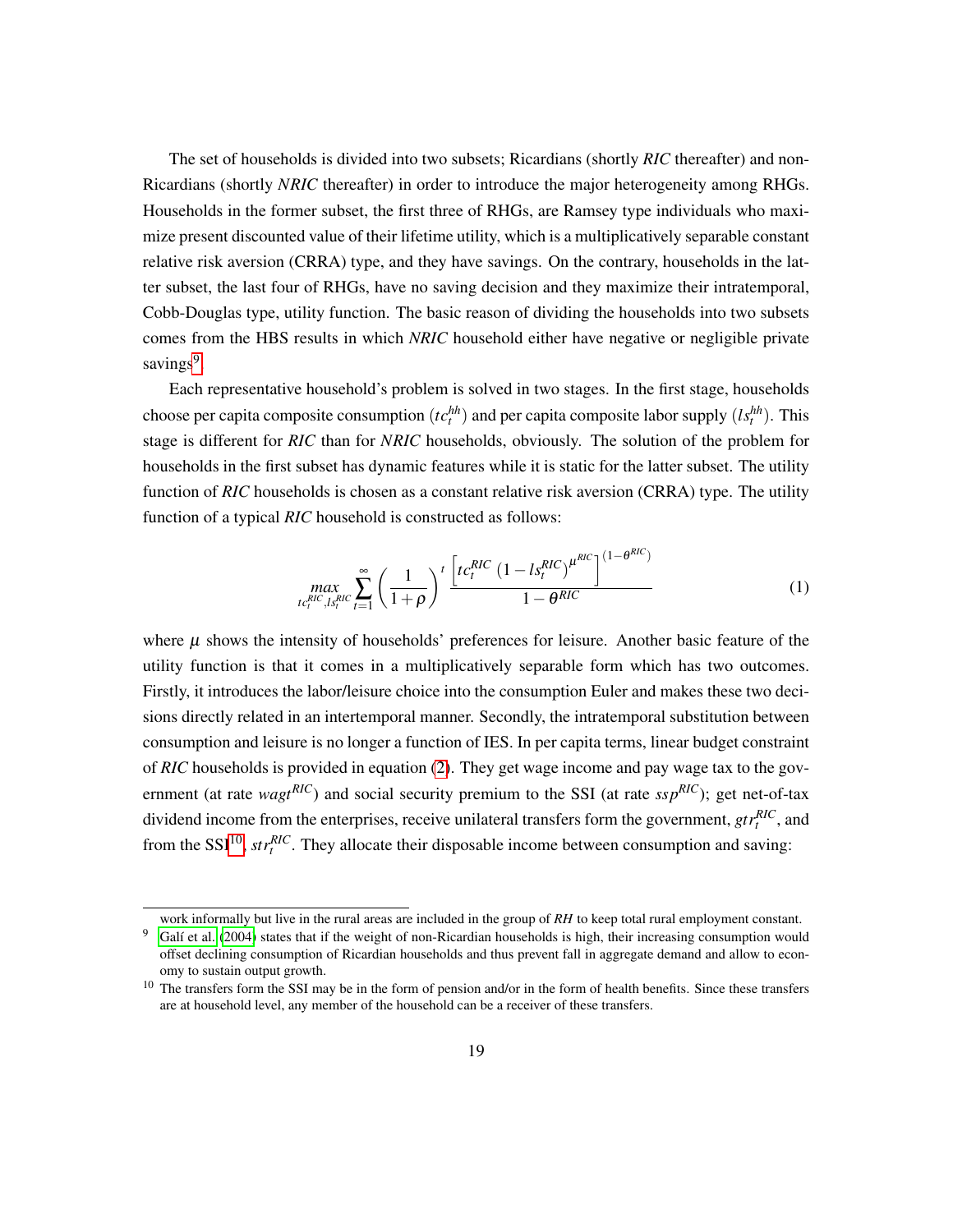The set of households is divided into two subsets; Ricardians (shortly *RIC* thereafter) and non-Ricardians (shortly *NRIC* thereafter) in order to introduce the major heterogeneity among RHGs. Households in the former subset, the first three of RHGs, are Ramsey type individuals who maximize present discounted value of their lifetime utility, which is a multiplicatively separable constant relative risk aversion (CRRA) type, and they have savings. On the contrary, households in the latter subset, the last four of RHGs, have no saving decision and they maximize their intratemporal, Cobb-Douglas type, utility function. The basic reason of dividing the households into two subsets comes from the HBS results in which *NRIC* household either have negative or negligible private savings[9].

Each representative household's problem is solved in two stages. In the first stage, households choose per capita composite consumption ($tc_t^{hh}$) and per capita composite labor supply ($ls_t^{hh}$). This stage is different for *RIC* than for *NRIC* households, obviously. The solution of the problem for households in the first subset has dynamic features while it is static for the latter subset. The utility function of *RIC* households is chosen as a constant relative risk aversion (CRRA) type. The utility function of a typical *RIC* household is constructed as follows:

$$\max_{tc_t^{RIC},ls_t^{RIC}} \sum_{t=1}^{\infty} \left(\frac{1}{1+\rho}\right)^t \frac{\left[tc_t^{RIC}\,(1-ls_t^{RIC})^{\mu^{RIC}}\right]^{(1-\theta^{RIC})}}{1-\theta^{RIC}} \tag{1}$$

where $\mu$ shows the intensity of households' preferences for leisure. Another basic feature of the utility function is that it comes in a multiplicatively separable form which has two outcomes. Firstly, it introduces the labor/leisure choice into the consumption Euler and makes these two decisions directly related in an intertemporal manner. Secondly, the intratemporal substitution between consumption and leisure is no longer a function of IES. In per capita terms, linear budget constraint of *RIC* households is provided in equation (2). They get wage income and pay wage tax to the government (at rate $wagt^{RIC}$) and social security premium to the SSI (at rate $ssp^{RIC}$); get net-of-tax dividend income from the enterprises, receive unilateral transfers form the government, $gtr_t^{RIC}$, and from the SSI[10], $str_t^{RIC}$. They allocate their disposable income between consumption and saving:

---

work informally but live in the rural areas are included in the group of *RH* to keep total rural employment constant.

[9] Galí et al. (2004) states that if the weight of non-Ricardian households is high, their increasing consumption would offset declining consumption of Ricardian households and thus prevent fall in aggregate demand and allow to economy to sustain output growth.

[10] The transfers form the SSI may be in the form of pension and/or in the form of health benefits. Since these transfers are at household level, any member of the household can be a receiver of these transfers.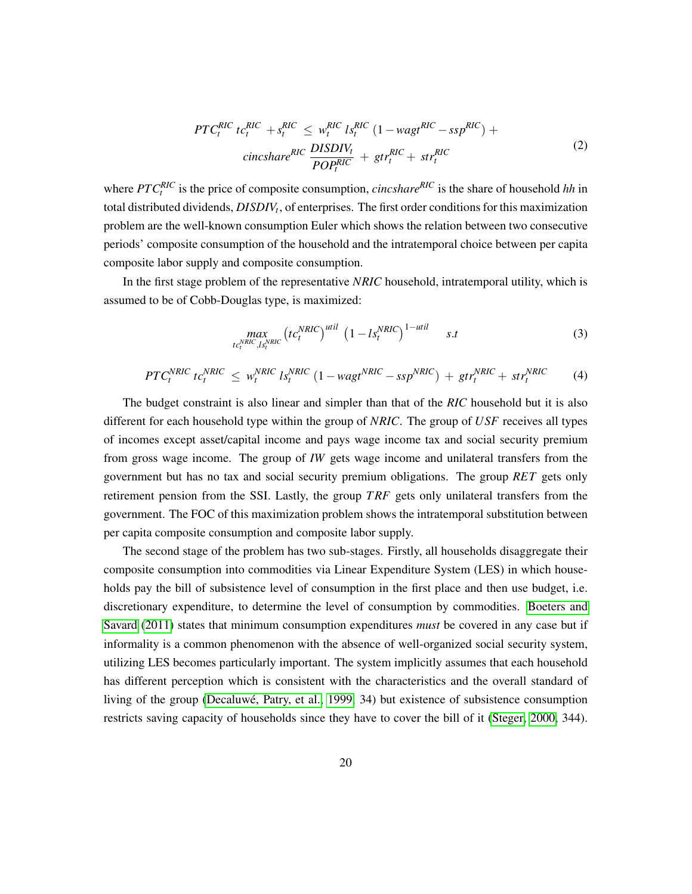$$PTC_t^{RIC}\; tc_t^{RIC} \; + s_t^{RIC} \;\leq\; w_t^{RIC}\; ls_t^{RIC}\; (1 - wagt^{RIC} - ssp^{RIC}) + \\ cincshare^{RIC}\; \frac{DISDIV_t}{POP_t^{RIC}} \;+\; gtr_t^{RIC} + \; str_t^{RIC} \tag{2}$$

where $PTC_t^{RIC}$ is the price of composite consumption, $cincshare^{RIC}$ is the share of household *hh* in total distributed dividends, $DISDIV_t$, of enterprises. The first order conditions for this maximization problem are the well-known consumption Euler which shows the relation between two consecutive periods' composite consumption of the household and the intratemporal choice between per capita composite labor supply and composite consumption.

In the first stage problem of the representative *NRIC* household, intratemporal utility, which is assumed to be of Cobb-Douglas type, is maximized:

$$\max_{tc_t^{NRIC},\, ls_t^{NRIC}} \left(tc_t^{NRIC}\right)^{util} \; \left(1 - ls_t^{NRIC}\right)^{1-util} \quad\quad s.t \tag{3}$$

$$PTC_t^{NRIC}\; tc_t^{NRIC} \;\leq\; w_t^{NRIC}\; ls_t^{NRIC}\; (1 - wagt^{NRIC} - ssp^{NRIC}) \;+\; gtr_t^{NRIC} + \; str_t^{NRIC} \tag{4}$$

The budget constraint is also linear and simpler than that of the *RIC* household but it is also different for each household type within the group of *NRIC*. The group of *USF* receives all types of incomes except asset/capital income and pays wage income tax and social security premium from gross wage income. The group of *IW* gets wage income and unilateral transfers from the government but has no tax and social security premium obligations. The group *RET* gets only retirement pension from the SSI. Lastly, the group *TRF* gets only unilateral transfers from the government. The FOC of this maximization problem shows the intratemporal substitution between per capita composite consumption and composite labor supply.

The second stage of the problem has two sub-stages. Firstly, all households disaggregate their composite consumption into commodities via Linear Expenditure System (LES) in which households pay the bill of subsistence level of consumption in the first place and then use budget, i.e. discretionary expenditure, to determine the level of consumption by commodities. Boeters and Savard (2011) states that minimum consumption expenditures *must* be covered in any case but if informality is a common phenomenon with the absence of well-organized social security system, utilizing LES becomes particularly important. The system implicitly assumes that each household has different perception which is consistent with the characteristics and the overall standard of living of the group (Decaluwé, Patry, et al., 1999, 34) but existence of subsistence consumption restricts saving capacity of households since they have to cover the bill of it (Steger, 2000, 344).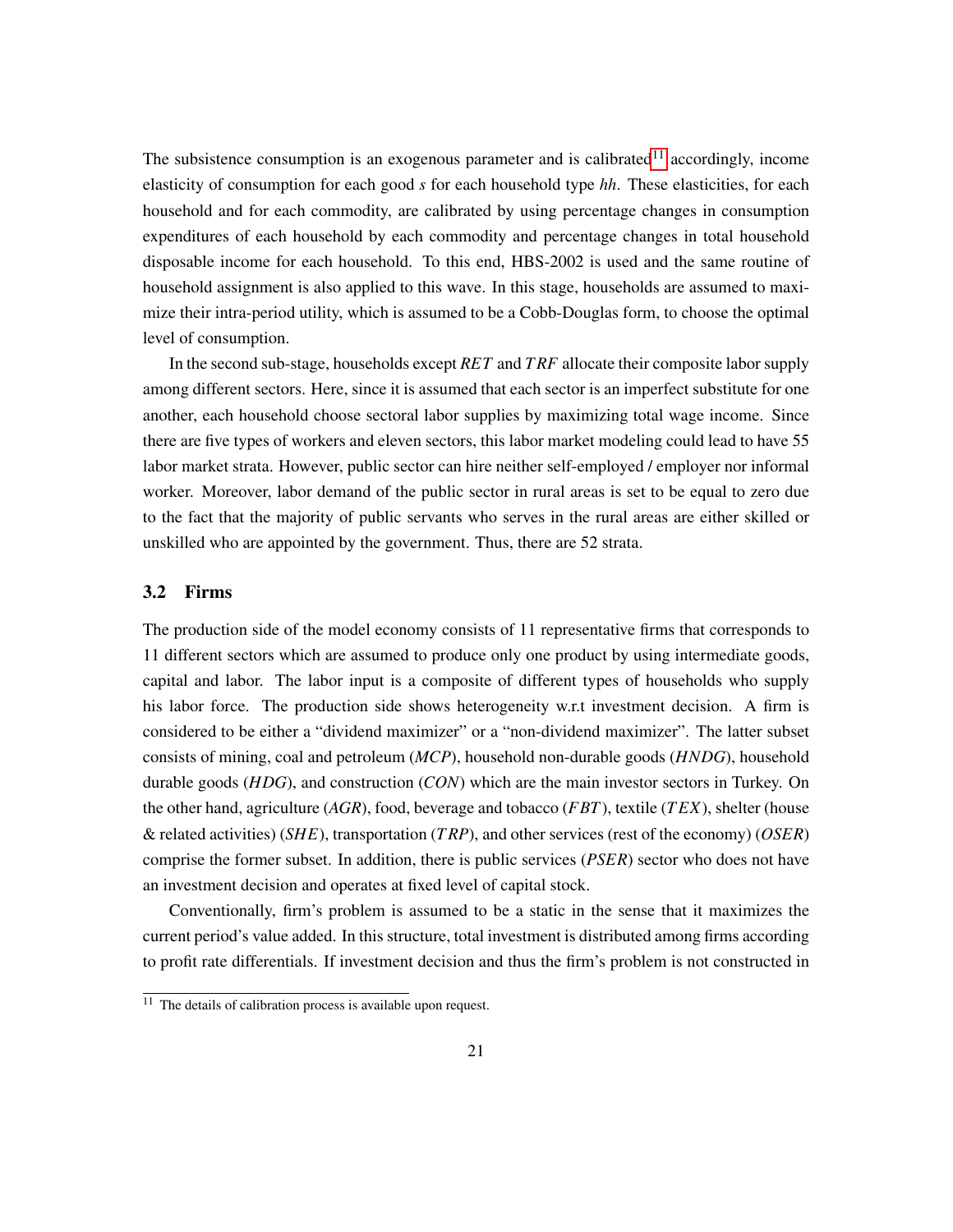The subsistence consumption is an exogenous parameter and is calibrated[11] accordingly, income elasticity of consumption for each good *s* for each household type *hh*. These elasticities, for each household and for each commodity, are calibrated by using percentage changes in consumption expenditures of each household by each commodity and percentage changes in total household disposable income for each household. To this end, HBS-2002 is used and the same routine of household assignment is also applied to this wave. In this stage, households are assumed to maximize their intra-period utility, which is assumed to be a Cobb-Douglas form, to choose the optimal level of consumption.

In the second sub-stage, households except *RET* and *TRF* allocate their composite labor supply among different sectors. Here, since it is assumed that each sector is an imperfect substitute for one another, each household choose sectoral labor supplies by maximizing total wage income. Since there are five types of workers and eleven sectors, this labor market modeling could lead to have 55 labor market strata. However, public sector can hire neither self-employed / employer nor informal worker. Moreover, labor demand of the public sector in rural areas is set to be equal to zero due to the fact that the majority of public servants who serves in the rural areas are either skilled or unskilled who are appointed by the government. Thus, there are 52 strata.

## 3.2 Firms

The production side of the model economy consists of 11 representative firms that corresponds to 11 different sectors which are assumed to produce only one product by using intermediate goods, capital and labor. The labor input is a composite of different types of households who supply his labor force. The production side shows heterogeneity w.r.t investment decision. A firm is considered to be either a "dividend maximizer" or a "non-dividend maximizer". The latter subset consists of mining, coal and petroleum (*MCP*), household non-durable goods (*HNDG*), household durable goods (*HDG*), and construction (*CON*) which are the main investor sectors in Turkey. On the other hand, agriculture (*AGR*), food, beverage and tobacco (*FBT*), textile (*TEX*), shelter (house & related activities) (*SHE*), transportation (*TRP*), and other services (rest of the economy) (*OSER*) comprise the former subset. In addition, there is public services (*PSER*) sector who does not have an investment decision and operates at fixed level of capital stock.

Conventionally, firm's problem is assumed to be a static in the sense that it maximizes the current period's value added. In this structure, total investment is distributed among firms according to profit rate differentials. If investment decision and thus the firm's problem is not constructed in

[11] The details of calibration process is available upon request.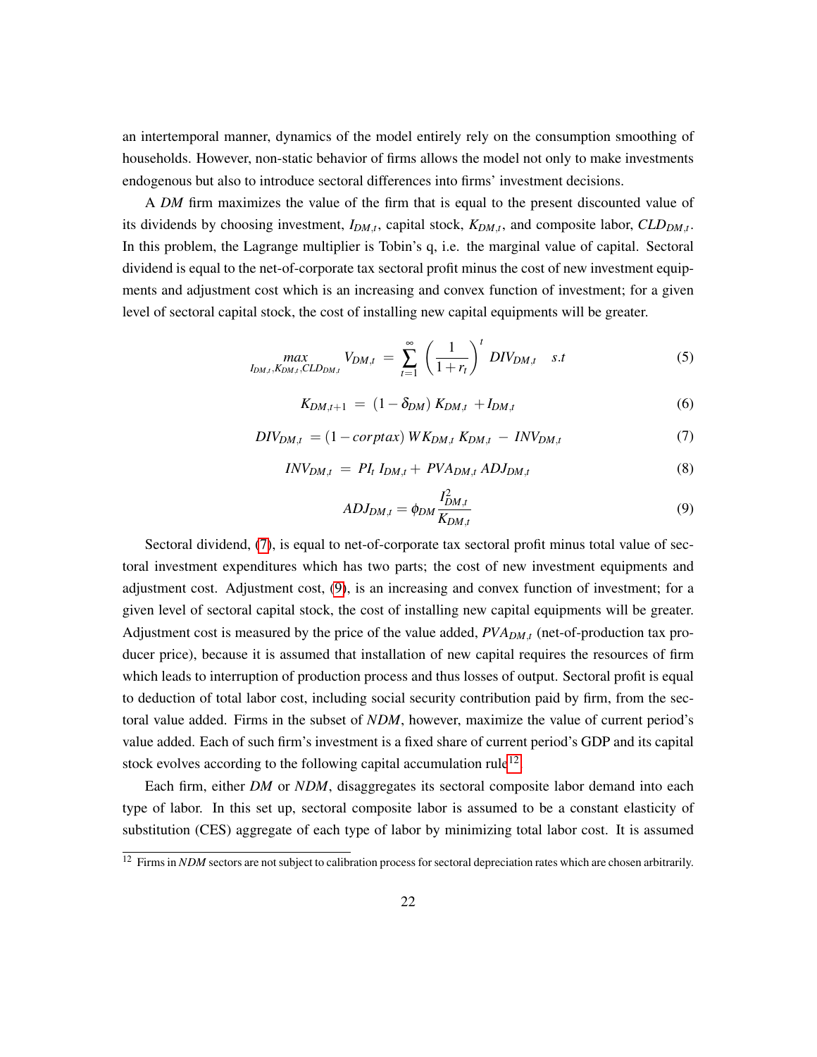an intertemporal manner, dynamics of the model entirely rely on the consumption smoothing of households. However, non-static behavior of firms allows the model not only to make investments endogenous but also to introduce sectoral differences into firms' investment decisions.

A *DM* firm maximizes the value of the firm that is equal to the present discounted value of its dividends by choosing investment, $I_{DM,t}$, capital stock, $K_{DM,t}$, and composite labor, $CLD_{DM,t}$. In this problem, the Lagrange multiplier is Tobin's q, i.e. the marginal value of capital. Sectoral dividend is equal to the net-of-corporate tax sectoral profit minus the cost of new investment equipments and adjustment cost which is an increasing and convex function of investment; for a given level of sectoral capital stock, the cost of installing new capital equipments will be greater.

$$\max_{I_{DM,t},K_{DM,t},CLD_{DM,t}} V_{DM,t} = \sum_{t=1}^{\infty} \left(\frac{1}{1+r_t}\right)^t DIV_{DM,t} \quad s.t \tag{5}$$

$$K_{DM,t+1} = (1-\delta_{DM})\, K_{DM,t} + I_{DM,t} \tag{6}$$

$$DIV_{DM,t} = (1-corptax)\, WK_{DM,t}\, K_{DM,t} - INV_{DM,t} \tag{7}$$

$$INV_{DM,t} = PI_t\, I_{DM,t} + PVA_{DM,t}\, ADJ_{DM,t} \tag{8}$$

$$ADJ_{DM,t} = \phi_{DM} \frac{I_{DM,t}^2}{K_{DM,t}} \tag{9}$$

Sectoral dividend, (7), is equal to net-of-corporate tax sectoral profit minus total value of sectoral investment expenditures which has two parts; the cost of new investment equipments and adjustment cost. Adjustment cost, (9), is an increasing and convex function of investment; for a given level of sectoral capital stock, the cost of installing new capital equipments will be greater. Adjustment cost is measured by the price of the value added, $PVA_{DM,t}$ (net-of-production tax producer price), because it is assumed that installation of new capital requires the resources of firm which leads to interruption of production process and thus losses of output. Sectoral profit is equal to deduction of total labor cost, including social security contribution paid by firm, from the sectoral value added. Firms in the subset of *NDM*, however, maximize the value of current period's value added. Each of such firm's investment is a fixed share of current period's GDP and its capital stock evolves according to the following capital accumulation rule[12]

Each firm, either *DM* or *NDM*, disaggregates its sectoral composite labor demand into each type of labor. In this set up, sectoral composite labor is assumed to be a constant elasticity of substitution (CES) aggregate of each type of labor by minimizing total labor cost. It is assumed

[12] Firms in *NDM* sectors are not subject to calibration process for sectoral depreciation rates which are chosen arbitrarily.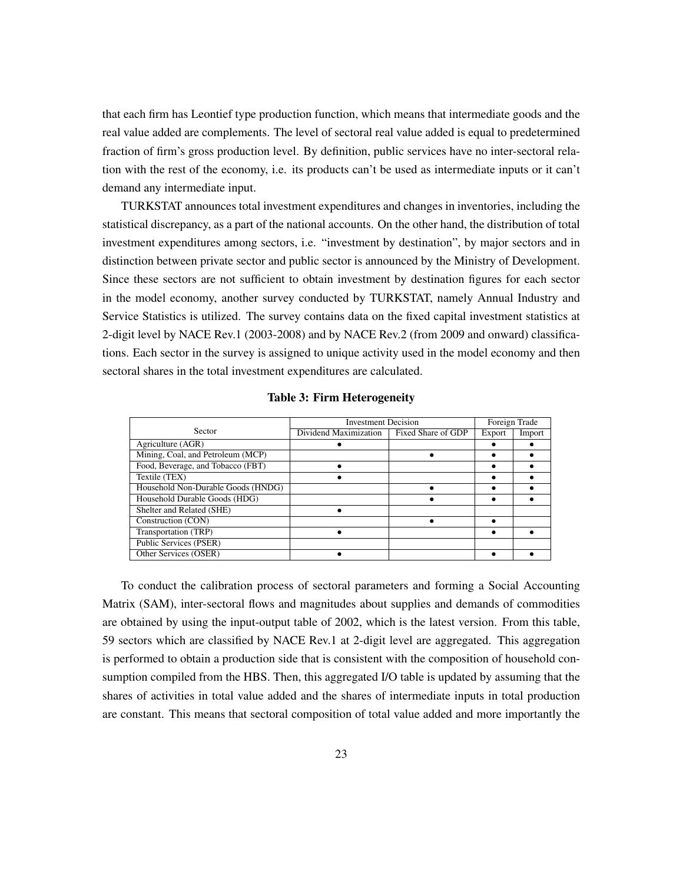that each firm has Leontief type production function, which means that intermediate goods and the real value added are complements. The level of sectoral real value added is equal to predetermined fraction of firm's gross production level. By definition, public services have no inter-sectoral relation with the rest of the economy, i.e. its products can't be used as intermediate inputs or it can't demand any intermediate input.

TURKSTAT announces total investment expenditures and changes in inventories, including the statistical discrepancy, as a part of the national accounts. On the other hand, the distribution of total investment expenditures among sectors, i.e. "investment by destination", by major sectors and in distinction between private sector and public sector is announced by the Ministry of Development. Since these sectors are not sufficient to obtain investment by destination figures for each sector in the model economy, another survey conducted by TURKSTAT, namely Annual Industry and Service Statistics is utilized. The survey contains data on the fixed capital investment statistics at 2-digit level by NACE Rev.1 (2003-2008) and by NACE Rev.2 (from 2009 and onward) classifications. Each sector in the survey is assigned to unique activity used in the model economy and then sectoral shares in the total investment expenditures are calculated.

**Table 3: Firm Heterogeneity**

| Sector | Investment Decision | | Foreign Trade | |
|---|---|---|---|---|
| | Dividend Maximization | Fixed Share of GDP | Export | Import |
| Agriculture (AGR) | • | | • | • |
| Mining, Coal, and Petroleum (MCP) | | • | • | • |
| Food, Beverage, and Tobacco (FBT) | • | | • | • |
| Textile (TEX) | • | | • | • |
| Household Non-Durable Goods (HNDG) | | • | • | • |
| Household Durable Goods (HDG) | | • | • | • |
| Shelter and Related (SHE) | • | | | |
| Construction (CON) | | • | • | |
| Transportation (TRP) | • | | • | • |
| Public Services (PSER) | | | | |
| Other Services (OSER) | • | | • | • |

To conduct the calibration process of sectoral parameters and forming a Social Accounting Matrix (SAM), inter-sectoral flows and magnitudes about supplies and demands of commodities are obtained by using the input-output table of 2002, which is the latest version. From this table, 59 sectors which are classified by NACE Rev.1 at 2-digit level are aggregated. This aggregation is performed to obtain a production side that is consistent with the composition of household consumption compiled from the HBS. Then, this aggregated I/O table is updated by assuming that the shares of activities in total value added and the shares of intermediate inputs in total production are constant. This means that sectoral composition of total value added and more importantly the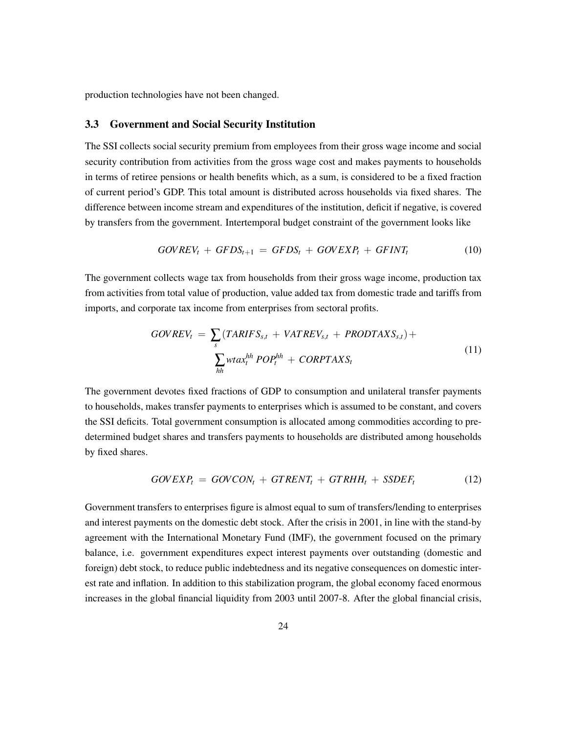production technologies have not been changed.

### 3.3 Government and Social Security Institution

The SSI collects social security premium from employees from their gross wage income and social security contribution from activities from the gross wage cost and makes payments to households in terms of retiree pensions or health benefits which, as a sum, is considered to be a fixed fraction of current period's GDP. This total amount is distributed across households via fixed shares. The difference between income stream and expenditures of the institution, deficit if negative, is covered by transfers from the government. Intertemporal budget constraint of the government looks like

$$GOVREV_t \,+\, GFDS_{t+1} \,=\, GFDS_t \,+\, GOVEXP_t \,+\, GFINT_t \tag{10}$$

The government collects wage tax from households from their gross wage income, production tax from activities from total value of production, value added tax from domestic trade and tariffs from imports, and corporate tax income from enterprises from sectoral profits.

$$\begin{aligned} GOVREV_t \,=\, & \sum_s (TARIFS_{s,t} \,+\, VATREV_{s,t} \,+\, PRODTAXS_{s,t}) + \\ & \sum_{hh} wtax_t^{hh}\, POP_t^{hh} \,+\, CORPTAXS_t \end{aligned} \tag{11}$$

The government devotes fixed fractions of GDP to consumption and unilateral transfer payments to households, makes transfer payments to enterprises which is assumed to be constant, and covers the SSI deficits. Total government consumption is allocated among commodities according to predetermined budget shares and transfers payments to households are distributed among households by fixed shares.

$$GOVEXP_t \,=\, GOVCON_t \,+\, GTRENT_t \,+\, GTRHH_t \,+\, SSDEF_t \tag{12}$$

Government transfers to enterprises figure is almost equal to sum of transfers/lending to enterprises and interest payments on the domestic debt stock. After the crisis in 2001, in line with the stand-by agreement with the International Monetary Fund (IMF), the government focused on the primary balance, i.e. government expenditures expect interest payments over outstanding (domestic and foreign) debt stock, to reduce public indebtedness and its negative consequences on domestic interest rate and inflation. In addition to this stabilization program, the global economy faced enormous increases in the global financial liquidity from 2003 until 2007-8. After the global financial crisis,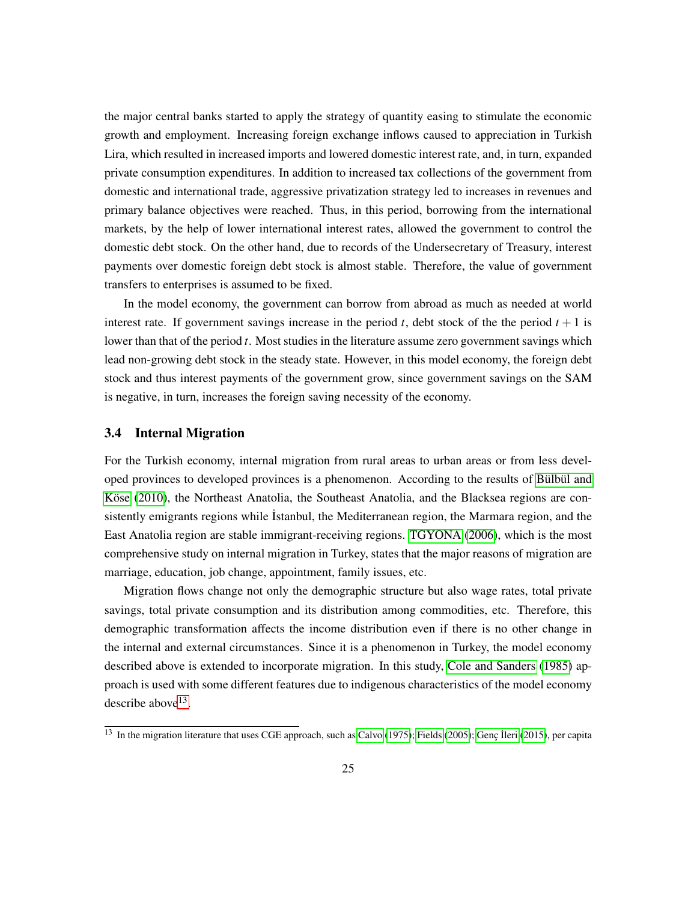the major central banks started to apply the strategy of quantity easing to stimulate the economic growth and employment. Increasing foreign exchange inflows caused to appreciation in Turkish Lira, which resulted in increased imports and lowered domestic interest rate, and, in turn, expanded private consumption expenditures. In addition to increased tax collections of the government from domestic and international trade, aggressive privatization strategy led to increases in revenues and primary balance objectives were reached. Thus, in this period, borrowing from the international markets, by the help of lower international interest rates, allowed the government to control the domestic debt stock. On the other hand, due to records of the Undersecretary of Treasury, interest payments over domestic foreign debt stock is almost stable. Therefore, the value of government transfers to enterprises is assumed to be fixed.

In the model economy, the government can borrow from abroad as much as needed at world interest rate. If government savings increase in the period $t$, debt stock of the the period $t+1$ is lower than that of the period $t$. Most studies in the literature assume zero government savings which lead non-growing debt stock in the steady state. However, in this model economy, the foreign debt stock and thus interest payments of the government grow, since government savings on the SAM is negative, in turn, increases the foreign saving necessity of the economy.

### 3.4 Internal Migration

For the Turkish economy, internal migration from rural areas to urban areas or from less developed provinces to developed provinces is a phenomenon. According to the results of Bülbül and Köse (2010), the Northeast Anatolia, the Southeast Anatolia, and the Blacksea regions are consistently emigrants regions while İstanbul, the Mediterranean region, the Marmara region, and the East Anatolia region are stable immigrant-receiving regions. TGYONA (2006), which is the most comprehensive study on internal migration in Turkey, states that the major reasons of migration are marriage, education, job change, appointment, family issues, etc.

Migration flows change not only the demographic structure but also wage rates, total private savings, total private consumption and its distribution among commodities, etc. Therefore, this demographic transformation affects the income distribution even if there is no other change in the internal and external circumstances. Since it is a phenomenon in Turkey, the model economy described above is extended to incorporate migration. In this study, Cole and Sanders (1985) approach is used with some different features due to indigenous characteristics of the model economy describe above[13].

[13] In the migration literature that uses CGE approach, such as Calvo (1975); Fields (2005); Genç İleri (2015), per capita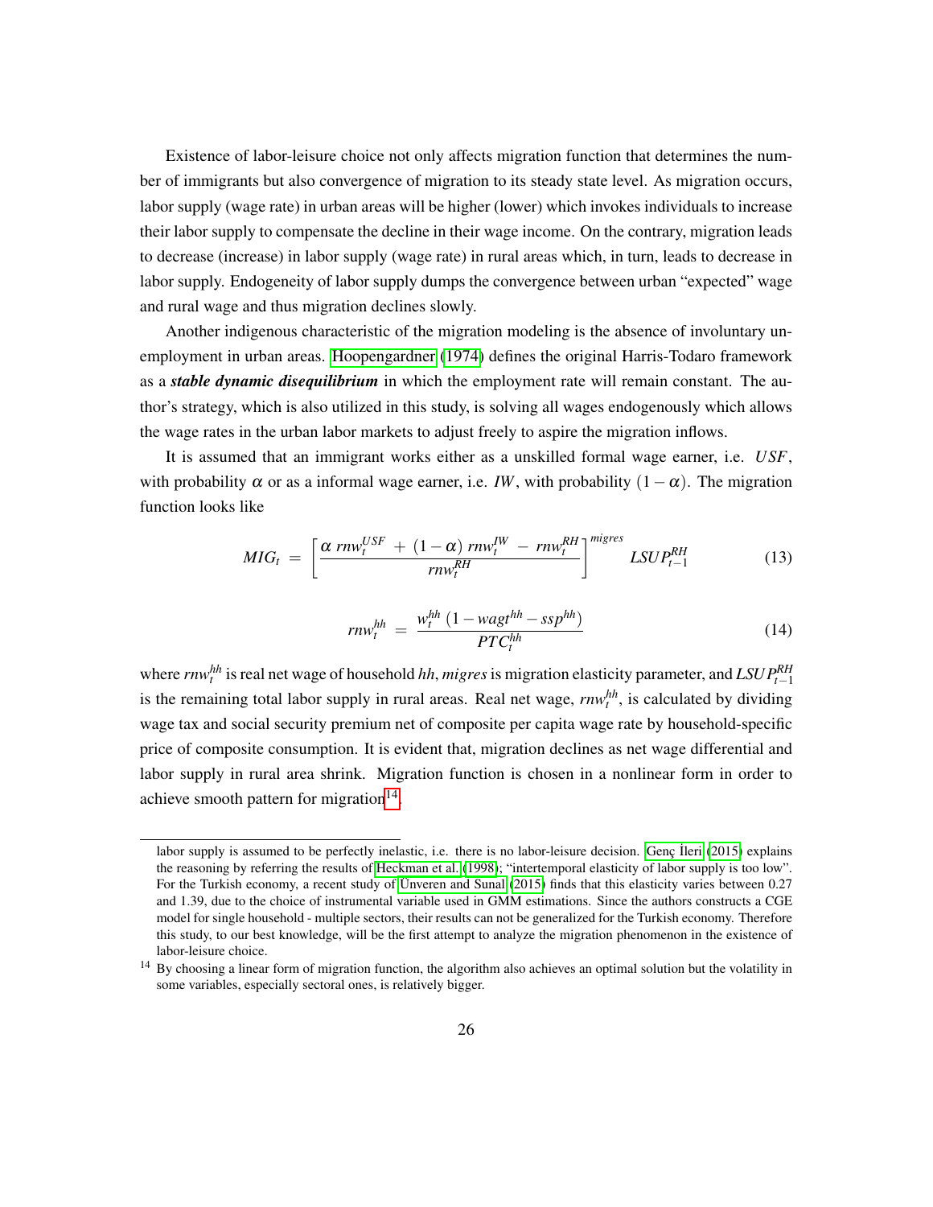Existence of labor-leisure choice not only affects migration function that determines the number of immigrants but also convergence of migration to its steady state level. As migration occurs, labor supply (wage rate) in urban areas will be higher (lower) which invokes individuals to increase their labor supply to compensate the decline in their wage income. On the contrary, migration leads to decrease (increase) in labor supply (wage rate) in rural areas which, in turn, leads to decrease in labor supply. Endogeneity of labor supply dumps the convergence between urban "expected" wage and rural wage and thus migration declines slowly.

Another indigenous characteristic of the migration modeling is the absence of involuntary unemployment in urban areas. Hoopengardner (1974) defines the original Harris-Todaro framework as a ***stable dynamic disequilibrium*** in which the employment rate will remain constant. The author's strategy, which is also utilized in this study, is solving all wages endogenously which allows the wage rates in the urban labor markets to adjust freely to aspire the migration inflows.

It is assumed that an immigrant works either as a unskilled formal wage earner, i.e. $USF$, with probability $\alpha$ or as a informal wage earner, i.e. $IW$, with probability $(1-\alpha)$. The migration function looks like

$$MIG_t \;=\; \left[\frac{\alpha\; rnw_t^{USF} \;+\; (1-\alpha)\; rnw_t^{IW} \;-\; rnw_t^{RH}}{rnw_t^{RH}}\right]^{migres} \; LSUP_{t-1}^{RH} \tag{13}$$

$$rnw_t^{hh} \;=\; \frac{w_t^{hh}\;(1-wagt^{hh}-ssp^{hh})}{PTC_t^{hh}} \tag{14}$$

where $rnw_t^{hh}$ is real net wage of household $hh$, $migres$ is migration elasticity parameter, and $LSUP_{t-1}^{RH}$ is the remaining total labor supply in rural areas. Real net wage, $rnw_t^{hh}$, is calculated by dividing wage tax and social security premium net of composite per capita wage rate by household-specific price of composite consumption. It is evident that, migration declines as net wage differential and labor supply in rural area shrink. Migration function is chosen in a nonlinear form in order to achieve smooth pattern for migration[14].

---

labor supply is assumed to be perfectly inelastic, i.e. there is no labor-leisure decision. Genç İleri (2015) explains the reasoning by referring the results of Heckman et al. (1998); "intertemporal elasticity of labor supply is too low". For the Turkish economy, a recent study of Unveren and Sunal (2015) finds that this elasticity varies between 0.27 and 1.39, due to the choice of instrumental variable used in GMM estimations. Since the authors constructs a CGE model for single household - multiple sectors, their results can not be generalized for the Turkish economy. Therefore this study, to our best knowledge, will be the first attempt to analyze the migration phenomenon in the existence of labor-leisure choice.

[14] By choosing a linear form of migration function, the algorithm also achieves an optimal solution but the volatility in some variables, especially sectoral ones, is relatively bigger.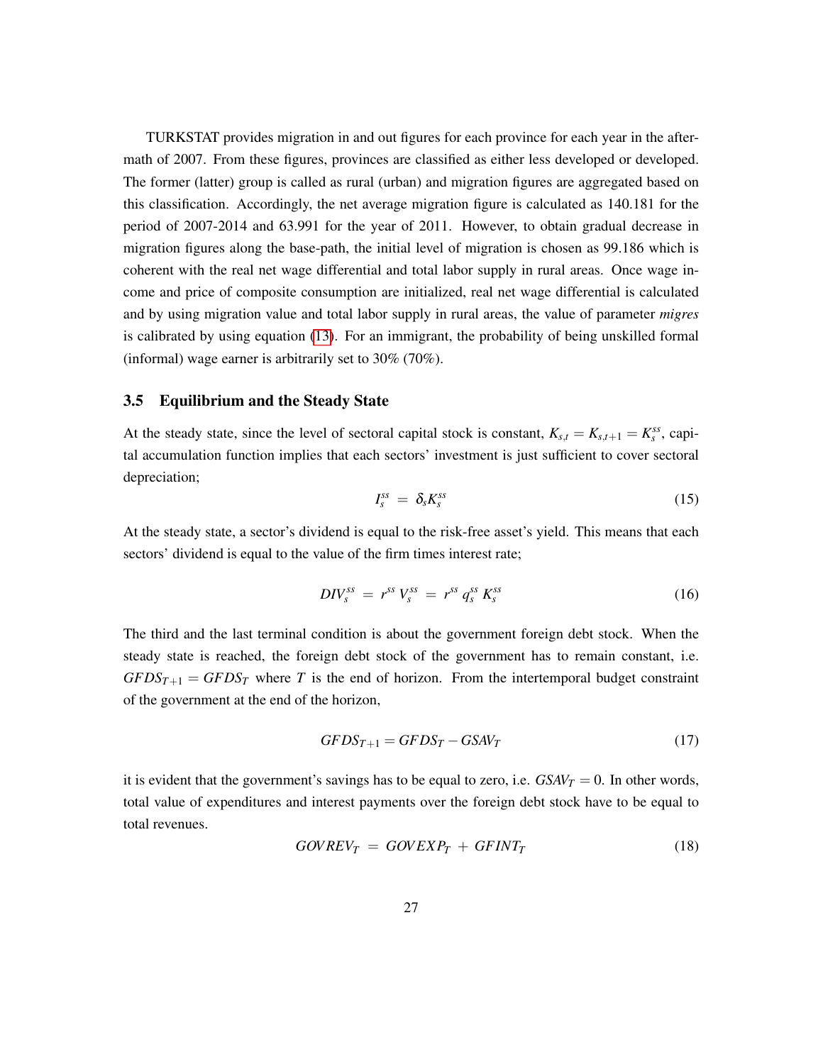TURKSTAT provides migration in and out figures for each province for each year in the aftermath of 2007. From these figures, provinces are classified as either less developed or developed. The former (latter) group is called as rural (urban) and migration figures are aggregated based on this classification. Accordingly, the net average migration figure is calculated as 140.181 for the period of 2007-2014 and 63.991 for the year of 2011. However, to obtain gradual decrease in migration figures along the base-path, the initial level of migration is chosen as 99.186 which is coherent with the real net wage differential and total labor supply in rural areas. Once wage income and price of composite consumption are initialized, real net wage differential is calculated and by using migration value and total labor supply in rural areas, the value of parameter *migres* is calibrated by using equation (13). For an immigrant, the probability of being unskilled formal (informal) wage earner is arbitrarily set to 30% (70%).

### 3.5 Equilibrium and the Steady State

At the steady state, since the level of sectoral capital stock is constant, $K_{s,t} = K_{s,t+1} = K_s^{ss}$, capital accumulation function implies that each sectors' investment is just sufficient to cover sectoral depreciation;

$$I_s^{ss} \;=\; \delta_s K_s^{ss} \tag{15}$$

At the steady state, a sector's dividend is equal to the risk-free asset's yield. This means that each sectors' dividend is equal to the value of the firm times interest rate;

$$DIV_s^{ss} \;=\; r^{ss}\, V_s^{ss} \;=\; r^{ss}\, q_s^{ss}\, K_s^{ss} \tag{16}$$

The third and the last terminal condition is about the government foreign debt stock. When the steady state is reached, the foreign debt stock of the government has to remain constant, i.e. $GFDS_{T+1} = GFDS_T$ where $T$ is the end of horizon. From the intertemporal budget constraint of the government at the end of the horizon,

$$GFDS_{T+1} = GFDS_T - GSAV_T \tag{17}$$

it is evident that the government's savings has to be equal to zero, i.e. $GSAV_T = 0$. In other words, total value of expenditures and interest payments over the foreign debt stock have to be equal to total revenues.

$$GOVREV_T \;=\; GOVEXP_T \;+\; GFINT_T \tag{18}$$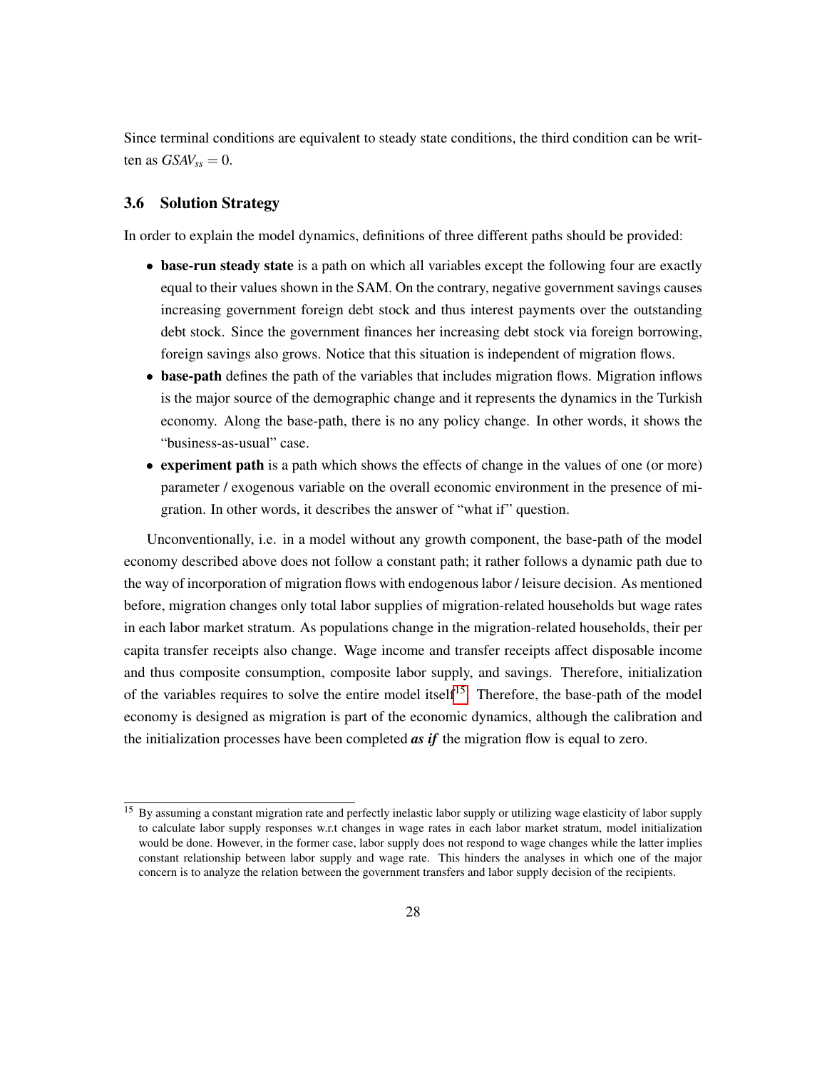Since terminal conditions are equivalent to steady state conditions, the third condition can be written as $GSAV_{ss} = 0$.

### 3.6 Solution Strategy

In order to explain the model dynamics, definitions of three different paths should be provided:

- **base-run steady state** is a path on which all variables except the following four are exactly equal to their values shown in the SAM. On the contrary, negative government savings causes increasing government foreign debt stock and thus interest payments over the outstanding debt stock. Since the government finances her increasing debt stock via foreign borrowing, foreign savings also grows. Notice that this situation is independent of migration flows.
- **base-path** defines the path of the variables that includes migration flows. Migration inflows is the major source of the demographic change and it represents the dynamics in the Turkish economy. Along the base-path, there is no any policy change. In other words, it shows the "business-as-usual" case.
- **experiment path** is a path which shows the effects of change in the values of one (or more) parameter / exogenous variable on the overall economic environment in the presence of migration. In other words, it describes the answer of "what if" question.

Unconventionally, i.e. in a model without any growth component, the base-path of the model economy described above does not follow a constant path; it rather follows a dynamic path due to the way of incorporation of migration flows with endogenous labor / leisure decision. As mentioned before, migration changes only total labor supplies of migration-related households but wage rates in each labor market stratum. As populations change in the migration-related households, their per capita transfer receipts also change. Wage income and transfer receipts affect disposable income and thus composite consumption, composite labor supply, and savings. Therefore, initialization of the variables requires to solve the entire model itself[15]. Therefore, the base-path of the model economy is designed as migration is part of the economic dynamics, although the calibration and the initialization processes have been completed ***as if*** the migration flow is equal to zero.

[15] By assuming a constant migration rate and perfectly inelastic labor supply or utilizing wage elasticity of labor supply to calculate labor supply responses w.r.t changes in wage rates in each labor market stratum, model initialization would be done. However, in the former case, labor supply does not respond to wage changes while the latter implies constant relationship between labor supply and wage rate. This hinders the analyses in which one of the major concern is to analyze the relation between the government transfers and labor supply decision of the recipients.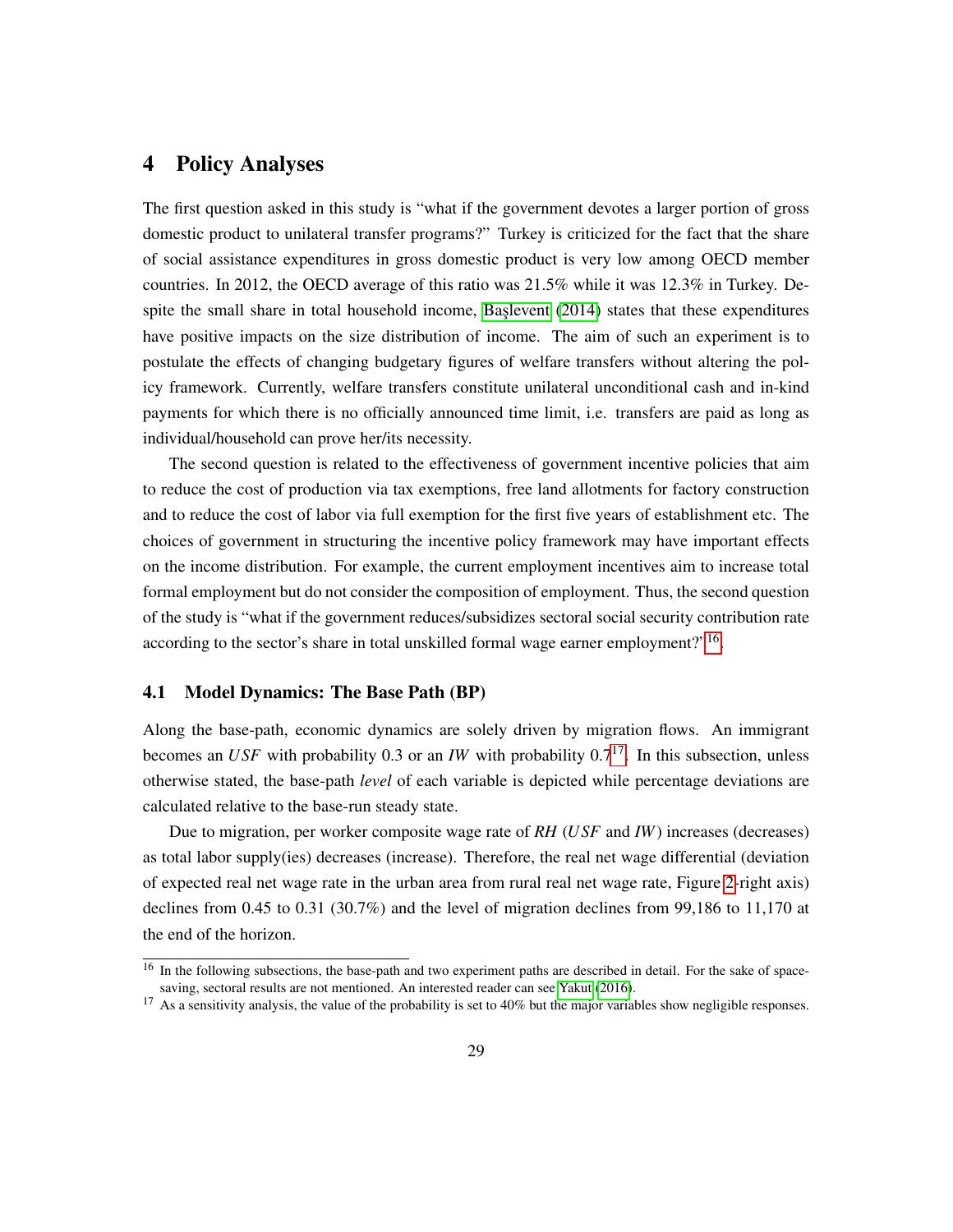# 4 Policy Analyses

The first question asked in this study is "what if the government devotes a larger portion of gross domestic product to unilateral transfer programs?" Turkey is criticized for the fact that the share of social assistance expenditures in gross domestic product is very low among OECD member countries. In 2012, the OECD average of this ratio was 21.5% while it was 12.3% in Turkey. Despite the small share in total household income, Başlevent (2014) states that these expenditures have positive impacts on the size distribution of income. The aim of such an experiment is to postulate the effects of changing budgetary figures of welfare transfers without altering the policy framework. Currently, welfare transfers constitute unilateral unconditional cash and in-kind payments for which there is no officially announced time limit, i.e. transfers are paid as long as individual/household can prove her/its necessity.

The second question is related to the effectiveness of government incentive policies that aim to reduce the cost of production via tax exemptions, free land allotments for factory construction and to reduce the cost of labor via full exemption for the first five years of establishment etc. The choices of government in structuring the incentive policy framework may have important effects on the income distribution. For example, the current employment incentives aim to increase total formal employment but do not consider the composition of employment. Thus, the second question of the study is "what if the government reduces/subsidizes sectoral social security contribution rate according to the sector's share in total unskilled formal wage earner employment?"[16].

## 4.1 Model Dynamics: The Base Path (BP)

Along the base-path, economic dynamics are solely driven by migration flows. An immigrant becomes an $USF$ with probability 0.3 or an $IW$ with probability 0.7[17]. In this subsection, unless otherwise stated, the base-path *level* of each variable is depicted while percentage deviations are calculated relative to the base-run steady state.

Due to migration, per worker composite wage rate of $RH$ ($USF$ and $IW$) increases (decreases) as total labor supply(ies) decreases (increase). Therefore, the real net wage differential (deviation of expected real net wage rate in the urban area from rural real net wage rate, Figure 2-right axis) declines from 0.45 to 0.31 (30.7%) and the level of migration declines from 99,186 to 11,170 at the end of the horizon.

[16] In the following subsections, the base-path and two experiment paths are described in detail. For the sake of space-saving, sectoral results are not mentioned. An interested reader can see Yakut (2016).

[17] As a sensitivity analysis, the value of the probability is set to 40% but the major variables show negligible responses.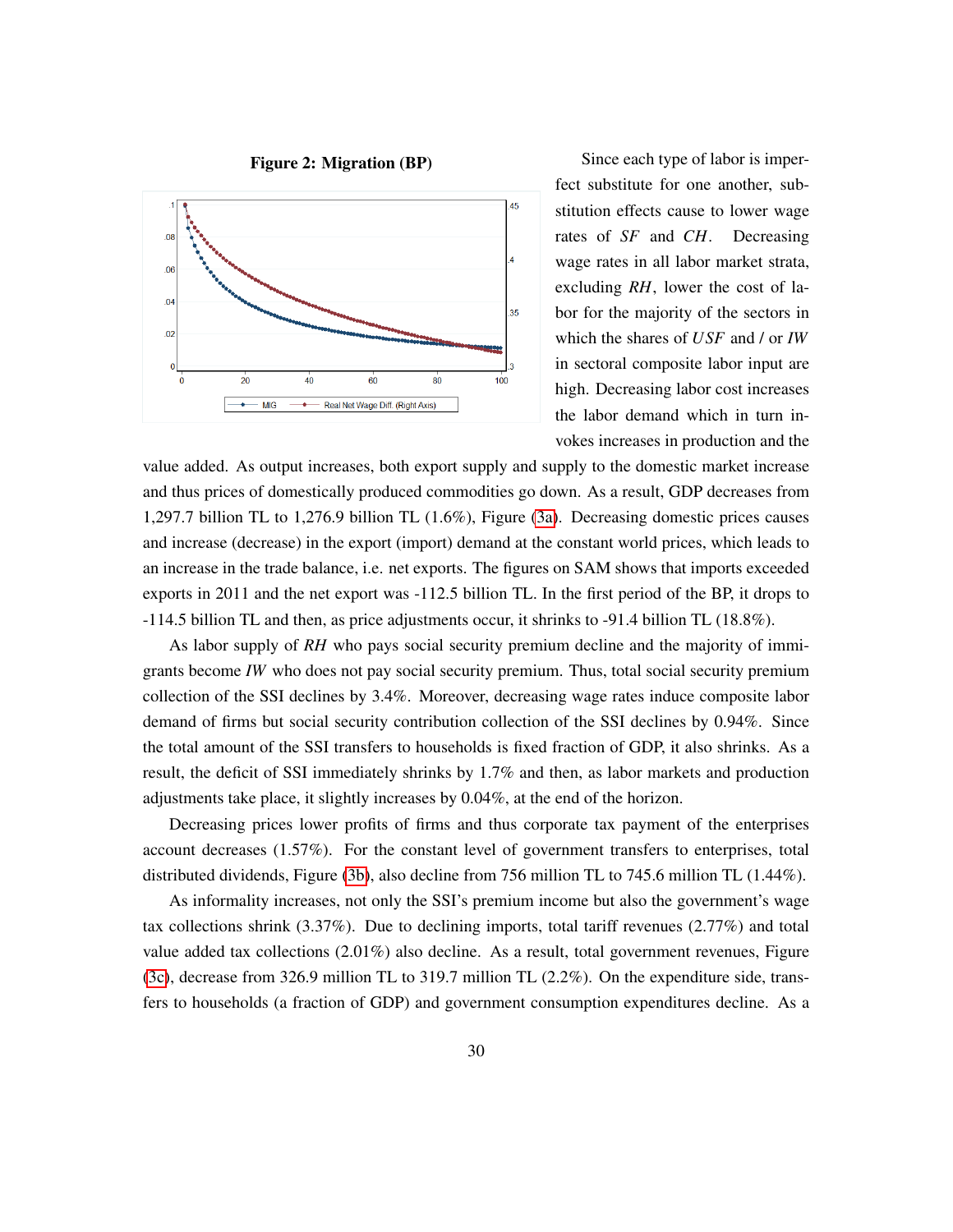**Figure 2: Migration (BP)**

Since each type of labor is imperfect substitute for one another, substitution effects cause to lower wage rates of *SF* and *CH*. Decreasing wage rates in all labor market strata, excluding *RH*, lower the cost of labor for the majority of the sectors in which the shares of *USF* and / or *IW* in sectoral composite labor input are high. Decreasing labor cost increases the labor demand which in turn invokes increases in production and the value added. As output increases, both export supply and supply to the domestic market increase and thus prices of domestically produced commodities go down. As a result, GDP decreases from 1,297.7 billion TL to 1,276.9 billion TL (1.6%), Figure (3a). Decreasing domestic prices causes and increase (decrease) in the export (import) demand at the constant world prices, which leads to an increase in the trade balance, i.e. net exports. The figures on SAM shows that imports exceeded exports in 2011 and the net export was -112.5 billion TL. In the first period of the BP, it drops to -114.5 billion TL and then, as price adjustments occur, it shrinks to -91.4 billion TL (18.8%).

As labor supply of *RH* who pays social security premium decline and the majority of immigrants become *IW* who does not pay social security premium. Thus, total social security premium collection of the SSI declines by 3.4%. Moreover, decreasing wage rates induce composite labor demand of firms but social security contribution collection of the SSI declines by 0.94%. Since the total amount of the SSI transfers to households is fixed fraction of GDP, it also shrinks. As a result, the deficit of SSI immediately shrinks by 1.7% and then, as labor markets and production adjustments take place, it slightly increases by 0.04%, at the end of the horizon.

Decreasing prices lower profits of firms and thus corporate tax payment of the enterprises account decreases (1.57%). For the constant level of government transfers to enterprises, total distributed dividends, Figure (3b), also decline from 756 million TL to 745.6 million TL (1.44%).

As informality increases, not only the SSI's premium income but also the government's wage tax collections shrink (3.37%). Due to declining imports, total tariff revenues (2.77%) and total value added tax collections (2.01%) also decline. As a result, total government revenues, Figure (3c), decrease from 326.9 million TL to 319.7 million TL (2.2%). On the expenditure side, transfers to households (a fraction of GDP) and government consumption expenditures decline. As a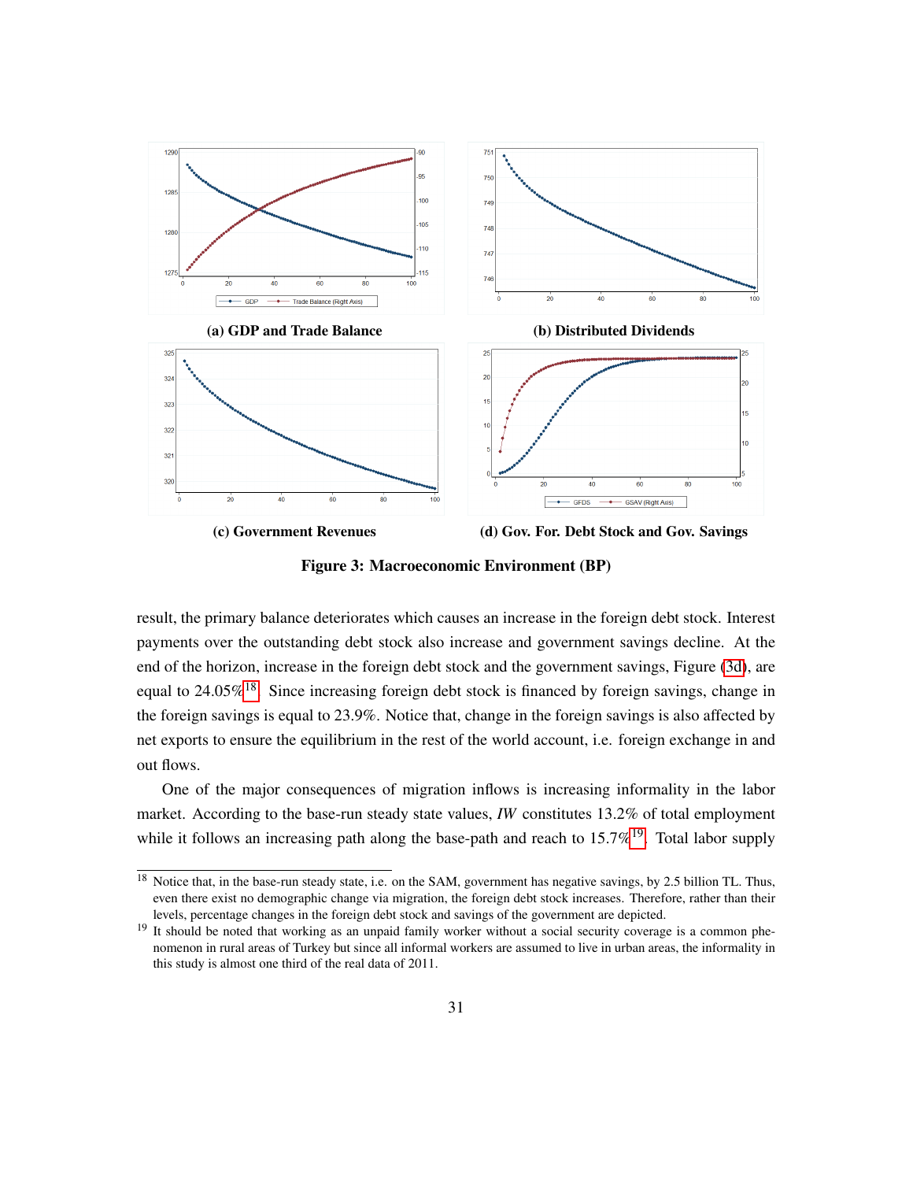**(a) GDP and Trade Balance**

**(b) Distributed Dividends**

**(c) Government Revenues**

**(d) Gov. For. Debt Stock and Gov. Savings**

**Figure 3: Macroeconomic Environment (BP)**

result, the primary balance deteriorates which causes an increase in the foreign debt stock. Interest payments over the outstanding debt stock also increase and government savings decline. At the end of the horizon, increase in the foreign debt stock and the government savings, Figure (3d), are equal to 24.05%[18]. Since increasing foreign debt stock is financed by foreign savings, change in the foreign savings is equal to 23.9%. Notice that, change in the foreign savings is also affected by net exports to ensure the equilibrium in the rest of the world account, i.e. foreign exchange in and out flows.

One of the major consequences of migration inflows is increasing informality in the labor market. According to the base-run steady state values, *IW* constitutes 13.2% of total employment while it follows an increasing path along the base-path and reach to 15.7%[19]. Total labor supply

[18] Notice that, in the base-run steady state, i.e. on the SAM, government has negative savings, by 2.5 billion TL. Thus, even there exist no demographic change via migration, the foreign debt stock increases. Therefore, rather than their levels, percentage changes in the foreign debt stock and savings of the government are depicted.

[19] It should be noted that working as an unpaid family worker without a social security coverage is a common phenomenon in rural areas of Turkey but since all informal workers are assumed to live in urban areas, the informality in this study is almost one third of the real data of 2011.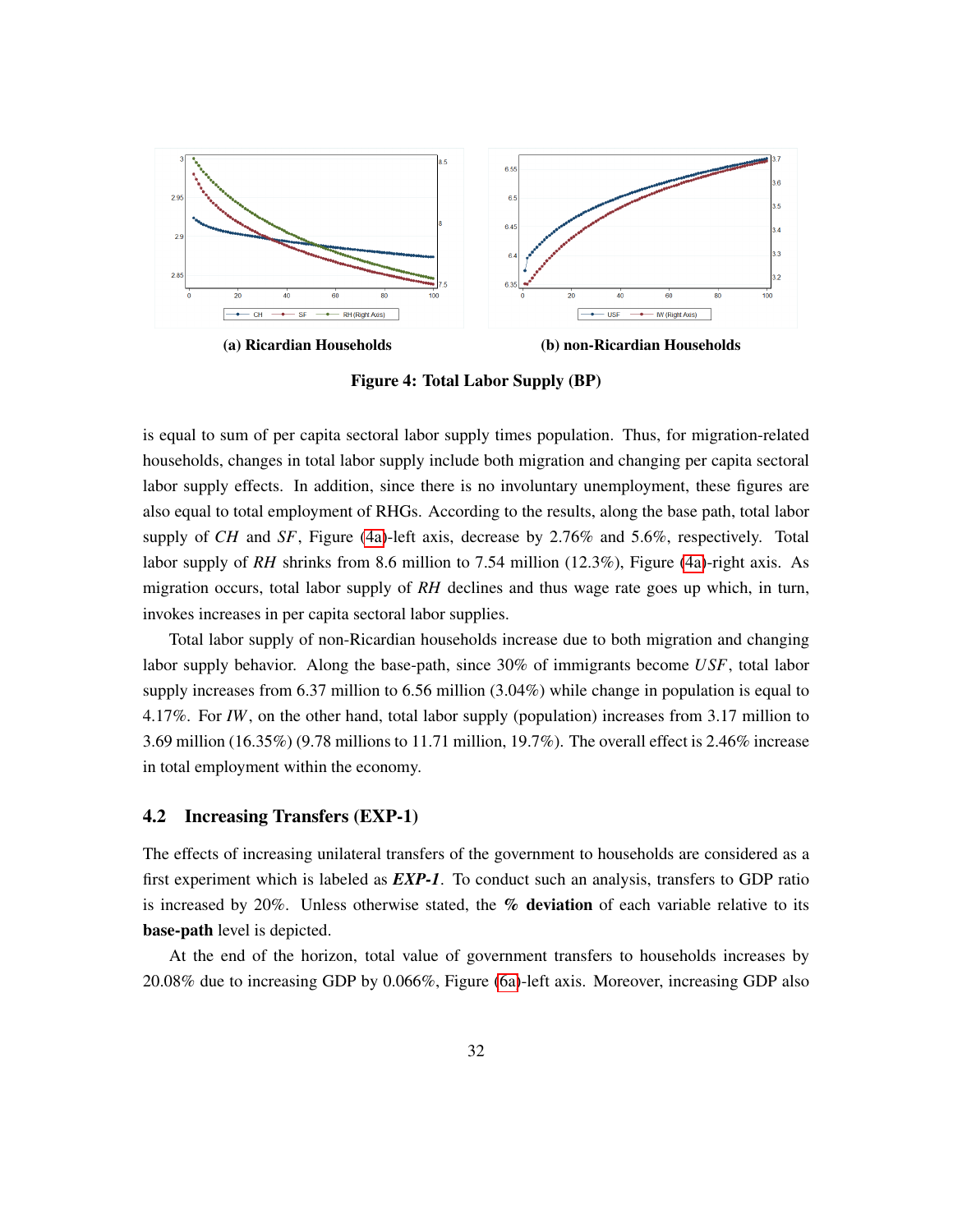(a) Ricardian Households

(b) non-Ricardian Households

**Figure 4: Total Labor Supply (BP)**

is equal to sum of per capita sectoral labor supply times population. Thus, for migration-related households, changes in total labor supply include both migration and changing per capita sectoral labor supply effects. In addition, since there is no involuntary unemployment, these figures are also equal to total employment of RHGs. According to the results, along the base path, total labor supply of *CH* and *SF*, Figure (4a)-left axis, decrease by 2.76% and 5.6%, respectively. Total labor supply of *RH* shrinks from 8.6 million to 7.54 million (12.3%), Figure (4a)-right axis. As migration occurs, total labor supply of *RH* declines and thus wage rate goes up which, in turn, invokes increases in per capita sectoral labor supplies.

Total labor supply of non-Ricardian households increase due to both migration and changing labor supply behavior. Along the base-path, since 30% of immigrants become $USF$, total labor supply increases from 6.37 million to 6.56 million (3.04%) while change in population is equal to 4.17%. For *IW*, on the other hand, total labor supply (population) increases from 3.17 million to 3.69 million (16.35%) (9.78 millions to 11.71 million, 19.7%). The overall effect is 2.46% increase in total employment within the economy.

## 4.2 Increasing Transfers (EXP-1)

The effects of increasing unilateral transfers of the government to households are considered as a first experiment which is labeled as ***EXP-1***. To conduct such an analysis, transfers to GDP ratio is increased by 20%. Unless otherwise stated, the **% deviation** of each variable relative to its **base-path** level is depicted.

At the end of the horizon, total value of government transfers to households increases by 20.08% due to increasing GDP by 0.066%, Figure (6a)-left axis. Moreover, increasing GDP also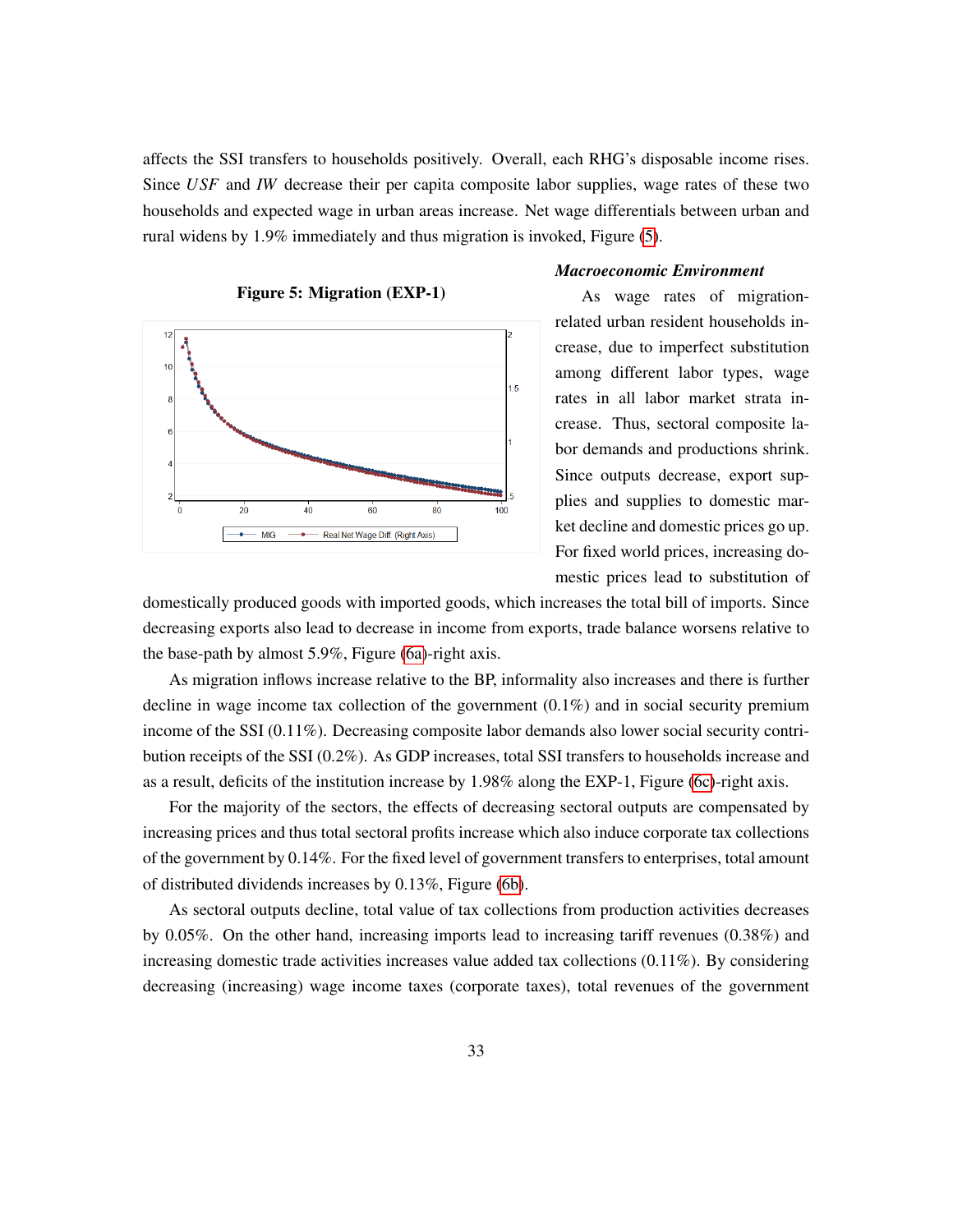affects the SSI transfers to households positively. Overall, each RHG's disposable income rises. Since *USF* and *IW* decrease their per capita composite labor supplies, wage rates of these two households and expected wage in urban areas increase. Net wage differentials between urban and rural widens by 1.9% immediately and thus migration is invoked, Figure (5).

**Figure 5: Migration (EXP-1)**

### *Macroeconomic Environment*

As wage rates of migration-related urban resident households increase, due to imperfect substitution among different labor types, wage rates in all labor market strata increase. Thus, sectoral composite labor demands and productions shrink. Since outputs decrease, export supplies and supplies to domestic market decline and domestic prices go up. For fixed world prices, increasing domestic prices lead to substitution of domestically produced goods with imported goods, which increases the total bill of imports. Since decreasing exports also lead to decrease in income from exports, trade balance worsens relative to the base-path by almost 5.9%, Figure (6a)-right axis.

As migration inflows increase relative to the BP, informality also increases and there is further decline in wage income tax collection of the government (0.1%) and in social security premium income of the SSI (0.11%). Decreasing composite labor demands also lower social security contribution receipts of the SSI (0.2%). As GDP increases, total SSI transfers to households increase and as a result, deficits of the institution increase by 1.98% along the EXP-1, Figure (6c)-right axis.

For the majority of the sectors, the effects of decreasing sectoral outputs are compensated by increasing prices and thus total sectoral profits increase which also induce corporate tax collections of the government by 0.14%. For the fixed level of government transfers to enterprises, total amount of distributed dividends increases by 0.13%, Figure (6b).

As sectoral outputs decline, total value of tax collections from production activities decreases by 0.05%. On the other hand, increasing imports lead to increasing tariff revenues (0.38%) and increasing domestic trade activities increases value added tax collections (0.11%). By considering decreasing (increasing) wage income taxes (corporate taxes), total revenues of the government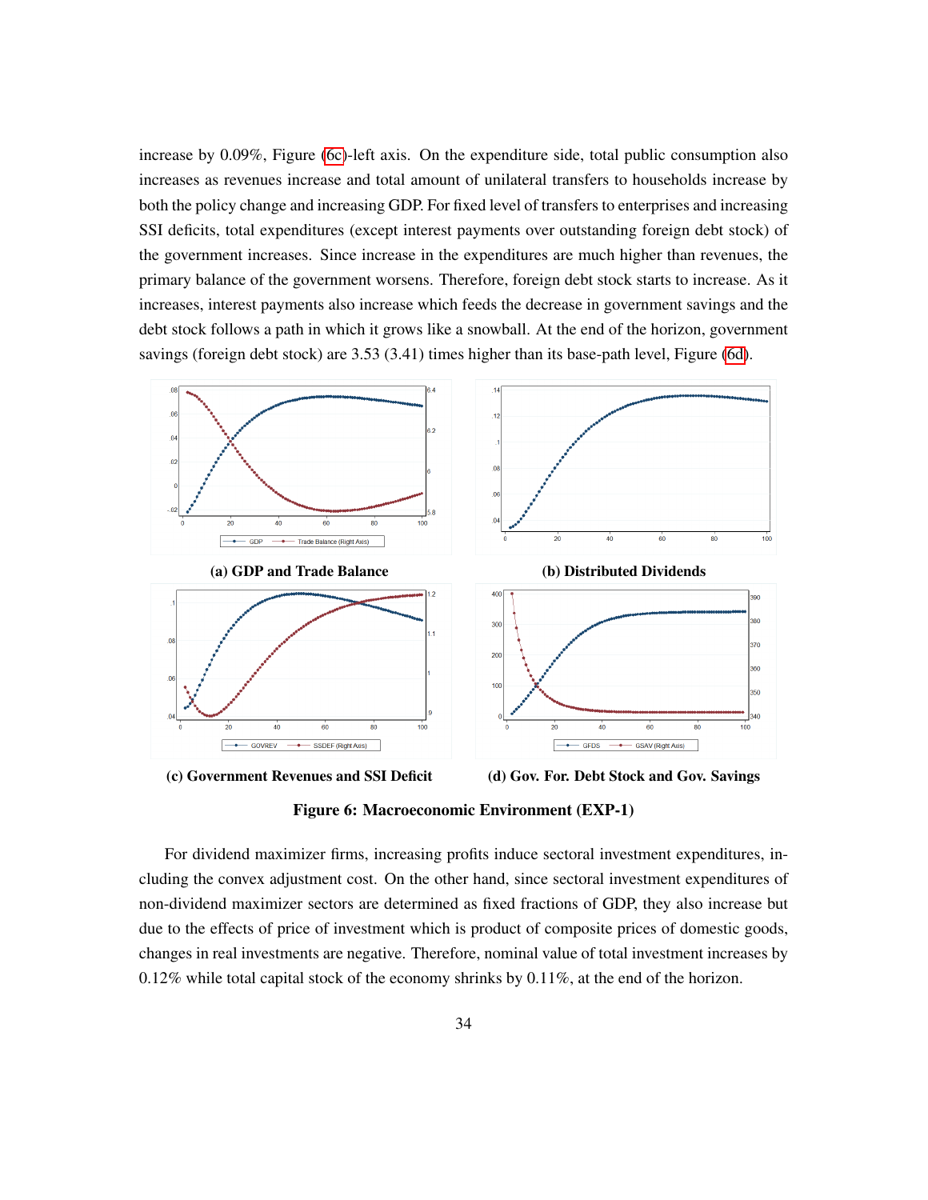increase by 0.09%, Figure (6c)-left axis. On the expenditure side, total public consumption also increases as revenues increase and total amount of unilateral transfers to households increase by both the policy change and increasing GDP. For fixed level of transfers to enterprises and increasing SSI deficits, total expenditures (except interest payments over outstanding foreign debt stock) of the government increases. Since increase in the expenditures are much higher than revenues, the primary balance of the government worsens. Therefore, foreign debt stock starts to increase. As it increases, interest payments also increase which feeds the decrease in government savings and the debt stock follows a path in which it grows like a snowball. At the end of the horizon, government savings (foreign debt stock) are 3.53 (3.41) times higher than its base-path level, Figure (6d).

**(a) GDP and Trade Balance**

**(b) Distributed Dividends**

**(c) Government Revenues and SSI Deficit**

**(d) Gov. For. Debt Stock and Gov. Savings**

**Figure 6: Macroeconomic Environment (EXP-1)**

For dividend maximizer firms, increasing profits induce sectoral investment expenditures, including the convex adjustment cost. On the other hand, since sectoral investment expenditures of non-dividend maximizer sectors are determined as fixed fractions of GDP, they also increase but due to the effects of price of investment which is product of composite prices of domestic goods, changes in real investments are negative. Therefore, nominal value of total investment increases by 0.12% while total capital stock of the economy shrinks by 0.11%, at the end of the horizon.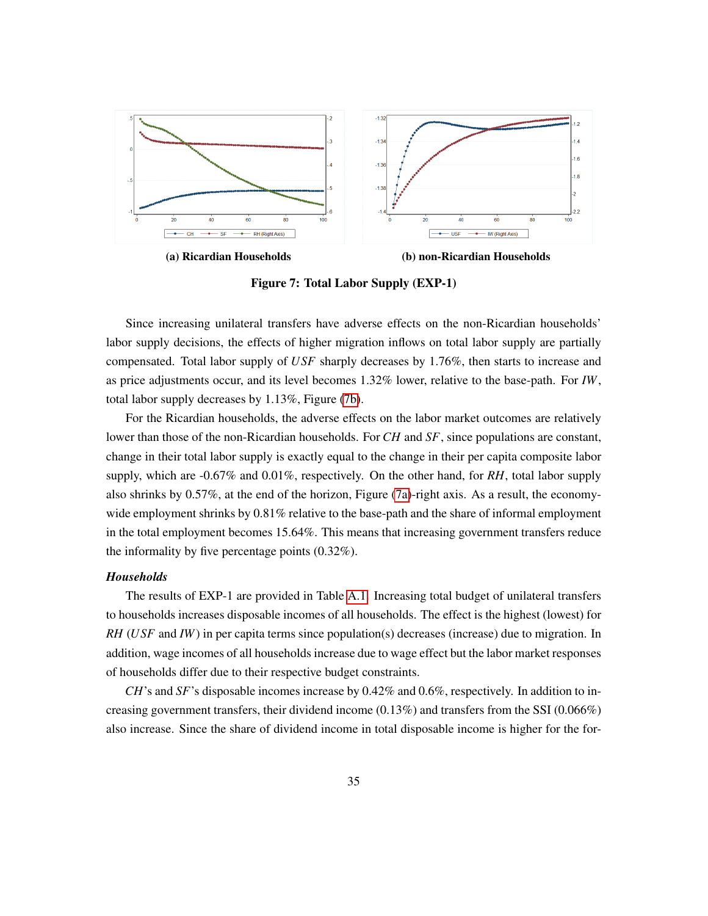(a) Ricardian Households

(b) non-Ricardian Households

**Figure 7: Total Labor Supply (EXP-1)**

Since increasing unilateral transfers have adverse effects on the non-Ricardian households' labor supply decisions, the effects of higher migration inflows on total labor supply are partially compensated. Total labor supply of $USF$ sharply decreases by 1.76%, then starts to increase and as price adjustments occur, and its level becomes 1.32% lower, relative to the base-path. For $IW$, total labor supply decreases by 1.13%, Figure (7b).

For the Ricardian households, the adverse effects on the labor market outcomes are relatively lower than those of the non-Ricardian households. For $CH$ and $SF$, since populations are constant, change in their total labor supply is exactly equal to the change in their per capita composite labor supply, which are -0.67% and 0.01%, respectively. On the other hand, for $RH$, total labor supply also shrinks by 0.57%, at the end of the horizon, Figure (7a)-right axis. As a result, the economy-wide employment shrinks by 0.81% relative to the base-path and the share of informal employment in the total employment becomes 15.64%. This means that increasing government transfers reduce the informality by five percentage points (0.32%).

***Households***

The results of EXP-1 are provided in Table A.1. Increasing total budget of unilateral transfers to households increases disposable incomes of all households. The effect is the highest (lowest) for $RH$ ($USF$ and $IW$) in per capita terms since population(s) decreases (increase) due to migration. In addition, wage incomes of all households increase due to wage effect but the labor market responses of households differ due to their respective budget constraints.

$CH$'s and $SF$'s disposable incomes increase by 0.42% and 0.6%, respectively. In addition to increasing government transfers, their dividend income (0.13%) and transfers from the SSI (0.066%) also increase. Since the share of dividend income in total disposable income is higher for the for-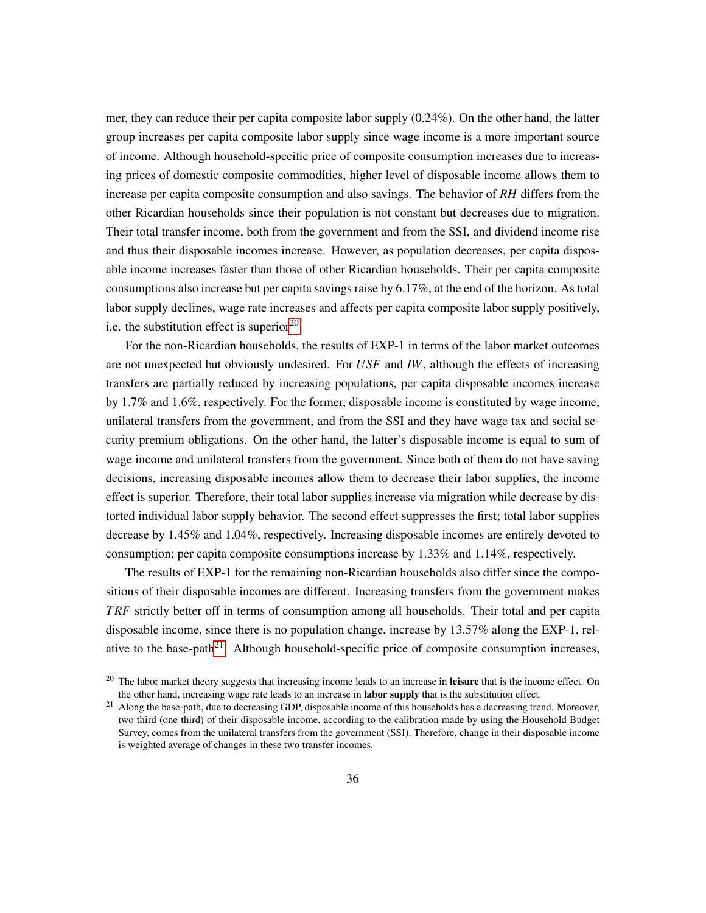mer, they can reduce their per capita composite labor supply (0.24%). On the other hand, the latter group increases per capita composite labor supply since wage income is a more important source of income. Although household-specific price of composite consumption increases due to increasing prices of domestic composite commodities, higher level of disposable income allows them to increase per capita composite consumption and also savings. The behavior of *RH* differs from the other Ricardian households since their population is not constant but decreases due to migration. Their total transfer income, both from the government and from the SSI, and dividend income rise and thus their disposable incomes increase. However, as population decreases, per capita disposable income increases faster than those of other Ricardian households. Their per capita composite consumptions also increase but per capita savings raise by 6.17%, at the end of the horizon. As total labor supply declines, wage rate increases and affects per capita composite labor supply positively, i.e. the substitution effect is superior[20].

For the non-Ricardian households, the results of EXP-1 in terms of the labor market outcomes are not unexpected but obviously undesired. For $USF$ and $IW$, although the effects of increasing transfers are partially reduced by increasing populations, per capita disposable incomes increase by 1.7% and 1.6%, respectively. For the former, disposable income is constituted by wage income, unilateral transfers from the government, and from the SSI and they have wage tax and social security premium obligations. On the other hand, the latter's disposable income is equal to sum of wage income and unilateral transfers from the government. Since both of them do not have saving decisions, increasing disposable incomes allow them to decrease their labor supplies, the income effect is superior. Therefore, their total labor supplies increase via migration while decrease by distorted individual labor supply behavior. The second effect suppresses the first; total labor supplies decrease by 1.45% and 1.04%, respectively. Increasing disposable incomes are entirely devoted to consumption; per capita composite consumptions increase by 1.33% and 1.14%, respectively.

The results of EXP-1 for the remaining non-Ricardian households also differ since the compositions of their disposable incomes are different. Increasing transfers from the government makes $TRF$ strictly better off in terms of consumption among all households. Their total and per capita disposable income, since there is no population change, increase by 13.57% along the EXP-1, relative to the base-path[21]. Although household-specific price of composite consumption increases,

[20] The labor market theory suggests that increasing income leads to an increase in **leisure** that is the income effect. On the other hand, increasing wage rate leads to an increase in **labor supply** that is the substitution effect.

[21] Along the base-path, due to decreasing GDP, disposable income of this households has a decreasing trend. Moreover, two third (one third) of their disposable income, according to the calibration made by using the Household Budget Survey, comes from the unilateral transfers from the government (SSI). Therefore, change in their disposable income is weighted average of changes in these two transfer incomes.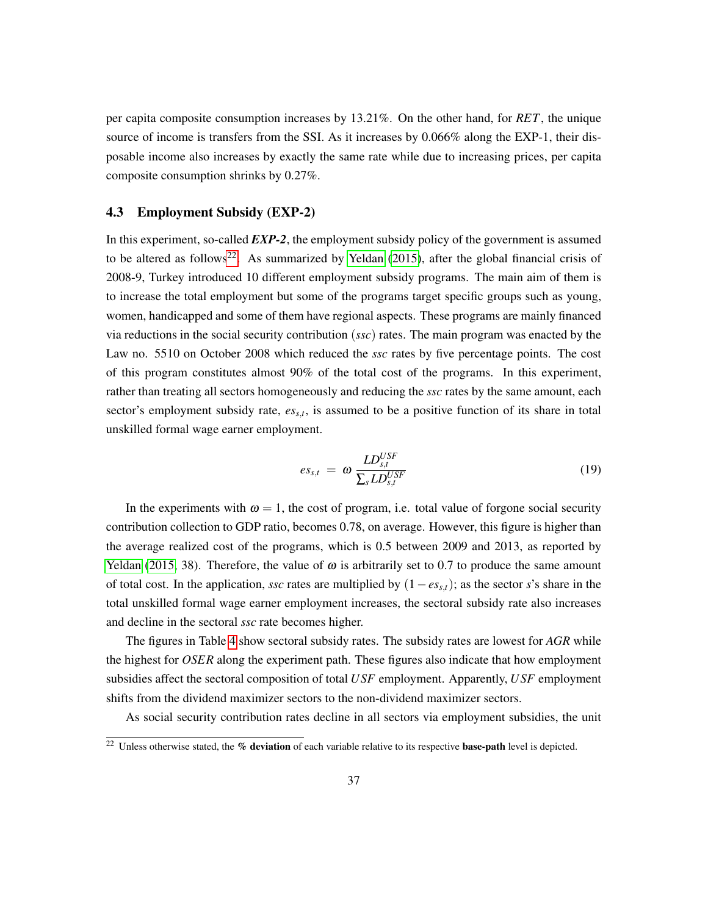per capita composite consumption increases by 13.21%. On the other hand, for *RET*, the unique source of income is transfers from the SSI. As it increases by 0.066% along the EXP-1, their disposable income also increases by exactly the same rate while due to increasing prices, per capita composite consumption shrinks by 0.27%.

### 4.3 Employment Subsidy (EXP-2)

In this experiment, so-called ***EXP-2***, the employment subsidy policy of the government is assumed to be altered as follows[22]. As summarized by Yeldan (2015), after the global financial crisis of 2008-9, Turkey introduced 10 different employment subsidy programs. The main aim of them is to increase the total employment but some of the programs target specific groups such as young, women, handicapped and some of them have regional aspects. These programs are mainly financed via reductions in the social security contribution (*ssc*) rates. The main program was enacted by the Law no. 5510 on October 2008 which reduced the *ssc* rates by five percentage points. The cost of this program constitutes almost 90% of the total cost of the programs. In this experiment, rather than treating all sectors homogeneously and reducing the *ssc* rates by the same amount, each sector's employment subsidy rate, $es_{s,t}$, is assumed to be a positive function of its share in total unskilled formal wage earner employment.

$$es_{s,t} \;=\; \omega \, \frac{LD_{s,t}^{USF}}{\sum_s LD_{s,t}^{USF}} \tag{19}$$

In the experiments with $\omega = 1$, the cost of program, i.e. total value of forgone social security contribution collection to GDP ratio, becomes 0.78, on average. However, this figure is higher than the average realized cost of the programs, which is 0.5 between 2009 and 2013, as reported by Yeldan (2015, 38). Therefore, the value of $\omega$ is arbitrarily set to 0.7 to produce the same amount of total cost. In the application, *ssc* rates are multiplied by $(1 - es_{s,t})$; as the sector *s*'s share in the total unskilled formal wage earner employment increases, the sectoral subsidy rate also increases and decline in the sectoral *ssc* rate becomes higher.

The figures in Table 4 show sectoral subsidy rates. The subsidy rates are lowest for *AGR* while the highest for *OSER* along the experiment path. These figures also indicate that how employment subsidies affect the sectoral composition of total *USF* employment. Apparently, *USF* employment shifts from the dividend maximizer sectors to the non-dividend maximizer sectors.

As social security contribution rates decline in all sectors via employment subsidies, the unit

[22] Unless otherwise stated, the **% deviation** of each variable relative to its respective **base-path** level is depicted.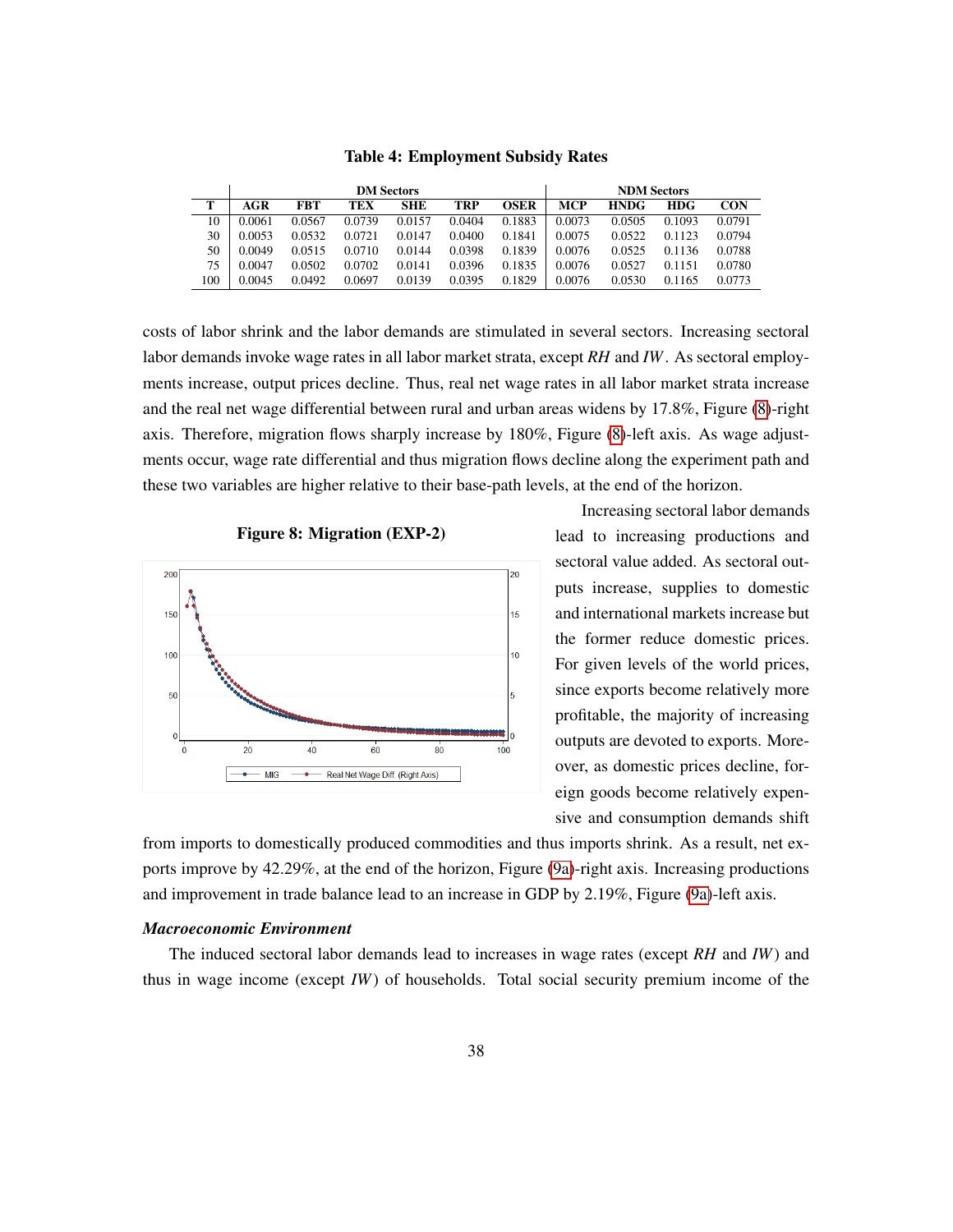**Table 4: Employment Subsidy Rates**

| | DM Sectors | | | | | | NDM Sectors | | | |
|---|---|---|---|---|---|---|---|---|---|---|
| T | AGR | FBT | TEX | SHE | TRP | OSER | MCP | HNDG | HDG | CON |
| 10 | 0.0061 | 0.0567 | 0.0739 | 0.0157 | 0.0404 | 0.1883 | 0.0073 | 0.0505 | 0.1093 | 0.0791 |
| 30 | 0.0053 | 0.0532 | 0.0721 | 0.0147 | 0.0400 | 0.1841 | 0.0075 | 0.0522 | 0.1123 | 0.0794 |
| 50 | 0.0049 | 0.0515 | 0.0710 | 0.0144 | 0.0398 | 0.1839 | 0.0076 | 0.0525 | 0.1136 | 0.0788 |
| 75 | 0.0047 | 0.0502 | 0.0702 | 0.0141 | 0.0396 | 0.1835 | 0.0076 | 0.0527 | 0.1151 | 0.0780 |
| 100 | 0.0045 | 0.0492 | 0.0697 | 0.0139 | 0.0395 | 0.1829 | 0.0076 | 0.0530 | 0.1165 | 0.0773 |

costs of labor shrink and the labor demands are stimulated in several sectors. Increasing sectoral labor demands invoke wage rates in all labor market strata, except *RH* and *IW*. As sectoral employments increase, output prices decline. Thus, real net wage rates in all labor market strata increase and the real net wage differential between rural and urban areas widens by 17.8%, Figure (8)-right axis. Therefore, migration flows sharply increase by 180%, Figure (8)-left axis. As wage adjustments occur, wage rate differential and thus migration flows decline along the experiment path and these two variables are higher relative to their base-path levels, at the end of the horizon.

**Figure 8: Migration (EXP-2)**

Increasing sectoral labor demands lead to increasing productions and sectoral value added. As sectoral outputs increase, supplies to domestic and international markets increase but the former reduce domestic prices. For given levels of the world prices, since exports become relatively more profitable, the majority of increasing outputs are devoted to exports. Moreover, as domestic prices decline, foreign goods become relatively expensive and consumption demands shift from imports to domestically produced commodities and thus imports shrink. As a result, net exports improve by 42.29%, at the end of the horizon, Figure (9a)-right axis. Increasing productions and improvement in trade balance lead to an increase in GDP by 2.19%, Figure (9a)-left axis.

***Macroeconomic Environment***

The induced sectoral labor demands lead to increases in wage rates (except *RH* and *IW*) and thus in wage income (except *IW*) of households. Total social security premium income of the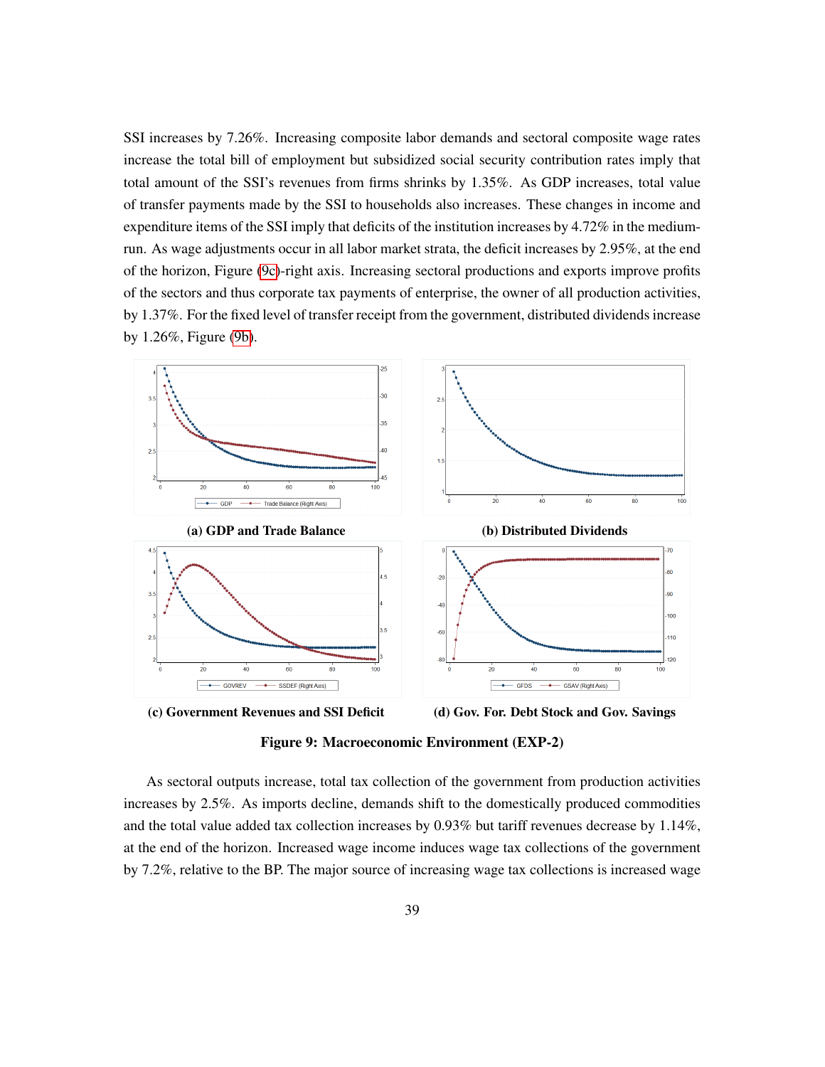SSI increases by 7.26%. Increasing composite labor demands and sectoral composite wage rates increase the total bill of employment but subsidized social security contribution rates imply that total amount of the SSI's revenues from firms shrinks by 1.35%. As GDP increases, total value of transfer payments made by the SSI to households also increases. These changes in income and expenditure items of the SSI imply that deficits of the institution increases by 4.72% in the medium-run. As wage adjustments occur in all labor market strata, the deficit increases by 2.95%, at the end of the horizon, Figure (9c)-right axis. Increasing sectoral productions and exports improve profits of the sectors and thus corporate tax payments of enterprise, the owner of all production activities, by 1.37%. For the fixed level of transfer receipt from the government, distributed dividends increase by 1.26%, Figure (9b).

**(a) GDP and Trade Balance**

**(b) Distributed Dividends**

**(c) Government Revenues and SSI Deficit**

**(d) Gov. For. Debt Stock and Gov. Savings**

**Figure 9: Macroeconomic Environment (EXP-2)**

As sectoral outputs increase, total tax collection of the government from production activities increases by 2.5%. As imports decline, demands shift to the domestically produced commodities and the total value added tax collection increases by 0.93% but tariff revenues decrease by 1.14%, at the end of the horizon. Increased wage income induces wage tax collections of the government by 7.2%, relative to the BP. The major source of increasing wage tax collections is increased wage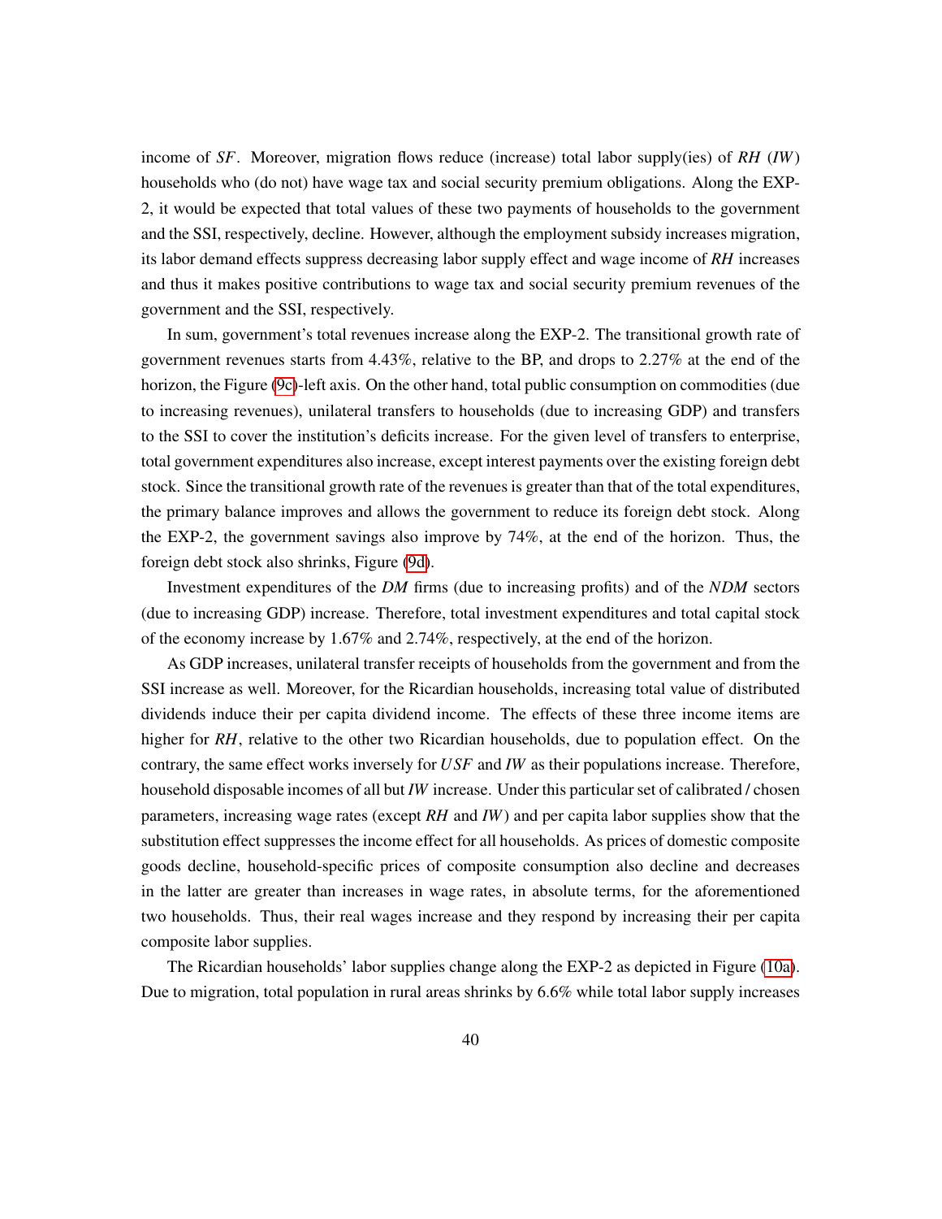income of *SF*. Moreover, migration flows reduce (increase) total labor supply(ies) of *RH* (*IW*) households who (do not) have wage tax and social security premium obligations. Along the EXP-2, it would be expected that total values of these two payments of households to the government and the SSI, respectively, decline. However, although the employment subsidy increases migration, its labor demand effects suppress decreasing labor supply effect and wage income of *RH* increases and thus it makes positive contributions to wage tax and social security premium revenues of the government and the SSI, respectively.

In sum, government's total revenues increase along the EXP-2. The transitional growth rate of government revenues starts from 4.43%, relative to the BP, and drops to 2.27% at the end of the horizon, the Figure (9c)-left axis. On the other hand, total public consumption on commodities (due to increasing revenues), unilateral transfers to households (due to increasing GDP) and transfers to the SSI to cover the institution's deficits increase. For the given level of transfers to enterprise, total government expenditures also increase, except interest payments over the existing foreign debt stock. Since the transitional growth rate of the revenues is greater than that of the total expenditures, the primary balance improves and allows the government to reduce its foreign debt stock. Along the EXP-2, the government savings also improve by 74%, at the end of the horizon. Thus, the foreign debt stock also shrinks, Figure (9d).

Investment expenditures of the *DM* firms (due to increasing profits) and of the *NDM* sectors (due to increasing GDP) increase. Therefore, total investment expenditures and total capital stock of the economy increase by 1.67% and 2.74%, respectively, at the end of the horizon.

As GDP increases, unilateral transfer receipts of households from the government and from the SSI increase as well. Moreover, for the Ricardian households, increasing total value of distributed dividends induce their per capita dividend income. The effects of these three income items are higher for *RH*, relative to the other two Ricardian households, due to population effect. On the contrary, the same effect works inversely for *USF* and *IW* as their populations increase. Therefore, household disposable incomes of all but *IW* increase. Under this particular set of calibrated / chosen parameters, increasing wage rates (except *RH* and *IW*) and per capita labor supplies show that the substitution effect suppresses the income effect for all households. As prices of domestic composite goods decline, household-specific prices of composite consumption also decline and decreases in the latter are greater than increases in wage rates, in absolute terms, for the aforementioned two households. Thus, their real wages increase and they respond by increasing their per capita composite labor supplies.

The Ricardian households' labor supplies change along the EXP-2 as depicted in Figure (10a). Due to migration, total population in rural areas shrinks by 6.6% while total labor supply increases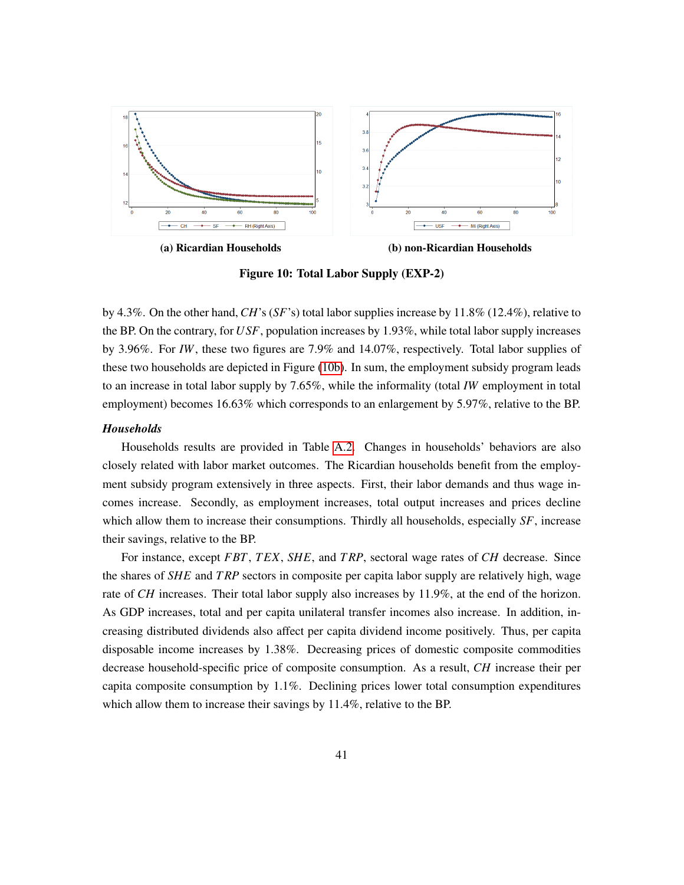(a) Ricardian Households

(b) non-Ricardian Households

**Figure 10: Total Labor Supply (EXP-2)**

by 4.3%. On the other hand, *CH*'s (*SF*'s) total labor supplies increase by 11.8% (12.4%), relative to the BP. On the contrary, for *USF*, population increases by 1.93%, while total labor supply increases by 3.96%. For *IW*, these two figures are 7.9% and 14.07%, respectively. Total labor supplies of these two households are depicted in Figure (10b). In sum, the employment subsidy program leads to an increase in total labor supply by 7.65%, while the informality (total *IW* employment in total employment) becomes 16.63% which corresponds to an enlargement by 5.97%, relative to the BP.

***Households***

Households results are provided in Table A.2. Changes in households' behaviors are also closely related with labor market outcomes. The Ricardian households benefit from the employment subsidy program extensively in three aspects. First, their labor demands and thus wage incomes increase. Secondly, as employment increases, total output increases and prices decline which allow them to increase their consumptions. Thirdly all households, especially *SF*, increase their savings, relative to the BP.

For instance, except *FBT*, *TEX*, *SHE*, and *TRP*, sectoral wage rates of *CH* decrease. Since the shares of *SHE* and *TRP* sectors in composite per capita labor supply are relatively high, wage rate of *CH* increases. Their total labor supply also increases by 11.9%, at the end of the horizon. As GDP increases, total and per capita unilateral transfer incomes also increase. In addition, increasing distributed dividends also affect per capita dividend income positively. Thus, per capita disposable income increases by 1.38%. Decreasing prices of domestic composite commodities decrease household-specific price of composite consumption. As a result, *CH* increase their per capita composite consumption by 1.1%. Declining prices lower total consumption expenditures which allow them to increase their savings by 11.4%, relative to the BP.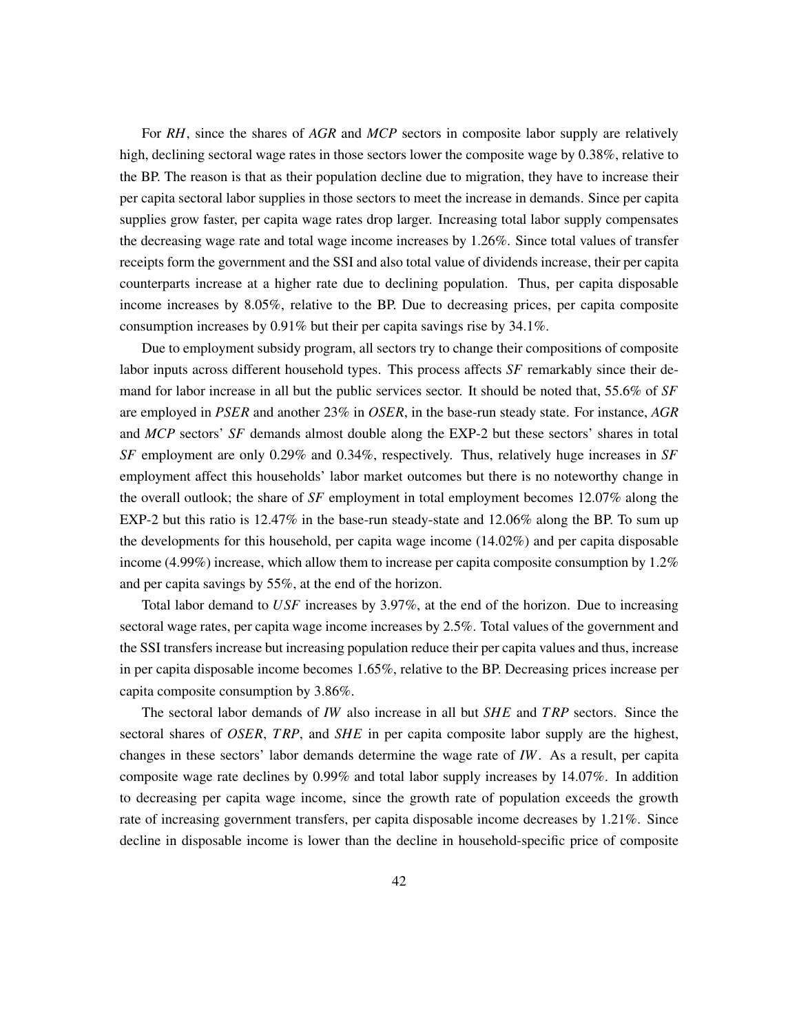For *RH*, since the shares of *AGR* and *MCP* sectors in composite labor supply are relatively high, declining sectoral wage rates in those sectors lower the composite wage by 0.38%, relative to the BP. The reason is that as their population decline due to migration, they have to increase their per capita sectoral labor supplies in those sectors to meet the increase in demands. Since per capita supplies grow faster, per capita wage rates drop larger. Increasing total labor supply compensates the decreasing wage rate and total wage income increases by 1.26%. Since total values of transfer receipts form the government and the SSI and also total value of dividends increase, their per capita counterparts increase at a higher rate due to declining population. Thus, per capita disposable income increases by 8.05%, relative to the BP. Due to decreasing prices, per capita composite consumption increases by 0.91% but their per capita savings rise by 34.1%.

Due to employment subsidy program, all sectors try to change their compositions of composite labor inputs across different household types. This process affects *SF* remarkably since their demand for labor increase in all but the public services sector. It should be noted that, 55.6% of *SF* are employed in *PSER* and another 23% in *OSER*, in the base-run steady state. For instance, *AGR* and *MCP* sectors' *SF* demands almost double along the EXP-2 but these sectors' shares in total *SF* employment are only 0.29% and 0.34%, respectively. Thus, relatively huge increases in *SF* employment affect this households' labor market outcomes but there is no noteworthy change in the overall outlook; the share of *SF* employment in total employment becomes 12.07% along the EXP-2 but this ratio is 12.47% in the base-run steady-state and 12.06% along the BP. To sum up the developments for this household, per capita wage income (14.02%) and per capita disposable income (4.99%) increase, which allow them to increase per capita composite consumption by 1.2% and per capita savings by 55%, at the end of the horizon.

Total labor demand to *USF* increases by 3.97%, at the end of the horizon. Due to increasing sectoral wage rates, per capita wage income increases by 2.5%. Total values of the government and the SSI transfers increase but increasing population reduce their per capita values and thus, increase in per capita disposable income becomes 1.65%, relative to the BP. Decreasing prices increase per capita composite consumption by 3.86%.

The sectoral labor demands of *IW* also increase in all but *SHE* and *TRP* sectors. Since the sectoral shares of *OSER*, *TRP*, and *SHE* in per capita composite labor supply are the highest, changes in these sectors' labor demands determine the wage rate of *IW*. As a result, per capita composite wage rate declines by 0.99% and total labor supply increases by 14.07%. In addition to decreasing per capita wage income, since the growth rate of population exceeds the growth rate of increasing government transfers, per capita disposable income decreases by 1.21%. Since decline in disposable income is lower than the decline in household-specific price of composite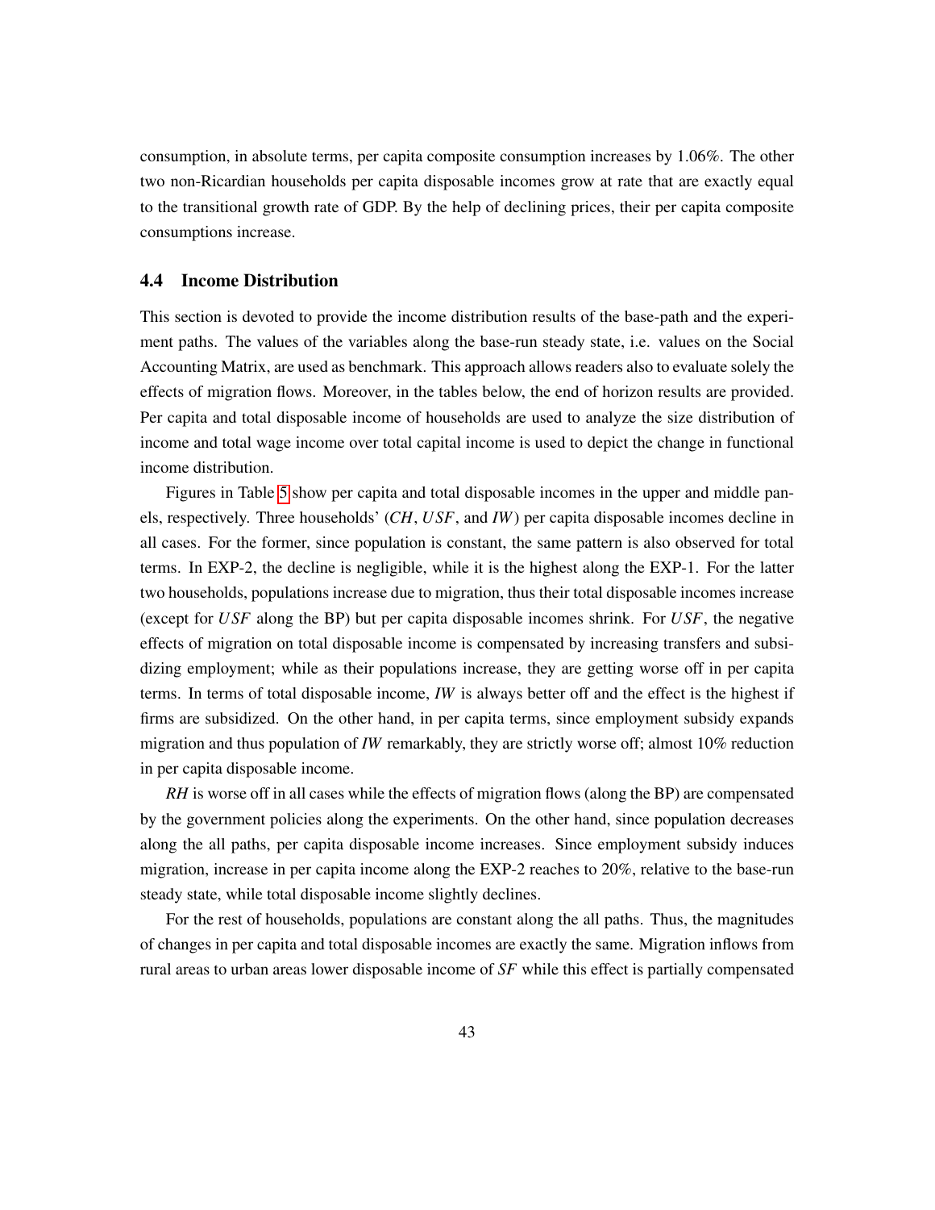consumption, in absolute terms, per capita composite consumption increases by 1.06%. The other two non-Ricardian households per capita disposable incomes grow at rate that are exactly equal to the transitional growth rate of GDP. By the help of declining prices, their per capita composite consumptions increase.

### 4.4 Income Distribution

This section is devoted to provide the income distribution results of the base-path and the experiment paths. The values of the variables along the base-run steady state, i.e. values on the Social Accounting Matrix, are used as benchmark. This approach allows readers also to evaluate solely the effects of migration flows. Moreover, in the tables below, the end of horizon results are provided. Per capita and total disposable income of households are used to analyze the size distribution of income and total wage income over total capital income is used to depict the change in functional income distribution.

Figures in Table 5 show per capita and total disposable incomes in the upper and middle panels, respectively. Three households' ($CH$, $USF$, and $IW$) per capita disposable incomes decline in all cases. For the former, since population is constant, the same pattern is also observed for total terms. In EXP-2, the decline is negligible, while it is the highest along the EXP-1. For the latter two households, populations increase due to migration, thus their total disposable incomes increase (except for $USF$ along the BP) but per capita disposable incomes shrink. For $USF$, the negative effects of migration on total disposable income is compensated by increasing transfers and subsidizing employment; while as their populations increase, they are getting worse off in per capita terms. In terms of total disposable income, *IW* is always better off and the effect is the highest if firms are subsidized. On the other hand, in per capita terms, since employment subsidy expands migration and thus population of *IW* remarkably, they are strictly worse off; almost 10% reduction in per capita disposable income.

*RH* is worse off in all cases while the effects of migration flows (along the BP) are compensated by the government policies along the experiments. On the other hand, since population decreases along the all paths, per capita disposable income increases. Since employment subsidy induces migration, increase in per capita income along the EXP-2 reaches to 20%, relative to the base-run steady state, while total disposable income slightly declines.

For the rest of households, populations are constant along the all paths. Thus, the magnitudes of changes in per capita and total disposable incomes are exactly the same. Migration inflows from rural areas to urban areas lower disposable income of *SF* while this effect is partially compensated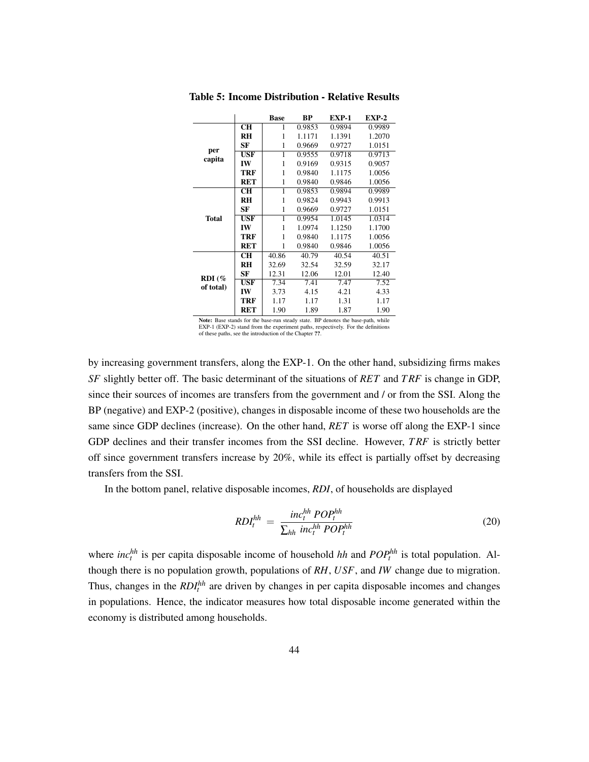**Table 5: Income Distribution - Relative Results**

| | | Base | BP | EXP-1 | EXP-2 |
|---|---|---|---|---|---|
| per capita | CH | 1 | 0.9853 | 0.9894 | 0.9989 |
| | RH | 1 | 1.1171 | 1.1391 | 1.2070 |
| | SF | 1 | 0.9669 | 0.9727 | 1.0151 |
| | USF | 1 | 0.9555 | 0.9718 | 0.9713 |
| | IW | 1 | 0.9169 | 0.9315 | 0.9057 |
| | TRF | 1 | 0.9840 | 1.1175 | 1.0056 |
| | RET | 1 | 0.9840 | 0.9846 | 1.0056 |
| Total | CH | 1 | 0.9853 | 0.9894 | 0.9989 |
| | RH | 1 | 0.9824 | 0.9943 | 0.9913 |
| | SF | 1 | 0.9669 | 0.9727 | 1.0151 |
| | USF | 1 | 0.9954 | 1.0145 | 1.0314 |
| | IW | 1 | 1.0974 | 1.1250 | 1.1700 |
| | TRF | 1 | 0.9840 | 1.1175 | 1.0056 |
| | RET | 1 | 0.9840 | 0.9846 | 1.0056 |
| RDI (% of total) | CH | 40.86 | 40.79 | 40.54 | 40.51 |
| | RH | 32.69 | 32.54 | 32.59 | 32.17 |
| | SF | 12.31 | 12.06 | 12.01 | 12.40 |
| | USF | 7.34 | 7.41 | 7.47 | 7.52 |
| | IW | 3.73 | 4.15 | 4.21 | 4.33 |
| | TRF | 1.17 | 1.17 | 1.31 | 1.17 |
| | RET | 1.90 | 1.89 | 1.87 | 1.90 |

**Note:** Base stands for the base-run steady state. BP denotes the base-path, while EXP-1 (EXP-2) stand from the experiment paths, respectively. For the definitions of these paths, see the introduction of the Chapter **??**.

by increasing government transfers, along the EXP-1. On the other hand, subsidizing firms makes *SF* slightly better off. The basic determinant of the situations of *RET* and *TRF* is change in GDP, since their sources of incomes are transfers from the government and / or from the SSI. Along the BP (negative) and EXP-2 (positive), changes in disposable income of these two households are the same since GDP declines (increase). On the other hand, *RET* is worse off along the EXP-1 since GDP declines and their transfer incomes from the SSI decline. However, *TRF* is strictly better off since government transfers increase by 20%, while its effect is partially offset by decreasing transfers from the SSI.

In the bottom panel, relative disposable incomes, *RDI*, of households are displayed

$$RDI_t^{hh} \ = \ \frac{inc_t^{hh} \ POP_t^{hh}}{\sum_{hh} \ inc_t^{hh} \ POP_t^{hh}} \tag{20}$$

where $inc_t^{hh}$ is per capita disposable income of household $hh$ and $POP_t^{hh}$ is total population. Although there is no population growth, populations of *RH*, *USF*, and *IW* change due to migration. Thus, changes in the $RDI_t^{hh}$ are driven by changes in per capita disposable incomes and changes in populations. Hence, the indicator measures how total disposable income generated within the economy is distributed among households.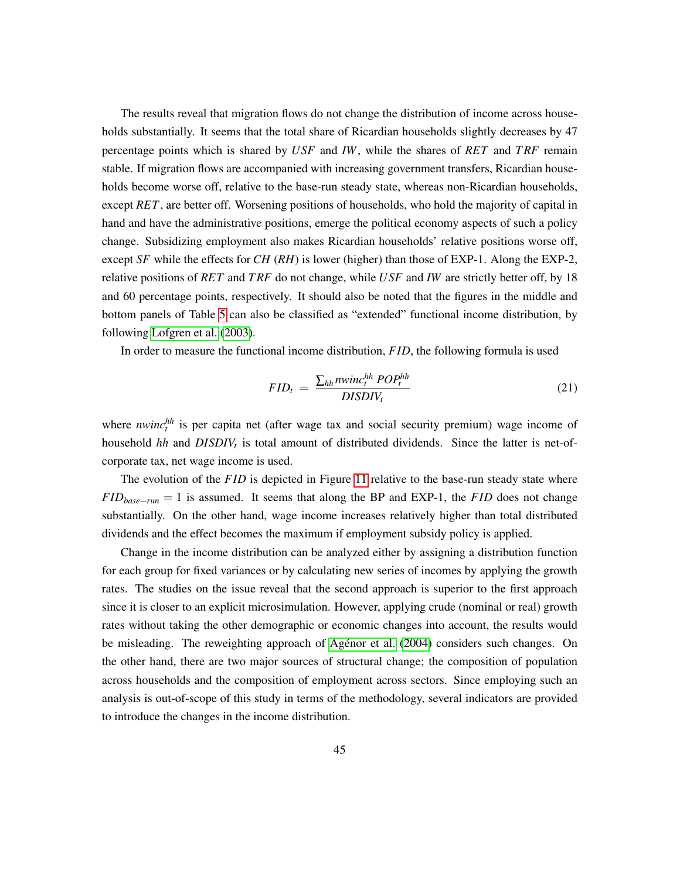The results reveal that migration flows do not change the distribution of income across households substantially. It seems that the total share of Ricardian households slightly decreases by 47 percentage points which is shared by $USF$ and $IW$, while the shares of $RET$ and $TRF$ remain stable. If migration flows are accompanied with increasing government transfers, Ricardian households become worse off, relative to the base-run steady state, whereas non-Ricardian households, except $RET$, are better off. Worsening positions of households, who hold the majority of capital in hand and have the administrative positions, emerge the political economy aspects of such a policy change. Subsidizing employment also makes Ricardian households' relative positions worse off, except $SF$ while the effects for $CH$ ($RH$) is lower (higher) than those of EXP-1. Along the EXP-2, relative positions of $RET$ and $TRF$ do not change, while $USF$ and $IW$ are strictly better off, by 18 and 60 percentage points, respectively. It should also be noted that the figures in the middle and bottom panels of Table 5 can also be classified as "extended" functional income distribution, by following Lofgren et al. (2003).

In order to measure the functional income distribution, $FID$, the following formula is used

$$FID_t = \frac{\sum_{hh} nwinc_t^{hh} \, POP_t^{hh}}{DISDIV_t} \tag{21}$$

where $nwinc_t^{hh}$ is per capita net (after wage tax and social security premium) wage income of household $hh$ and $DISDIV_t$ is total amount of distributed dividends. Since the latter is net-of-corporate tax, net wage income is used.

The evolution of the $FID$ is depicted in Figure 11 relative to the base-run steady state where $FID_{base-run} = 1$ is assumed. It seems that along the BP and EXP-1, the $FID$ does not change substantially. On the other hand, wage income increases relatively higher than total distributed dividends and the effect becomes the maximum if employment subsidy policy is applied.

Change in the income distribution can be analyzed either by assigning a distribution function for each group for fixed variances or by calculating new series of incomes by applying the growth rates. The studies on the issue reveal that the second approach is superior to the first approach since it is closer to an explicit microsimulation. However, applying crude (nominal or real) growth rates without taking the other demographic or economic changes into account, the results would be misleading. The reweighting approach of Agénor et al. (2004) considers such changes. On the other hand, there are two major sources of structural change; the composition of population across households and the composition of employment across sectors. Since employing such an analysis is out-of-scope of this study in terms of the methodology, several indicators are provided to introduce the changes in the income distribution.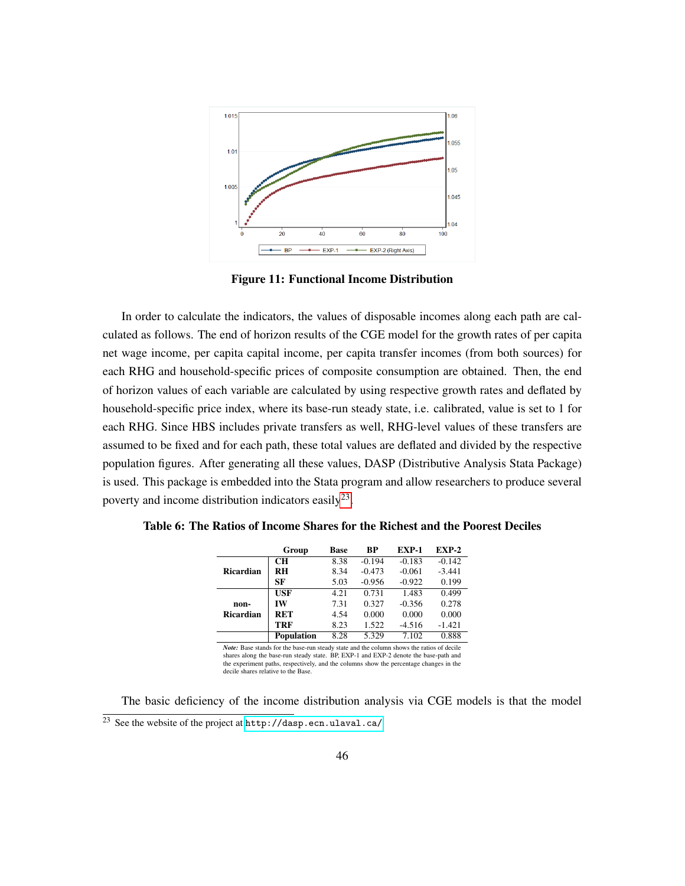**Figure 11: Functional Income Distribution**

In order to calculate the indicators, the values of disposable incomes along each path are calculated as follows. The end of horizon results of the CGE model for the growth rates of per capita net wage income, per capita capital income, per capita transfer incomes (from both sources) for each RHG and household-specific prices of composite consumption are obtained. Then, the end of horizon values of each variable are calculated by using respective growth rates and deflated by household-specific price index, where its base-run steady state, i.e. calibrated, value is set to 1 for each RHG. Since HBS includes private transfers as well, RHG-level values of these transfers are assumed to be fixed and for each path, these total values are deflated and divided by the respective population figures. After generating all these values, DASP (Distributive Analysis Stata Package) is used. This package is embedded into the Stata program and allow researchers to produce several poverty and income distribution indicators easily[23].

**Table 6: The Ratios of Income Shares for the Richest and the Poorest Deciles**

| | Group | Base | BP | EXP-1 | EXP-2 |
|---|---|---|---|---|---|
| Ricardian | **CH** | 8.38 | -0.194 | -0.183 | -0.142 |
| | **RH** | 8.34 | -0.473 | -0.061 | -3.441 |
| | **SF** | 5.03 | -0.956 | -0.922 | 0.199 |
| non-Ricardian | **USF** | 4.21 | 0.731 | 1.483 | 0.499 |
| | **IW** | 7.31 | 0.327 | -0.356 | 0.278 |
| | **RET** | 4.54 | 0.000 | 0.000 | 0.000 |
| | **TRF** | 8.23 | 1.522 | -4.516 | -1.421 |
| | **Population** | 8.28 | 5.329 | 7.102 | 0.888 |

*Note:* Base stands for the base-run steady state and the column shows the ratios of decile shares along the base-run steady state. BP, EXP-1 and EXP-2 denote the base-path and the experiment paths, respectively, and the columns show the percentage changes in the decile shares relative to the Base.

The basic deficiency of the income distribution analysis via CGE models is that the model

[23] See the website of the project at http://dasp.ecn.ulaval.ca/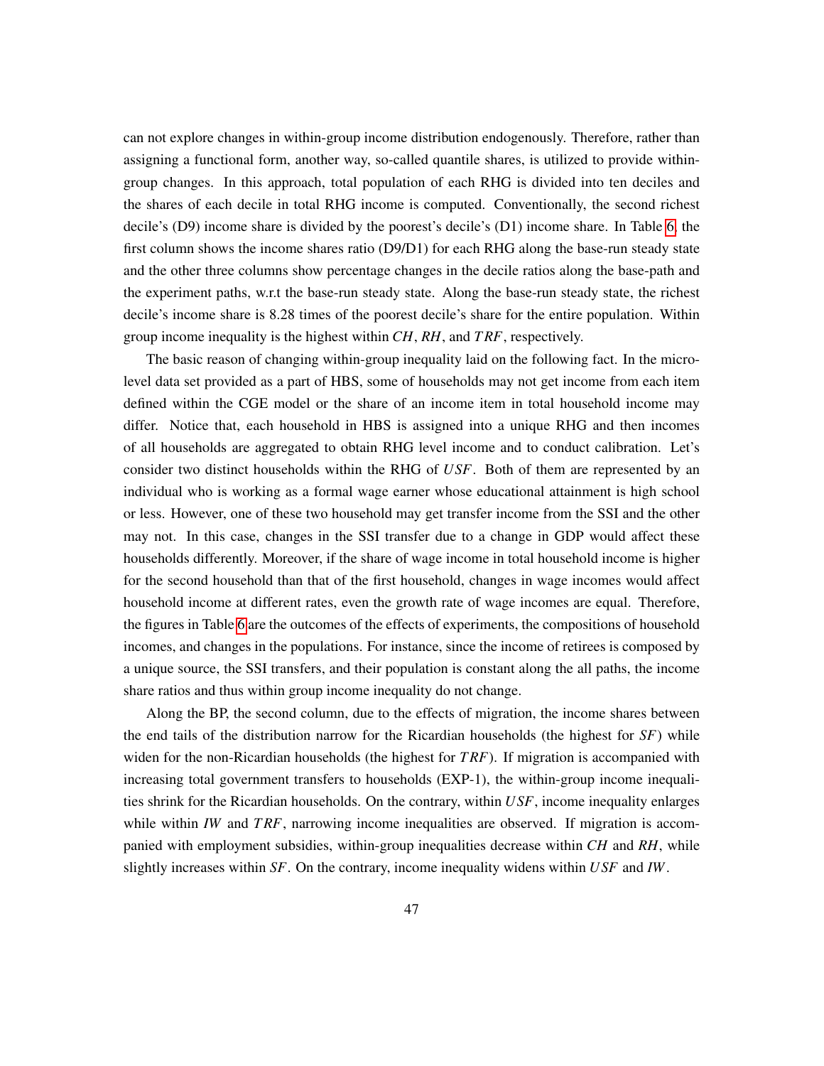can not explore changes in within-group income distribution endogenously. Therefore, rather than assigning a functional form, another way, so-called quantile shares, is utilized to provide within-group changes. In this approach, total population of each RHG is divided into ten deciles and the shares of each decile in total RHG income is computed. Conventionally, the second richest decile's (D9) income share is divided by the poorest's decile's (D1) income share. In Table 6, the first column shows the income shares ratio (D9/D1) for each RHG along the base-run steady state and the other three columns show percentage changes in the decile ratios along the base-path and the experiment paths, w.r.t the base-run steady state. Along the base-run steady state, the richest decile's income share is 8.28 times of the poorest decile's share for the entire population. Within group income inequality is the highest within $CH$, $RH$, and $TRF$, respectively.

The basic reason of changing within-group inequality laid on the following fact. In the micro-level data set provided as a part of HBS, some of households may not get income from each item defined within the CGE model or the share of an income item in total household income may differ. Notice that, each household in HBS is assigned into a unique RHG and then incomes of all households are aggregated to obtain RHG level income and to conduct calibration. Let's consider two distinct households within the RHG of $USF$. Both of them are represented by an individual who is working as a formal wage earner whose educational attainment is high school or less. However, one of these two household may get transfer income from the SSI and the other may not. In this case, changes in the SSI transfer due to a change in GDP would affect these households differently. Moreover, if the share of wage income in total household income is higher for the second household than that of the first household, changes in wage incomes would affect household income at different rates, even the growth rate of wage incomes are equal. Therefore, the figures in Table 6 are the outcomes of the effects of experiments, the compositions of household incomes, and changes in the populations. For instance, since the income of retirees is composed by a unique source, the SSI transfers, and their population is constant along the all paths, the income share ratios and thus within group income inequality do not change.

Along the BP, the second column, due to the effects of migration, the income shares between the end tails of the distribution narrow for the Ricardian households (the highest for $SF$) while widen for the non-Ricardian households (the highest for $TRF$). If migration is accompanied with increasing total government transfers to households (EXP-1), the within-group income inequalities shrink for the Ricardian households. On the contrary, within $USF$, income inequality enlarges while within $IW$ and $TRF$, narrowing income inequalities are observed. If migration is accompanied with employment subsidies, within-group inequalities decrease within $CH$ and $RH$, while slightly increases within $SF$. On the contrary, income inequality widens within $USF$ and $IW$.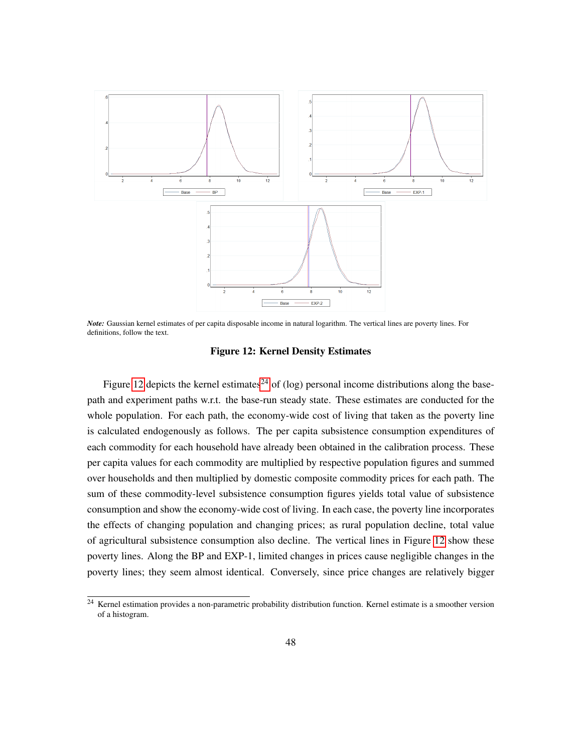*Note:* Gaussian kernel estimates of per capita disposable income in natural logarithm. The vertical lines are poverty lines. For definitions, follow the text.

**Figure 12: Kernel Density Estimates**

Figure 12 depicts the kernel estimates[24] of (log) personal income distributions along the base-path and experiment paths w.r.t. the base-run steady state. These estimates are conducted for the whole population. For each path, the economy-wide cost of living that taken as the poverty line is calculated endogenously as follows. The per capita subsistence consumption expenditures of each commodity for each household have already been obtained in the calibration process. These per capita values for each commodity are multiplied by respective population figures and summed over households and then multiplied by domestic composite commodity prices for each path. The sum of these commodity-level subsistence consumption figures yields total value of subsistence consumption and show the economy-wide cost of living. In each case, the poverty line incorporates the effects of changing population and changing prices; as rural population decline, total value of agricultural subsistence consumption also decline. The vertical lines in Figure 12 show these poverty lines. Along the BP and EXP-1, limited changes in prices cause negligible changes in the poverty lines; they seem almost identical. Conversely, since price changes are relatively bigger

[24] Kernel estimation provides a non-parametric probability distribution function. Kernel estimate is a smoother version of a histogram.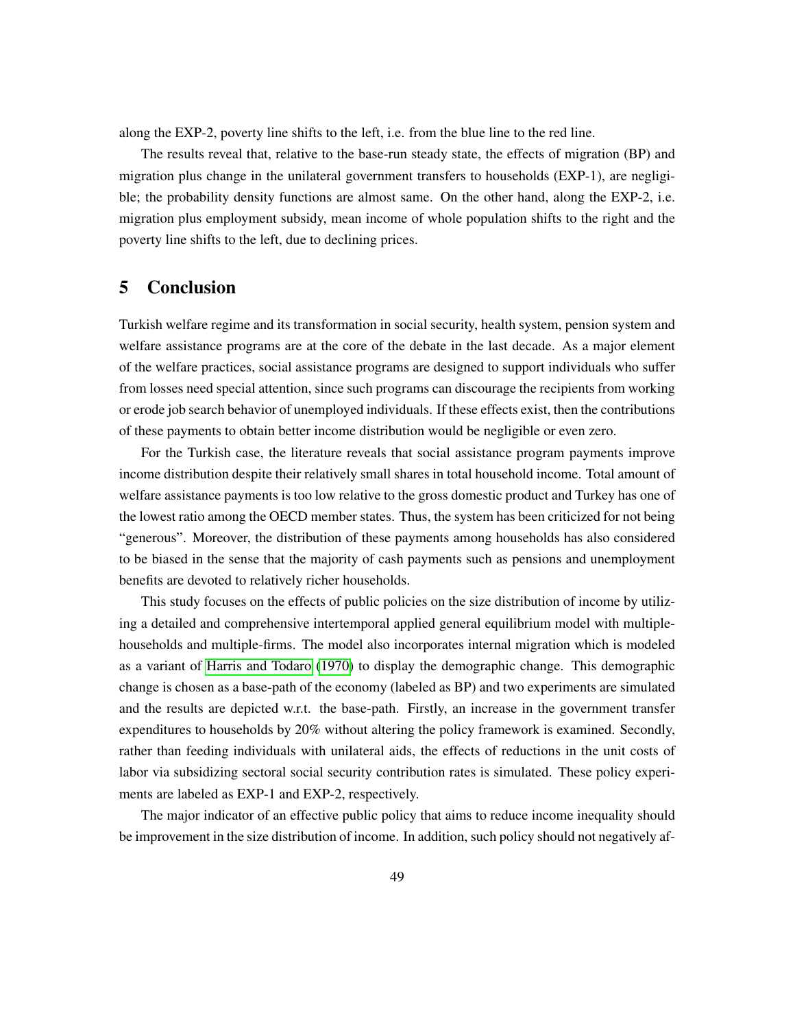along the EXP-2, poverty line shifts to the left, i.e. from the blue line to the red line.

The results reveal that, relative to the base-run steady state, the effects of migration (BP) and migration plus change in the unilateral government transfers to households (EXP-1), are negligible; the probability density functions are almost same. On the other hand, along the EXP-2, i.e. migration plus employment subsidy, mean income of whole population shifts to the right and the poverty line shifts to the left, due to declining prices.

## 5 Conclusion

Turkish welfare regime and its transformation in social security, health system, pension system and welfare assistance programs are at the core of the debate in the last decade. As a major element of the welfare practices, social assistance programs are designed to support individuals who suffer from losses need special attention, since such programs can discourage the recipients from working or erode job search behavior of unemployed individuals. If these effects exist, then the contributions of these payments to obtain better income distribution would be negligible or even zero.

For the Turkish case, the literature reveals that social assistance program payments improve income distribution despite their relatively small shares in total household income. Total amount of welfare assistance payments is too low relative to the gross domestic product and Turkey has one of the lowest ratio among the OECD member states. Thus, the system has been criticized for not being "generous". Moreover, the distribution of these payments among households has also considered to be biased in the sense that the majority of cash payments such as pensions and unemployment benefits are devoted to relatively richer households.

This study focuses on the effects of public policies on the size distribution of income by utilizing a detailed and comprehensive intertemporal applied general equilibrium model with multiple-households and multiple-firms. The model also incorporates internal migration which is modeled as a variant of Harris and Todaro (1970) to display the demographic change. This demographic change is chosen as a base-path of the economy (labeled as BP) and two experiments are simulated and the results are depicted w.r.t. the base-path. Firstly, an increase in the government transfer expenditures to households by 20% without altering the policy framework is examined. Secondly, rather than feeding individuals with unilateral aids, the effects of reductions in the unit costs of labor via subsidizing sectoral social security contribution rates is simulated. These policy experiments are labeled as EXP-1 and EXP-2, respectively.

The major indicator of an effective public policy that aims to reduce income inequality should be improvement in the size distribution of income. In addition, such policy should not negatively af-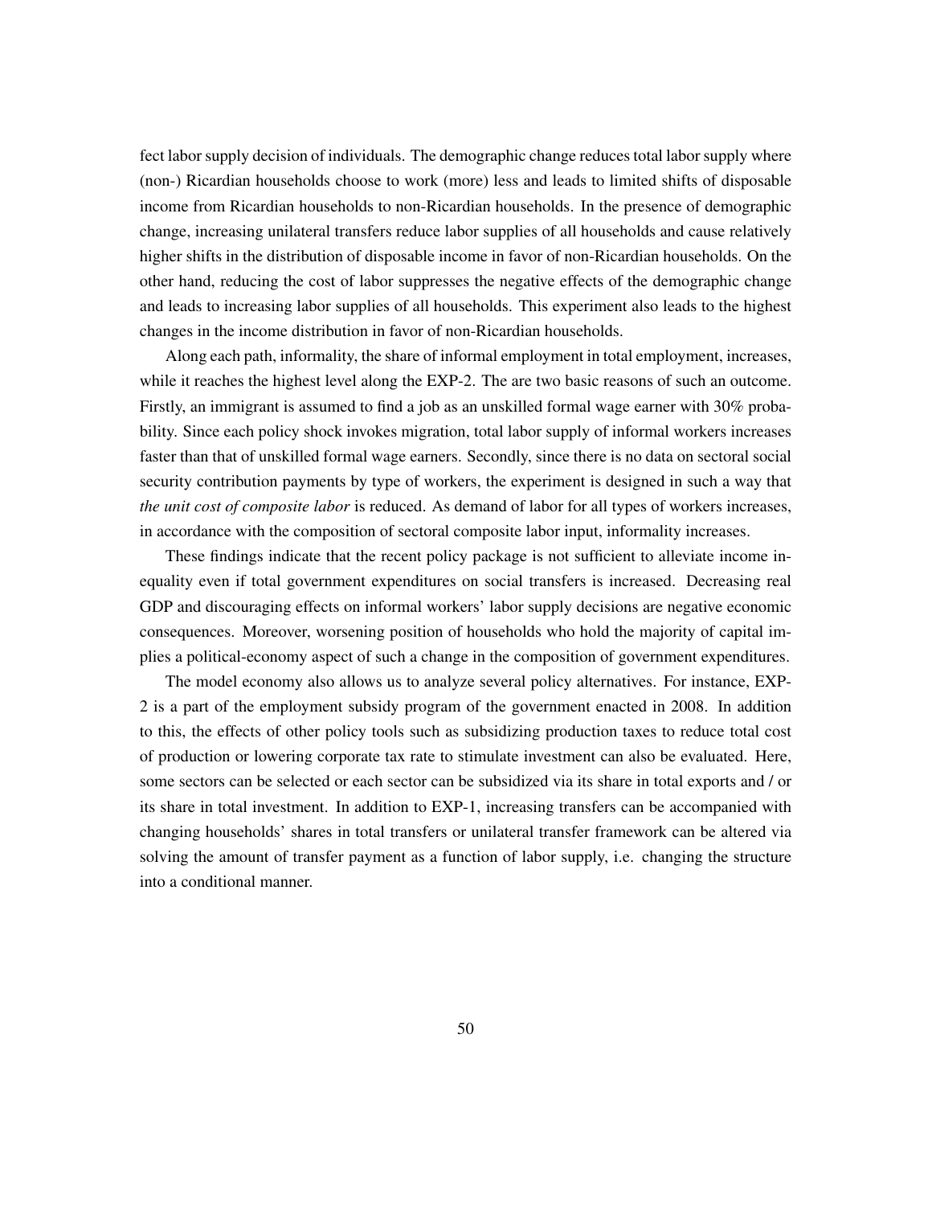fect labor supply decision of individuals. The demographic change reduces total labor supply where (non-) Ricardian households choose to work (more) less and leads to limited shifts of disposable income from Ricardian households to non-Ricardian households. In the presence of demographic change, increasing unilateral transfers reduce labor supplies of all households and cause relatively higher shifts in the distribution of disposable income in favor of non-Ricardian households. On the other hand, reducing the cost of labor suppresses the negative effects of the demographic change and leads to increasing labor supplies of all households. This experiment also leads to the highest changes in the income distribution in favor of non-Ricardian households.

Along each path, informality, the share of informal employment in total employment, increases, while it reaches the highest level along the EXP-2. The are two basic reasons of such an outcome. Firstly, an immigrant is assumed to find a job as an unskilled formal wage earner with 30% probability. Since each policy shock invokes migration, total labor supply of informal workers increases faster than that of unskilled formal wage earners. Secondly, since there is no data on sectoral social security contribution payments by type of workers, the experiment is designed in such a way that *the unit cost of composite labor* is reduced. As demand of labor for all types of workers increases, in accordance with the composition of sectoral composite labor input, informality increases.

These findings indicate that the recent policy package is not sufficient to alleviate income inequality even if total government expenditures on social transfers is increased. Decreasing real GDP and discouraging effects on informal workers' labor supply decisions are negative economic consequences. Moreover, worsening position of households who hold the majority of capital implies a political-economy aspect of such a change in the composition of government expenditures.

The model economy also allows us to analyze several policy alternatives. For instance, EXP-2 is a part of the employment subsidy program of the government enacted in 2008. In addition to this, the effects of other policy tools such as subsidizing production taxes to reduce total cost of production or lowering corporate tax rate to stimulate investment can also be evaluated. Here, some sectors can be selected or each sector can be subsidized via its share in total exports and / or its share in total investment. In addition to EXP-1, increasing transfers can be accompanied with changing households' shares in total transfers or unilateral transfer framework can be altered via solving the amount of transfer payment as a function of labor supply, i.e. changing the structure into a conditional manner.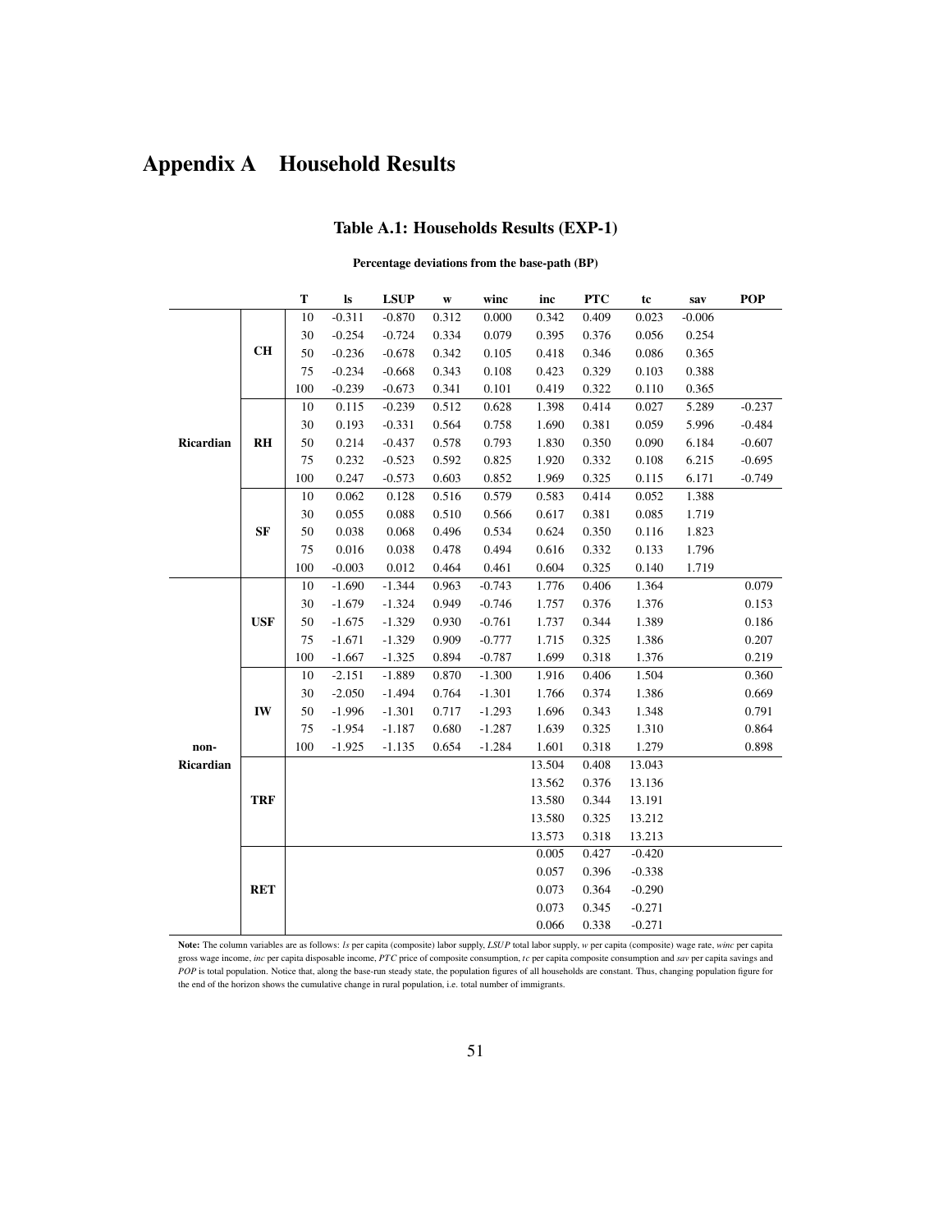# Appendix A Household Results

### Table A.1: Households Results (EXP-1)

**Percentage deviations from the base-path (BP)**

| | | T | ls | LSUP | w | winc | inc | PTC | tc | sav | POP |
|---|---|---|---|---|---|---|---|---|---|---|---|
| **Ricardian** | **CH** | 10 | -0.311 | -0.870 | 0.312 | 0.000 | 0.342 | 0.409 | 0.023 | -0.006 | |
| | | 30 | -0.254 | -0.724 | 0.334 | 0.079 | 0.395 | 0.376 | 0.056 | 0.254 | |
| | | 50 | -0.236 | -0.678 | 0.342 | 0.105 | 0.418 | 0.346 | 0.086 | 0.365 | |
| | | 75 | -0.234 | -0.668 | 0.343 | 0.108 | 0.423 | 0.329 | 0.103 | 0.388 | |
| | | 100 | -0.239 | -0.673 | 0.341 | 0.101 | 0.419 | 0.322 | 0.110 | 0.365 | |
| | **RH** | 10 | 0.115 | -0.239 | 0.512 | 0.628 | 1.398 | 0.414 | 0.027 | 5.289 | -0.237 |
| | | 30 | 0.193 | -0.331 | 0.564 | 0.758 | 1.690 | 0.381 | 0.059 | 5.996 | -0.484 |
| | | 50 | 0.214 | -0.437 | 0.578 | 0.793 | 1.830 | 0.350 | 0.090 | 6.184 | -0.607 |
| | | 75 | 0.232 | -0.523 | 0.592 | 0.825 | 1.920 | 0.332 | 0.108 | 6.215 | -0.695 |
| | | 100 | 0.247 | -0.573 | 0.603 | 0.852 | 1.969 | 0.325 | 0.115 | 6.171 | -0.749 |
| | **SF** | 10 | 0.062 | 0.128 | 0.516 | 0.579 | 0.583 | 0.414 | 0.052 | 1.388 | |
| | | 30 | 0.055 | 0.088 | 0.510 | 0.566 | 0.617 | 0.381 | 0.085 | 1.719 | |
| | | 50 | 0.038 | 0.068 | 0.496 | 0.534 | 0.624 | 0.350 | 0.116 | 1.823 | |
| | | 75 | 0.016 | 0.038 | 0.478 | 0.494 | 0.616 | 0.332 | 0.133 | 1.796 | |
| | | 100 | -0.003 | 0.012 | 0.464 | 0.461 | 0.604 | 0.325 | 0.140 | 1.719 | |
| **non-Ricardian** | **USF** | 10 | -1.690 | -1.344 | 0.963 | -0.743 | 1.776 | 0.406 | 1.364 | | 0.079 |
| | | 30 | -1.679 | -1.324 | 0.949 | -0.746 | 1.757 | 0.376 | 1.376 | | 0.153 |
| | | 50 | -1.675 | -1.329 | 0.930 | -0.761 | 1.737 | 0.344 | 1.389 | | 0.186 |
| | | 75 | -1.671 | -1.329 | 0.909 | -0.777 | 1.715 | 0.325 | 1.386 | | 0.207 |
| | | 100 | -1.667 | -1.325 | 0.894 | -0.787 | 1.699 | 0.318 | 1.376 | | 0.219 |
| | **IW** | 10 | -2.151 | -1.889 | 0.870 | -1.300 | 1.916 | 0.406 | 1.504 | | 0.360 |
| | | 30 | -2.050 | -1.494 | 0.764 | -1.301 | 1.766 | 0.374 | 1.386 | | 0.669 |
| | | 50 | -1.996 | -1.301 | 0.717 | -1.293 | 1.696 | 0.343 | 1.348 | | 0.791 |
| | | 75 | -1.954 | -1.187 | 0.680 | -1.287 | 1.639 | 0.325 | 1.310 | | 0.864 |
| | | 100 | -1.925 | -1.135 | 0.654 | -1.284 | 1.601 | 0.318 | 1.279 | | 0.898 |
| | **TRF** | | | | | | 13.504 | 0.408 | 13.043 | | |
| | | | | | | | 13.562 | 0.376 | 13.136 | | |
| | | | | | | | 13.580 | 0.344 | 13.191 | | |
| | | | | | | | 13.580 | 0.325 | 13.212 | | |
| | | | | | | | 13.573 | 0.318 | 13.213 | | |
| | **RET** | | | | | | 0.005 | 0.427 | -0.420 | | |
| | | | | | | | 0.057 | 0.396 | -0.338 | | |
| | | | | | | | 0.073 | 0.364 | -0.290 | | |
| | | | | | | | 0.073 | 0.345 | -0.271 | | |
| | | | | | | | 0.066 | 0.338 | -0.271 | | |

**Note:** The column variables are as follows: *ls* per capita (composite) labor supply, *LSUP* total labor supply, *w* per capita (composite) wage rate, *winc* per capita gross wage income, *inc* per capita disposable income, *PTC* price of composite consumption, *tc* per capita composite consumption and *sav* per capita savings and *POP* is total population. Notice that, along the base-run steady state, the population figures of all households are constant. Thus, changing population figure for the end of the horizon shows the cumulative change in rural population, i.e. total number of immigrants.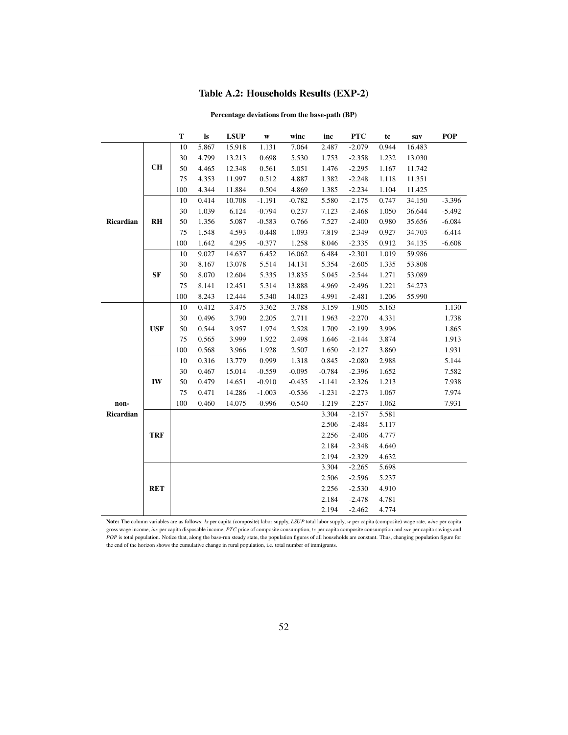# Table A.2: Households Results (EXP-2)

**Percentage deviations from the base-path (BP)**

| | | T | ls | LSUP | w | winc | inc | PTC | tc | sav | POP |
|---|---|---|---|---|---|---|---|---|---|---|---|
| Ricardian | CH | 10 | 5.867 | 15.918 | 1.131 | 7.064 | 2.487 | -2.079 | 0.944 | 16.483 | |
| | | 30 | 4.799 | 13.213 | 0.698 | 5.530 | 1.753 | -2.358 | 1.232 | 13.030 | |
| | | 50 | 4.465 | 12.348 | 0.561 | 5.051 | 1.476 | -2.295 | 1.167 | 11.742 | |
| | | 75 | 4.353 | 11.997 | 0.512 | 4.887 | 1.382 | -2.248 | 1.118 | 11.351 | |
| | | 100 | 4.344 | 11.884 | 0.504 | 4.869 | 1.385 | -2.234 | 1.104 | 11.425 | |
| | RH | 10 | 0.414 | 10.708 | -1.191 | -0.782 | 5.580 | -2.175 | 0.747 | 34.150 | -3.396 |
| | | 30 | 1.039 | 6.124 | -0.794 | 0.237 | 7.123 | -2.468 | 1.050 | 36.644 | -5.492 |
| | | 50 | 1.356 | 5.087 | -0.583 | 0.766 | 7.527 | -2.400 | 0.980 | 35.656 | -6.084 |
| | | 75 | 1.548 | 4.593 | -0.448 | 1.093 | 7.819 | -2.349 | 0.927 | 34.703 | -6.414 |
| | | 100 | 1.642 | 4.295 | -0.377 | 1.258 | 8.046 | -2.335 | 0.912 | 34.135 | -6.608 |
| | SF | 10 | 9.027 | 14.637 | 6.452 | 16.062 | 6.484 | -2.301 | 1.019 | 59.986 | |
| | | 30 | 8.167 | 13.078 | 5.514 | 14.131 | 5.354 | -2.605 | 1.335 | 53.808 | |
| | | 50 | 8.070 | 12.604 | 5.335 | 13.835 | 5.045 | -2.544 | 1.271 | 53.089 | |
| | | 75 | 8.141 | 12.451 | 5.314 | 13.888 | 4.969 | -2.496 | 1.221 | 54.273 | |
| | | 100 | 8.243 | 12.444 | 5.340 | 14.023 | 4.991 | -2.481 | 1.206 | 55.990 | |
| non-Ricardian | USF | 10 | 0.412 | 3.475 | 3.362 | 3.788 | 3.159 | -1.905 | 5.163 | | 1.130 |
| | | 30 | 0.496 | 3.790 | 2.205 | 2.711 | 1.963 | -2.270 | 4.331 | | 1.738 |
| | | 50 | 0.544 | 3.957 | 1.974 | 2.528 | 1.709 | -2.199 | 3.996 | | 1.865 |
| | | 75 | 0.565 | 3.999 | 1.922 | 2.498 | 1.646 | -2.144 | 3.874 | | 1.913 |
| | | 100 | 0.568 | 3.966 | 1.928 | 2.507 | 1.650 | -2.127 | 3.860 | | 1.931 |
| | IW | 10 | 0.316 | 13.779 | 0.999 | 1.318 | 0.845 | -2.080 | 2.988 | | 5.144 |
| | | 30 | 0.467 | 15.014 | -0.559 | -0.095 | -0.784 | -2.396 | 1.652 | | 7.582 |
| | | 50 | 0.479 | 14.651 | -0.910 | -0.435 | -1.141 | -2.326 | 1.213 | | 7.938 |
| | | 75 | 0.471 | 14.286 | -1.003 | -0.536 | -1.231 | -2.273 | 1.067 | | 7.974 |
| | | 100 | 0.460 | 14.075 | -0.996 | -0.540 | -1.219 | -2.257 | 1.062 | | 7.931 |
| | TRF | | | | | | 3.304 | -2.157 | 5.581 | | |
| | | | | | | | 2.506 | -2.484 | 5.117 | | |
| | | | | | | | 2.256 | -2.406 | 4.777 | | |
| | | | | | | | 2.184 | -2.348 | 4.640 | | |
| | | | | | | | 2.194 | -2.329 | 4.632 | | |
| | RET | | | | | | 3.304 | -2.265 | 5.698 | | |
| | | | | | | | 2.506 | -2.596 | 5.237 | | |
| | | | | | | | 2.256 | -2.530 | 4.910 | | |
| | | | | | | | 2.184 | -2.478 | 4.781 | | |
| | | | | | | | 2.194 | -2.462 | 4.774 | | |

**Note:** The column variables are as follows: *ls* per capita (composite) labor supply, *LSUP* total labor supply, *w* per capita (composite) wage rate, *winc* per capita gross wage income, *inc* per capita disposable income, *PTC* price of composite consumption, *tc* per capita composite consumption and *sav* per capita savings and *POP* is total population. Notice that, along the base-run steady state, the population figures of all households are constant. Thus, changing population figure for the end of the horizon shows the cumulative change in rural population, i.e. total number of immigrants.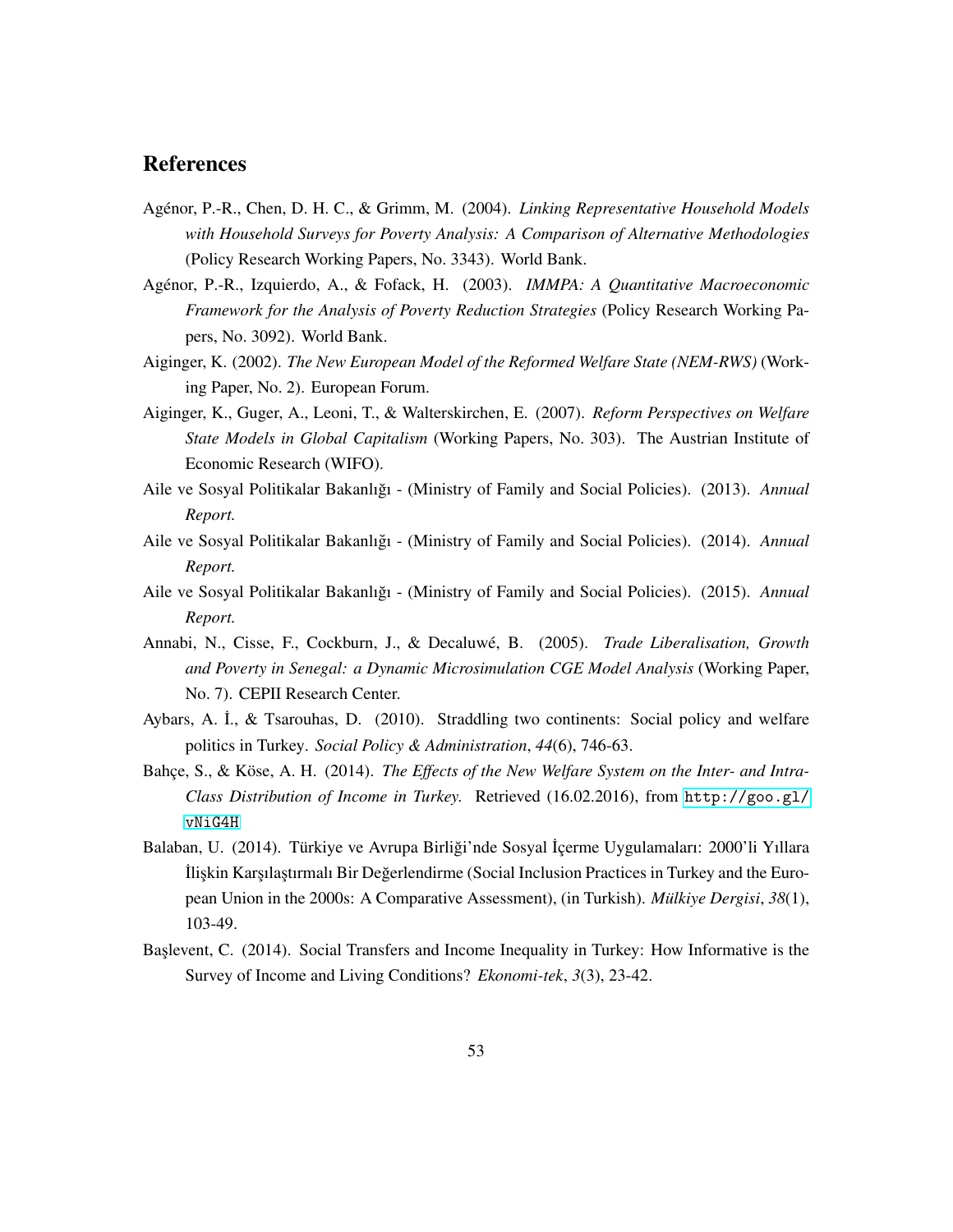## References

Agénor, P.-R., Chen, D. H. C., & Grimm, M. (2004). *Linking Representative Household Models with Household Surveys for Poverty Analysis: A Comparison of Alternative Methodologies* (Policy Research Working Papers, No. 3343). World Bank.

Agénor, P.-R., Izquierdo, A., & Fofack, H. (2003). *IMMPA: A Quantitative Macroeconomic Framework for the Analysis of Poverty Reduction Strategies* (Policy Research Working Papers, No. 3092). World Bank.

Aiginger, K. (2002). *The New European Model of the Reformed Welfare State (NEM-RWS)* (Working Paper, No. 2). European Forum.

Aiginger, K., Guger, A., Leoni, T., & Walterskirchen, E. (2007). *Reform Perspectives on Welfare State Models in Global Capitalism* (Working Papers, No. 303). The Austrian Institute of Economic Research (WIFO).

Aile ve Sosyal Politikalar Bakanlığı - (Ministry of Family and Social Policies). (2013). *Annual Report.*

Aile ve Sosyal Politikalar Bakanlığı - (Ministry of Family and Social Policies). (2014). *Annual Report.*

Aile ve Sosyal Politikalar Bakanlığı - (Ministry of Family and Social Policies). (2015). *Annual Report.*

Annabi, N., Cisse, F., Cockburn, J., & Decaluwé, B. (2005). *Trade Liberalisation, Growth and Poverty in Senegal: a Dynamic Microsimulation CGE Model Analysis* (Working Paper, No. 7). CEPII Research Center.

Aybars, A. İ., & Tsarouhas, D. (2010). Straddling two continents: Social policy and welfare politics in Turkey. *Social Policy & Administration*, *44*(6), 746-63.

Bahçe, S., & Köse, A. H. (2014). *The Effects of the New Welfare System on the Inter- and Intra-Class Distribution of Income in Turkey.* Retrieved (16.02.2016), from http://goo.gl/vNiG4H

Balaban, U. (2014). Türkiye ve Avrupa Birliği'nde Sosyal İçerme Uygulamaları: 2000'li Yıllara İlişkin Karşılaştırmalı Bir Değerlendirme (Social Inclusion Practices in Turkey and the European Union in the 2000s: A Comparative Assessment), (in Turkish). *Mülkiye Dergisi*, *38*(1), 103-49.

Başlevent, C. (2014). Social Transfers and Income Inequality in Turkey: How Informative is the Survey of Income and Living Conditions? *Ekonomi-tek*, *3*(3), 23-42.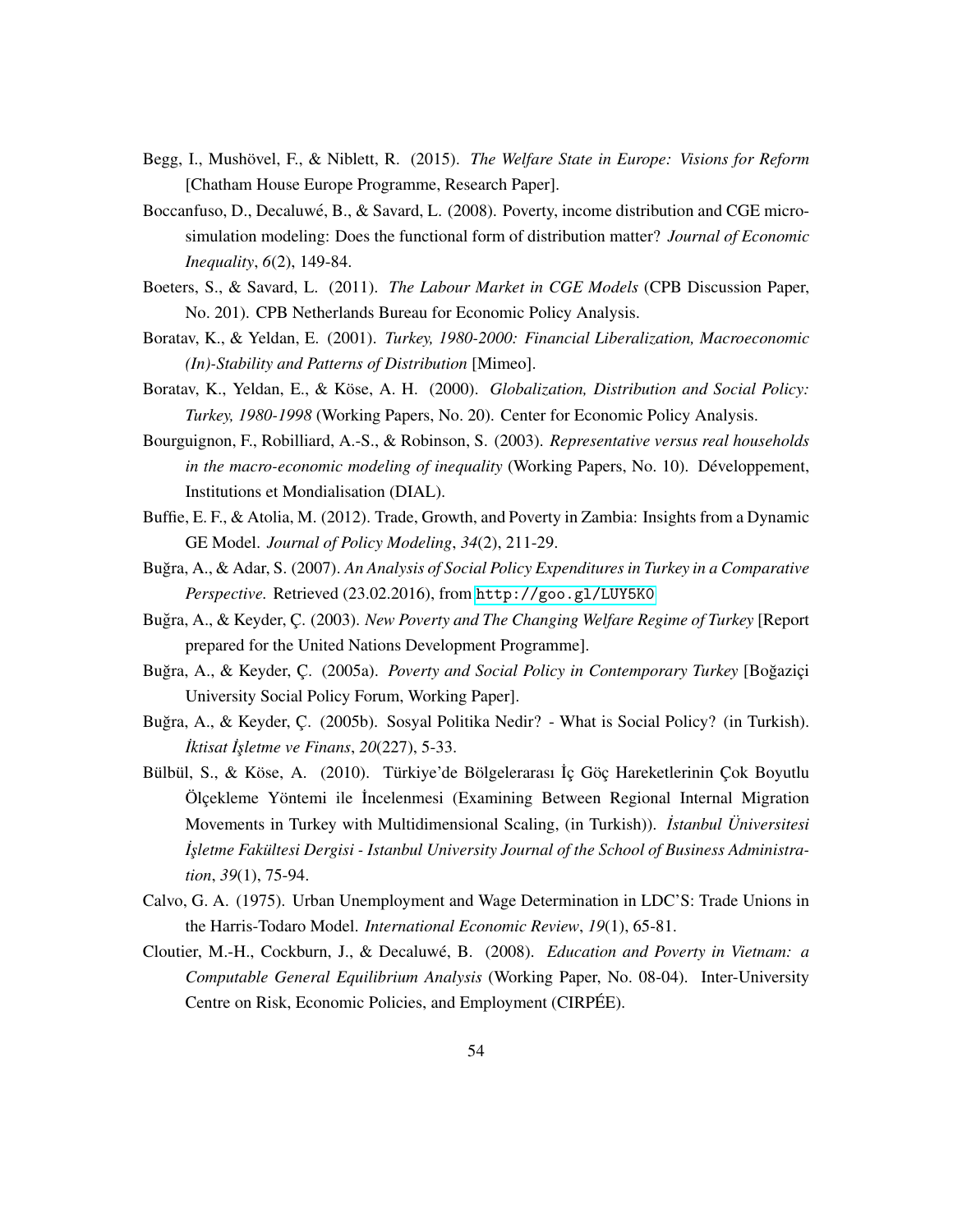Begg, I., Mushövel, F., & Niblett, R. (2015). *The Welfare State in Europe: Visions for Reform* [Chatham House Europe Programme, Research Paper].

Boccanfuso, D., Decaluwé, B., & Savard, L. (2008). Poverty, income distribution and CGE micro-simulation modeling: Does the functional form of distribution matter? *Journal of Economic Inequality*, *6*(2), 149-84.

Boeters, S., & Savard, L. (2011). *The Labour Market in CGE Models* (CPB Discussion Paper, No. 201). CPB Netherlands Bureau for Economic Policy Analysis.

Boratav, K., & Yeldan, E. (2001). *Turkey, 1980-2000: Financial Liberalization, Macroeconomic (In)-Stability and Patterns of Distribution* [Mimeo].

Boratav, K., Yeldan, E., & Köse, A. H. (2000). *Globalization, Distribution and Social Policy: Turkey, 1980-1998* (Working Papers, No. 20). Center for Economic Policy Analysis.

Bourguignon, F., Robilliard, A.-S., & Robinson, S. (2003). *Representative versus real households in the macro-economic modeling of inequality* (Working Papers, No. 10). Développement, Institutions et Mondialisation (DIAL).

Buffie, E. F., & Atolia, M. (2012). Trade, Growth, and Poverty in Zambia: Insights from a Dynamic GE Model. *Journal of Policy Modeling*, *34*(2), 211-29.

Buğra, A., & Adar, S. (2007). *An Analysis of Social Policy Expenditures in Turkey in a Comparative Perspective.* Retrieved (23.02.2016), from http://goo.gl/LUY5K0

Buğra, A., & Keyder, Ç. (2003). *New Poverty and The Changing Welfare Regime of Turkey* [Report prepared for the United Nations Development Programme].

Buğra, A., & Keyder, Ç. (2005a). *Poverty and Social Policy in Contemporary Turkey* [Boğaziçi University Social Policy Forum, Working Paper].

Buğra, A., & Keyder, Ç. (2005b). Sosyal Politika Nedir? - What is Social Policy? (in Turkish). *İktisat İşletme ve Finans*, *20*(227), 5-33.

Bülbül, S., & Köse, A. (2010). Türkiye'de Bölgelerarası İç Göç Hareketlerinin Çok Boyutlu Ölçekleme Yöntemi ile İncelenmesi (Examining Between Regional Internal Migration Movements in Turkey with Multidimensional Scaling, (in Turkish)). *İstanbul Üniversitesi İşletme Fakültesi Dergisi - Istanbul University Journal of the School of Business Administration*, *39*(1), 75-94.

Calvo, G. A. (1975). Urban Unemployment and Wage Determination in LDC'S: Trade Unions in the Harris-Todaro Model. *International Economic Review*, *19*(1), 65-81.

Cloutier, M.-H., Cockburn, J., & Decaluwé, B. (2008). *Education and Poverty in Vietnam: a Computable General Equilibrium Analysis* (Working Paper, No. 08-04). Inter-University Centre on Risk, Economic Policies, and Employment (CIRPÉE).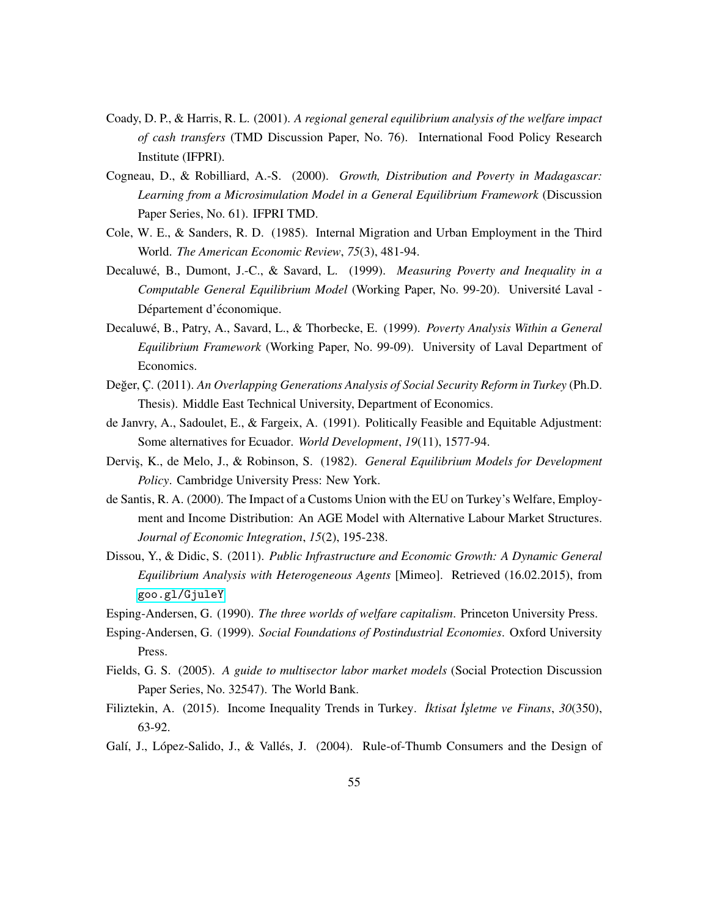Coady, D. P., & Harris, R. L. (2001). *A regional general equilibrium analysis of the welfare impact of cash transfers* (TMD Discussion Paper, No. 76). International Food Policy Research Institute (IFPRI).

Cogneau, D., & Robilliard, A.-S. (2000). *Growth, Distribution and Poverty in Madagascar: Learning from a Microsimulation Model in a General Equilibrium Framework* (Discussion Paper Series, No. 61). IFPRI TMD.

Cole, W. E., & Sanders, R. D. (1985). Internal Migration and Urban Employment in the Third World. *The American Economic Review*, *75*(3), 481-94.

Decaluwé, B., Dumont, J.-C., & Savard, L. (1999). *Measuring Poverty and Inequality in a Computable General Equilibrium Model* (Working Paper, No. 99-20). Université Laval - Département d'économique.

Decaluwé, B., Patry, A., Savard, L., & Thorbecke, E. (1999). *Poverty Analysis Within a General Equilibrium Framework* (Working Paper, No. 99-09). University of Laval Department of Economics.

Değer, Ç. (2011). *An Overlapping Generations Analysis of Social Security Reform in Turkey* (Ph.D. Thesis). Middle East Technical University, Department of Economics.

de Janvry, A., Sadoulet, E., & Fargeix, A. (1991). Politically Feasible and Equitable Adjustment: Some alternatives for Ecuador. *World Development*, *19*(11), 1577-94.

Derviş, K., de Melo, J., & Robinson, S. (1982). *General Equilibrium Models for Development Policy*. Cambridge University Press: New York.

de Santis, R. A. (2000). The Impact of a Customs Union with the EU on Turkey's Welfare, Employment and Income Distribution: An AGE Model with Alternative Labour Market Structures. *Journal of Economic Integration*, *15*(2), 195-238.

Dissou, Y., & Didic, S. (2011). *Public Infrastructure and Economic Growth: A Dynamic General Equilibrium Analysis with Heterogeneous Agents* [Mimeo]. Retrieved (16.02.2015), from goo.gl/GjuleY

Esping-Andersen, G. (1990). *The three worlds of welfare capitalism*. Princeton University Press.

Esping-Andersen, G. (1999). *Social Foundations of Postindustrial Economies*. Oxford University Press.

Fields, G. S. (2005). *A guide to multisector labor market models* (Social Protection Discussion Paper Series, No. 32547). The World Bank.

Filiztekin, A. (2015). Income Inequality Trends in Turkey. *İktisat İşletme ve Finans*, *30*(350), 63-92.

Galí, J., López-Salido, J., & Vallés, J. (2004). Rule-of-Thumb Consumers and the Design of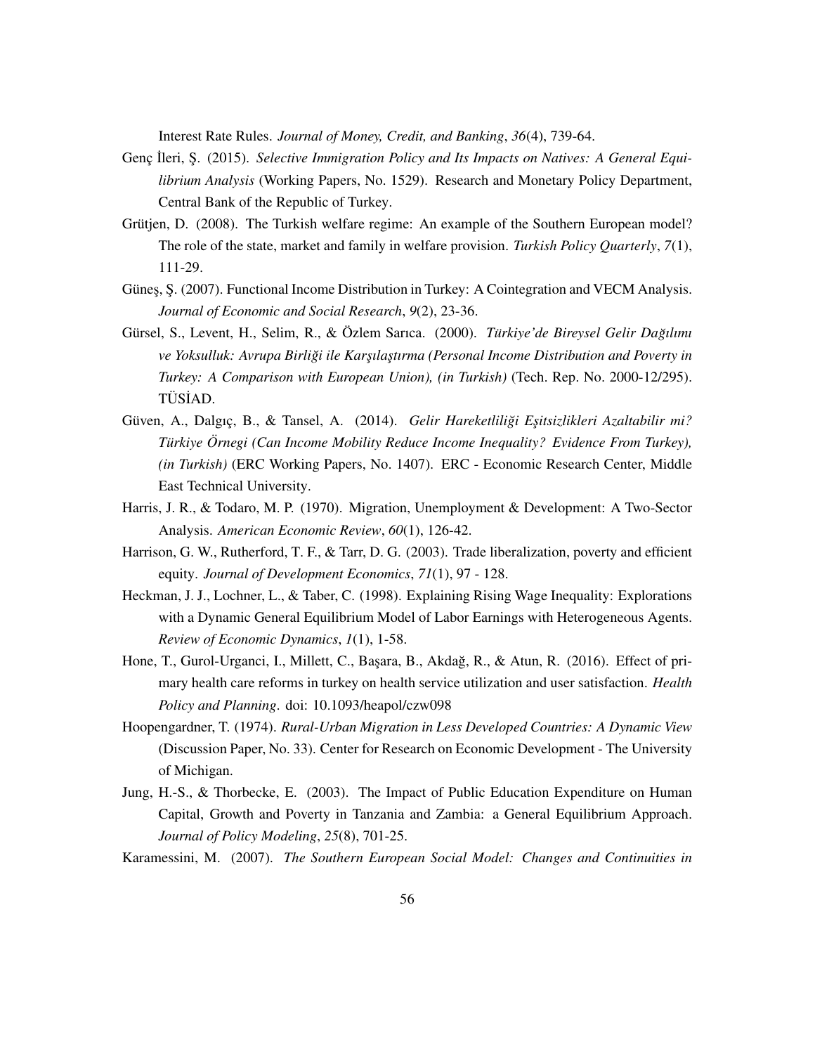Interest Rate Rules. *Journal of Money, Credit, and Banking*, *36*(4), 739-64.

Genç İleri, Ş. (2015). *Selective Immigration Policy and Its Impacts on Natives: A General Equilibrium Analysis* (Working Papers, No. 1529). Research and Monetary Policy Department, Central Bank of the Republic of Turkey.

Grütjen, D. (2008). The Turkish welfare regime: An example of the Southern European model? The role of the state, market and family in welfare provision. *Turkish Policy Quarterly*, *7*(1), 111-29.

Güneş, Ş. (2007). Functional Income Distribution in Turkey: A Cointegration and VECM Analysis. *Journal of Economic and Social Research*, *9*(2), 23-36.

Gürsel, S., Levent, H., Selim, R., & Özlem Sarıca. (2000). *Türkiye'de Bireysel Gelir Dağılımı ve Yoksulluk: Avrupa Birliği ile Karşılaştırma (Personal Income Distribution and Poverty in Turkey: A Comparison with European Union), (in Turkish)* (Tech. Rep. No. 2000-12/295). TÜSİAD.

Güven, A., Dalgıç, B., & Tansel, A. (2014). *Gelir Hareketliliği Eşitsizlikleri Azaltabilir mi? Türkiye Örnegi (Can Income Mobility Reduce Income Inequality? Evidence From Turkey), (in Turkish)* (ERC Working Papers, No. 1407). ERC - Economic Research Center, Middle East Technical University.

Harris, J. R., & Todaro, M. P. (1970). Migration, Unemployment & Development: A Two-Sector Analysis. *American Economic Review*, *60*(1), 126-42.

Harrison, G. W., Rutherford, T. F., & Tarr, D. G. (2003). Trade liberalization, poverty and efficient equity. *Journal of Development Economics*, *71*(1), 97 - 128.

Heckman, J. J., Lochner, L., & Taber, C. (1998). Explaining Rising Wage Inequality: Explorations with a Dynamic General Equilibrium Model of Labor Earnings with Heterogeneous Agents. *Review of Economic Dynamics*, *1*(1), 1-58.

Hone, T., Gurol-Urganci, I., Millett, C., Başara, B., Akdağ, R., & Atun, R. (2016). Effect of primary health care reforms in turkey on health service utilization and user satisfaction. *Health Policy and Planning*. doi: 10.1093/heapol/czw098

Hoopengardner, T. (1974). *Rural-Urban Migration in Less Developed Countries: A Dynamic View* (Discussion Paper, No. 33). Center for Research on Economic Development - The University of Michigan.

Jung, H.-S., & Thorbecke, E. (2003). The Impact of Public Education Expenditure on Human Capital, Growth and Poverty in Tanzania and Zambia: a General Equilibrium Approach. *Journal of Policy Modeling*, *25*(8), 701-25.

Karamessini, M. (2007). *The Southern European Social Model: Changes and Continuities in*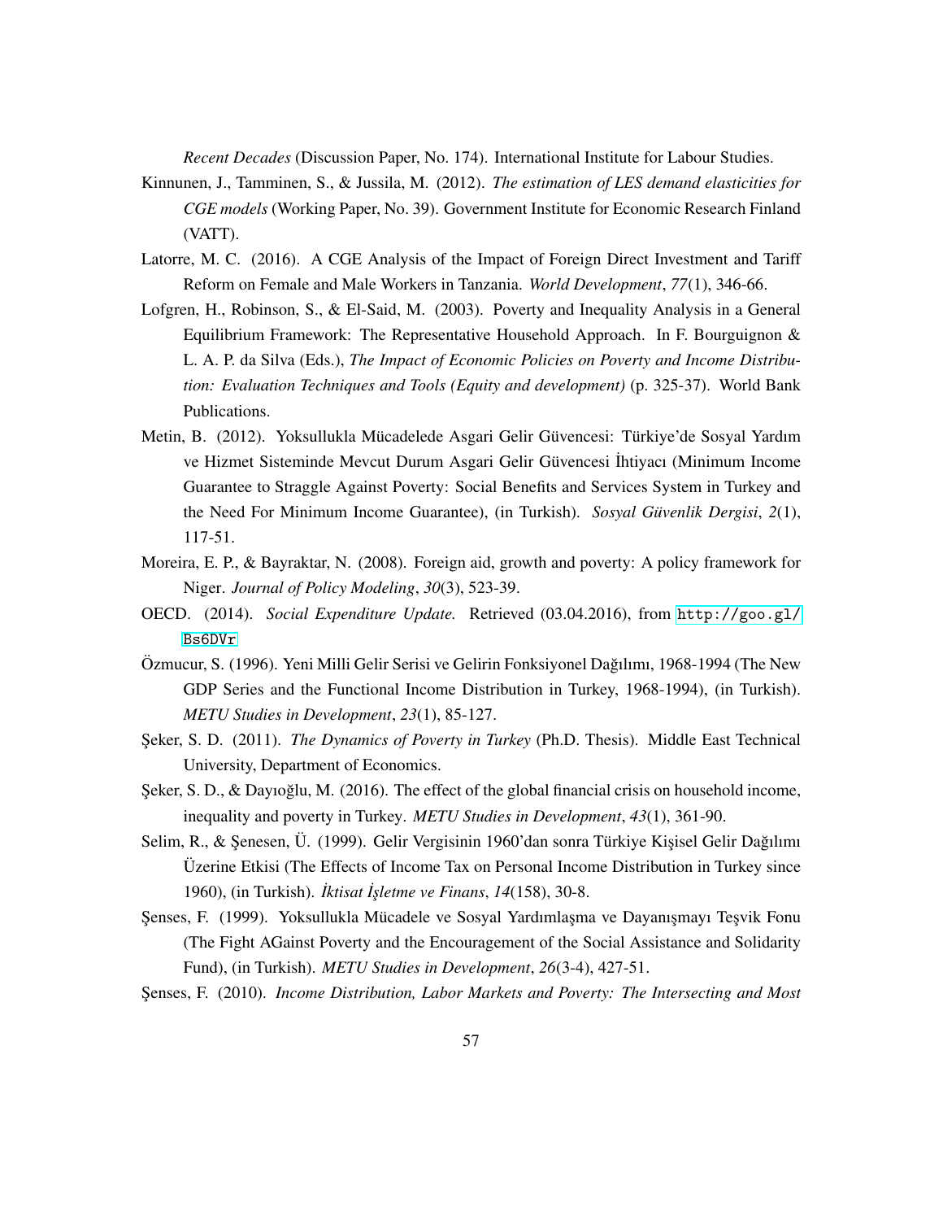*Recent Decades* (Discussion Paper, No. 174). International Institute for Labour Studies.

Kinnunen, J., Tamminen, S., & Jussila, M. (2012). *The estimation of LES demand elasticities for CGE models* (Working Paper, No. 39). Government Institute for Economic Research Finland (VATT).

Latorre, M. C. (2016). A CGE Analysis of the Impact of Foreign Direct Investment and Tariff Reform on Female and Male Workers in Tanzania. *World Development*, *77*(1), 346-66.

Lofgren, H., Robinson, S., & El-Said, M. (2003). Poverty and Inequality Analysis in a General Equilibrium Framework: The Representative Household Approach. In F. Bourguignon & L. A. P. da Silva (Eds.), *The Impact of Economic Policies on Poverty and Income Distribution: Evaluation Techniques and Tools (Equity and development)* (p. 325-37). World Bank Publications.

Metin, B. (2012). Yoksullukla Mücadelede Asgari Gelir Güvencesi: Türkiye'de Sosyal Yardım ve Hizmet Sisteminde Mevcut Durum Asgari Gelir Güvencesi İhtiyacı (Minimum Income Guarantee to Straggle Against Poverty: Social Benefits and Services System in Turkey and the Need For Minimum Income Guarantee), (in Turkish). *Sosyal Güvenlik Dergisi*, *2*(1), 117-51.

Moreira, E. P., & Bayraktar, N. (2008). Foreign aid, growth and poverty: A policy framework for Niger. *Journal of Policy Modeling*, *30*(3), 523-39.

OECD. (2014). *Social Expenditure Update.* Retrieved (03.04.2016), from http://goo.gl/Bs6DVr

Özmucur, S. (1996). Yeni Milli Gelir Serisi ve Gelirin Fonksiyonel Dağılımı, 1968-1994 (The New GDP Series and the Functional Income Distribution in Turkey, 1968-1994), (in Turkish). *METU Studies in Development*, *23*(1), 85-127.

Şeker, S. D. (2011). *The Dynamics of Poverty in Turkey* (Ph.D. Thesis). Middle East Technical University, Department of Economics.

Şeker, S. D., & Dayıoğlu, M. (2016). The effect of the global financial crisis on household income, inequality and poverty in Turkey. *METU Studies in Development*, *43*(1), 361-90.

Selim, R., & Şenesen, Ü. (1999). Gelir Vergisinin 1960'dan sonra Türkiye Kişisel Gelir Dağılımı Üzerine Etkisi (The Effects of Income Tax on Personal Income Distribution in Turkey since 1960), (in Turkish). *İktisat İşletme ve Finans*, *14*(158), 30-8.

Şenses, F. (1999). Yoksullukla Mücadele ve Sosyal Yardımlaşma ve Dayanışmayı Teşvik Fonu (The Fight AGainst Poverty and the Encouragement of the Social Assistance and Solidarity Fund), (in Turkish). *METU Studies in Development*, *26*(3-4), 427-51.

Şenses, F. (2010). *Income Distribution, Labor Markets and Poverty: The Intersecting and Most*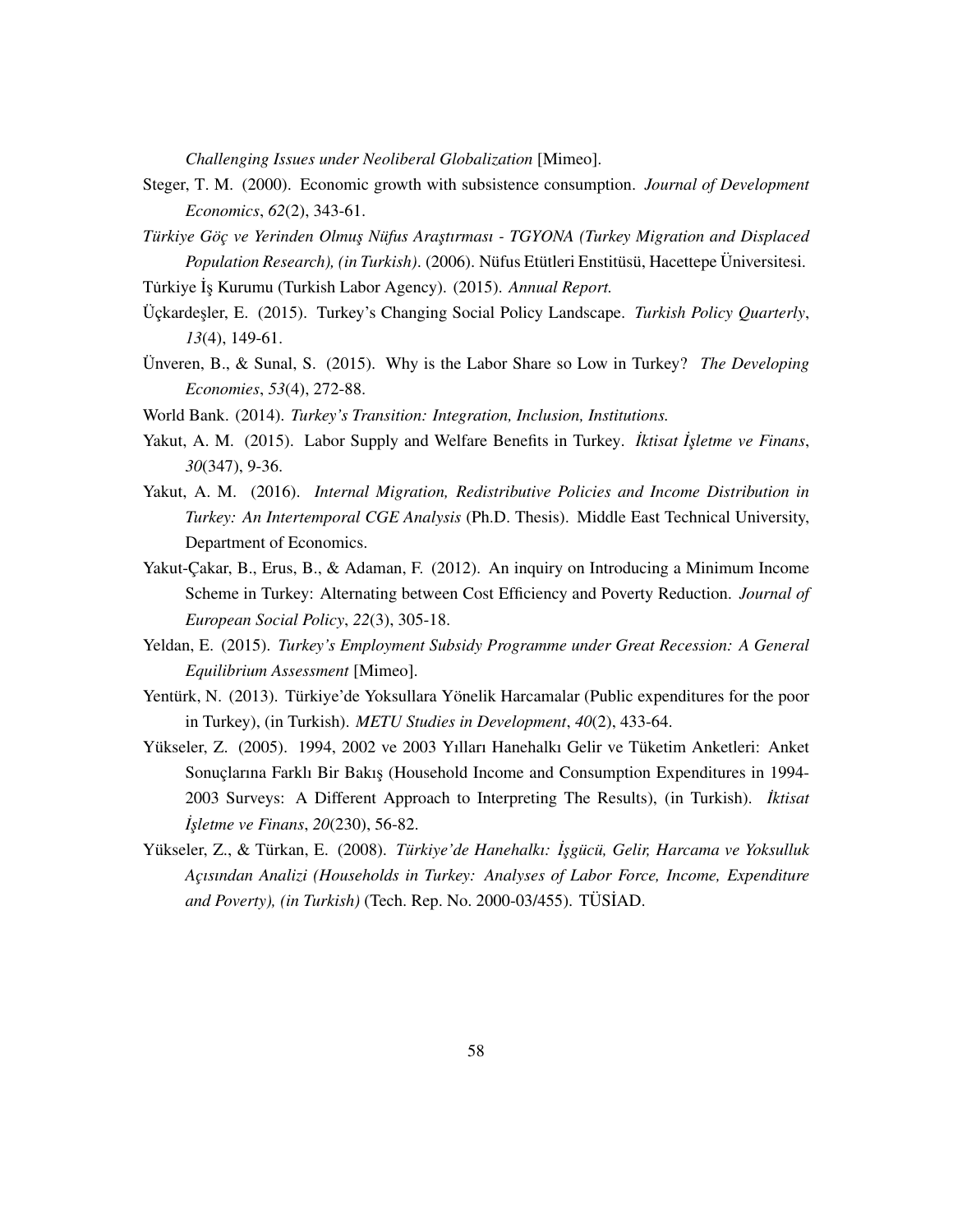*Challenging Issues under Neoliberal Globalization* [Mimeo].

Steger, T. M. (2000). Economic growth with subsistence consumption. *Journal of Development Economics*, *62*(2), 343-61.

*Türkiye Göç ve Yerinden Olmuş Nüfus Araştırması - TGYONA (Turkey Migration and Displaced Population Research), (in Turkish)*. (2006). Nüfus Etütleri Enstitüsü, Hacettepe Üniversitesi.

Türkiye İş Kurumu (Turkish Labor Agency). (2015). *Annual Report.*

Üçkardeşler, E. (2015). Turkey's Changing Social Policy Landscape. *Turkish Policy Quarterly*, *13*(4), 149-61.

Ünveren, B., & Sunal, S. (2015). Why is the Labor Share so Low in Turkey? *The Developing Economies*, *53*(4), 272-88.

World Bank. (2014). *Turkey's Transition: Integration, Inclusion, Institutions.*

Yakut, A. M. (2015). Labor Supply and Welfare Benefits in Turkey. *İktisat İşletme ve Finans*, *30*(347), 9-36.

Yakut, A. M. (2016). *Internal Migration, Redistributive Policies and Income Distribution in Turkey: An Intertemporal CGE Analysis* (Ph.D. Thesis). Middle East Technical University, Department of Economics.

Yakut-Çakar, B., Erus, B., & Adaman, F. (2012). An inquiry on Introducing a Minimum Income Scheme in Turkey: Alternating between Cost Efficiency and Poverty Reduction. *Journal of European Social Policy*, *22*(3), 305-18.

Yeldan, E. (2015). *Turkey's Employment Subsidy Programme under Great Recession: A General Equilibrium Assessment* [Mimeo].

Yentürk, N. (2013). Türkiye'de Yoksullara Yönelik Harcamalar (Public expenditures for the poor in Turkey), (in Turkish). *METU Studies in Development*, *40*(2), 433-64.

Yükseler, Z. (2005). 1994, 2002 ve 2003 Yılları Hanehalkı Gelir ve Tüketim Anketleri: Anket Sonuçlarına Farklı Bir Bakış (Household Income and Consumption Expenditures in 1994-2003 Surveys: A Different Approach to Interpreting The Results), (in Turkish). *İktisat İşletme ve Finans*, *20*(230), 56-82.

Yükseler, Z., & Türkan, E. (2008). *Türkiye'de Hanehalkı: İşgücü, Gelir, Harcama ve Yoksulluk Açısından Analizi (Households in Turkey: Analyses of Labor Force, Income, Expenditure and Poverty), (in Turkish)* (Tech. Rep. No. 2000-03/455). TÜSİAD.